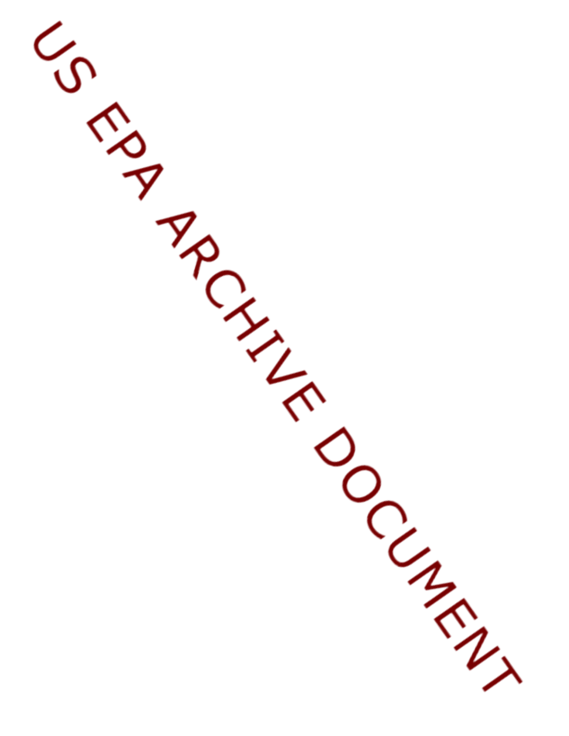US EPA ARCHIVE DOCUMENT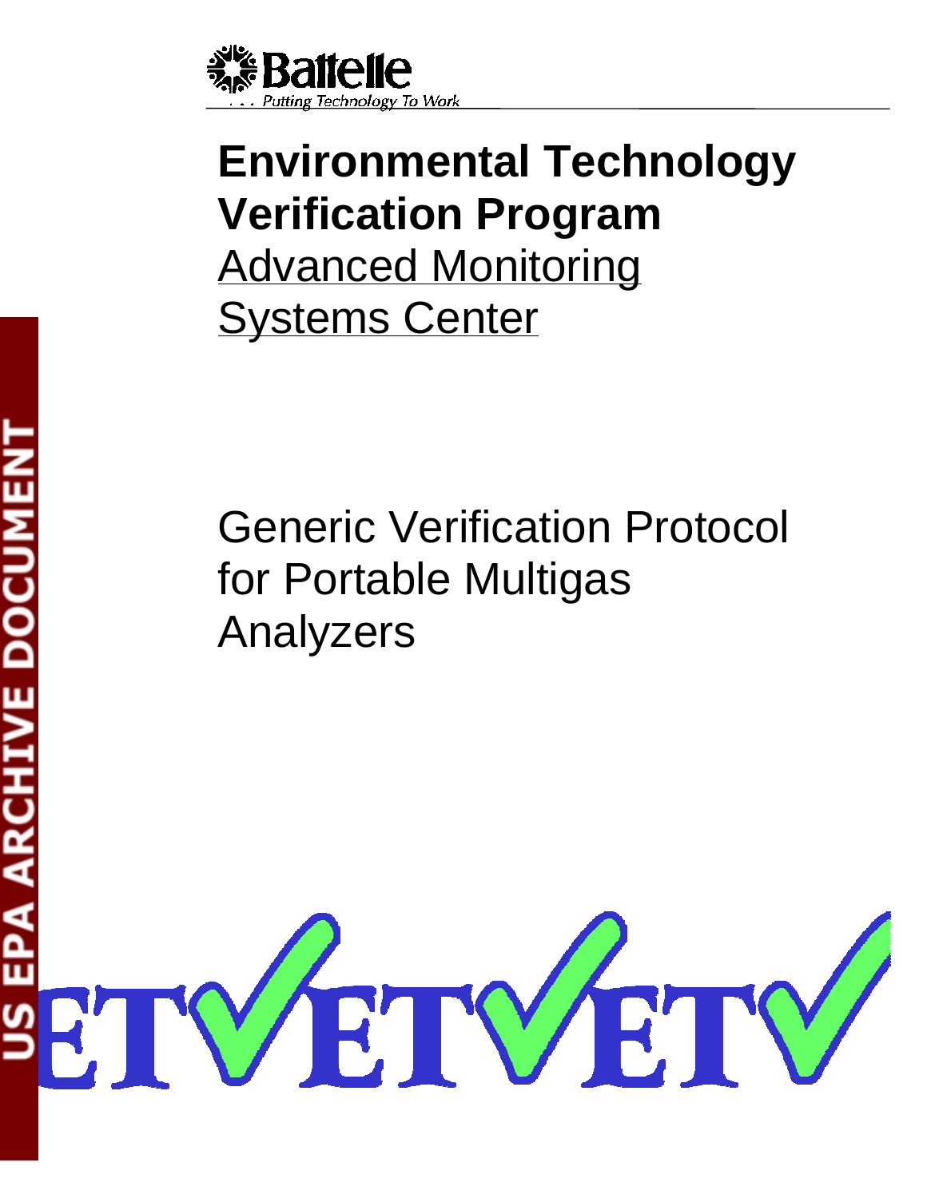# Environmental Technology Verification Program

Advanced Monitoring Systems Center

# Generic Verification Protocol for Portable Multigas Analyzers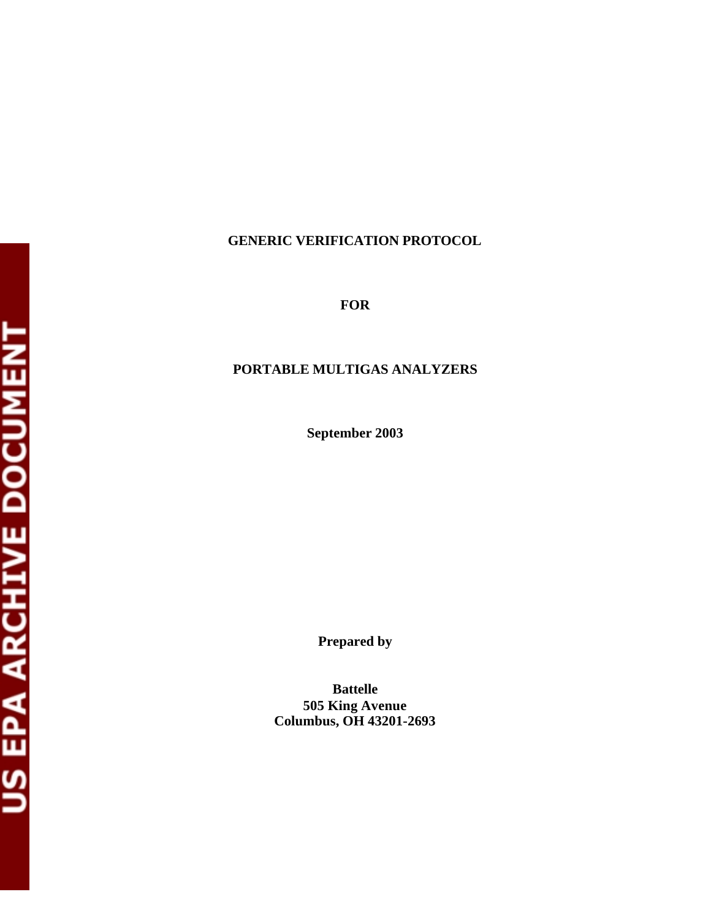**GENERIC VERIFICATION PROTOCOL**

**FOR**

**PORTABLE MULTIGAS ANALYZERS**

**September 2003**

**Prepared by**

**Battelle**
**505 King Avenue**
**Columbus, OH 43201-2693**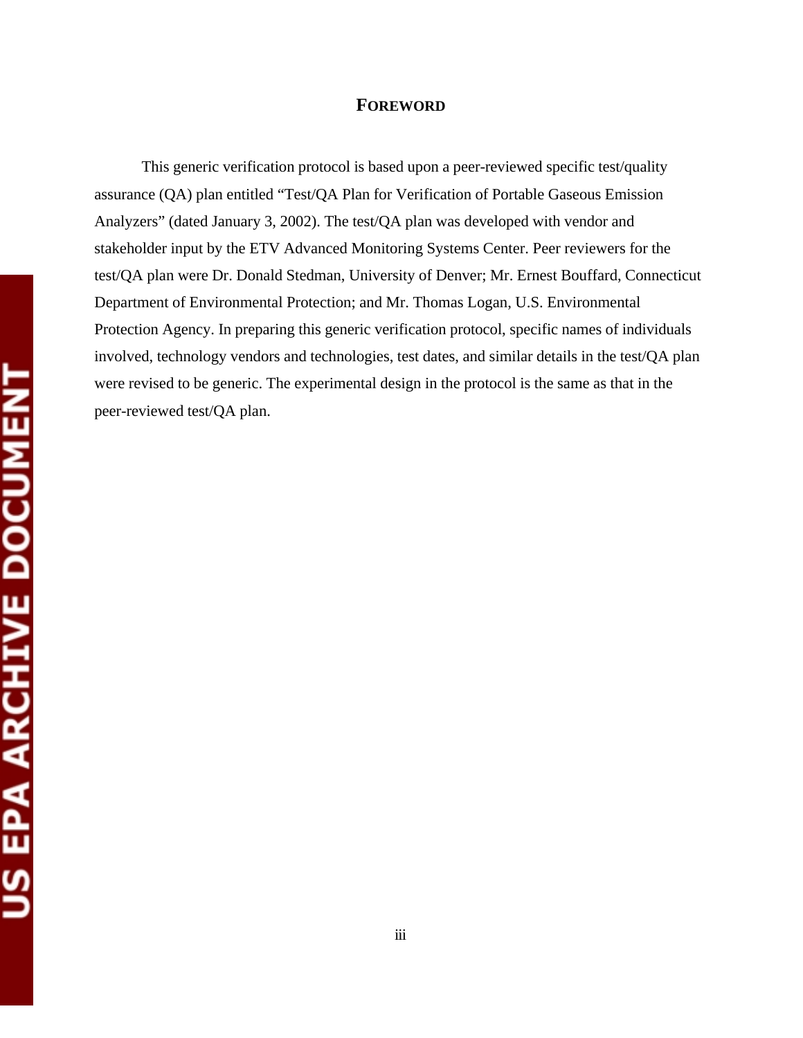# Foreword

This generic verification protocol is based upon a peer-reviewed specific test/quality assurance (QA) plan entitled "Test/QA Plan for Verification of Portable Gaseous Emission Analyzers" (dated January 3, 2002). The test/QA plan was developed with vendor and stakeholder input by the ETV Advanced Monitoring Systems Center. Peer reviewers for the test/QA plan were Dr. Donald Stedman, University of Denver; Mr. Ernest Bouffard, Connecticut Department of Environmental Protection; and Mr. Thomas Logan, U.S. Environmental Protection Agency. In preparing this generic verification protocol, specific names of individuals involved, technology vendors and technologies, test dates, and similar details in the test/QA plan were revised to be generic. The experimental design in the protocol is the same as that in the peer-reviewed test/QA plan.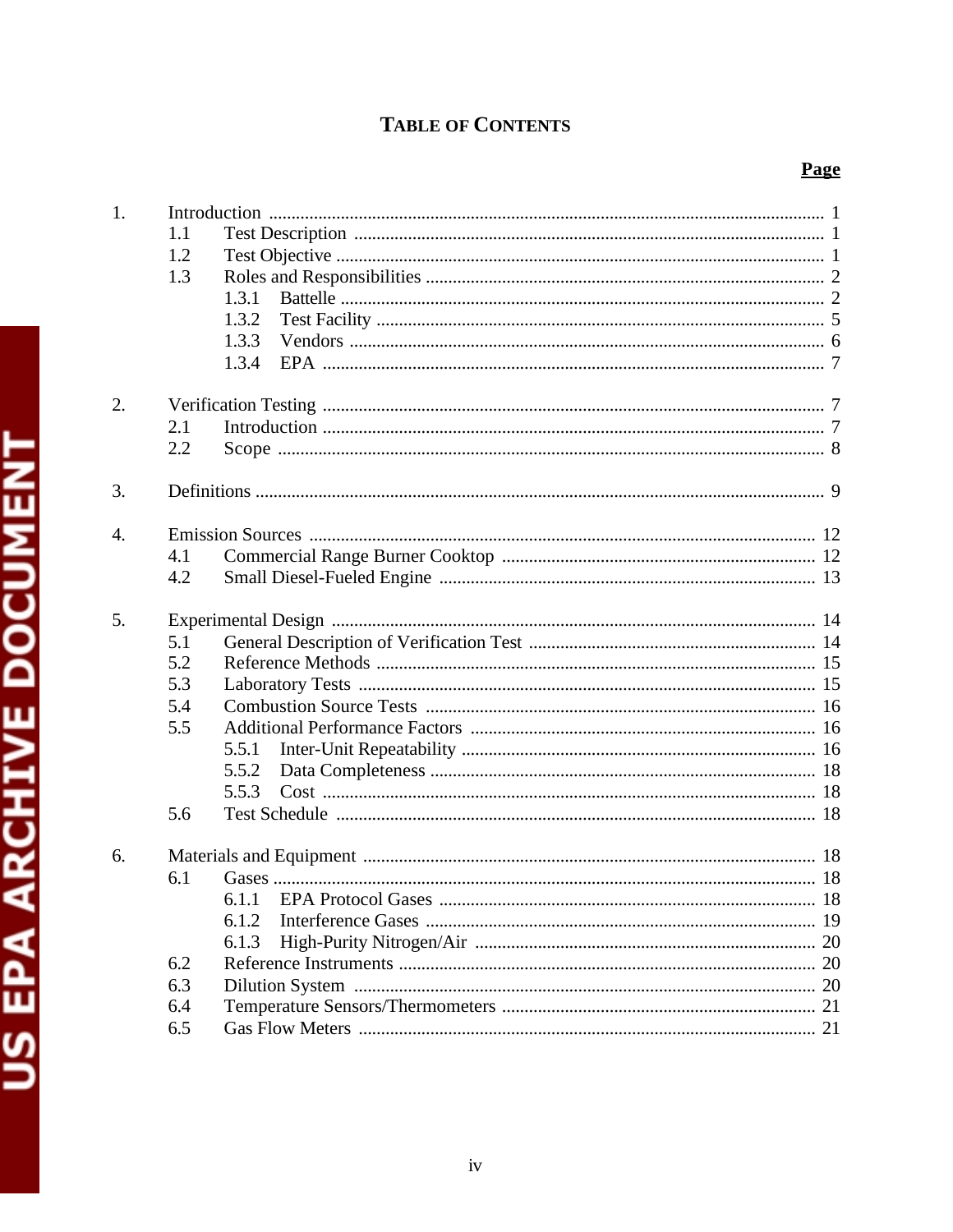# TABLE OF CONTENTS

| | | Page |
|---|---|---|
| 1. | Introduction | 1 |
| | 1.1 Test Description | 1 |
| | 1.2 Test Objective | 1 |
| | 1.3 Roles and Responsibilities | 2 |
| | 1.3.1 Battelle | 2 |
| | 1.3.2 Test Facility | 5 |
| | 1.3.3 Vendors | 6 |
| | 1.3.4 EPA | 7 |
| 2. | Verification Testing | 7 |
| | 2.1 Introduction | 7 |
| | 2.2 Scope | 8 |
| 3. | Definitions | 9 |
| 4. | Emission Sources | 12 |
| | 4.1 Commercial Range Burner Cooktop | 12 |
| | 4.2 Small Diesel-Fueled Engine | 13 |
| 5. | Experimental Design | 14 |
| | 5.1 General Description of Verification Test | 14 |
| | 5.2 Reference Methods | 15 |
| | 5.3 Laboratory Tests | 15 |
| | 5.4 Combustion Source Tests | 16 |
| | 5.5 Additional Performance Factors | 16 |
| | 5.5.1 Inter-Unit Repeatability | 16 |
| | 5.5.2 Data Completeness | 18 |
| | 5.5.3 Cost | 18 |
| | 5.6 Test Schedule | 18 |
| 6. | Materials and Equipment | 18 |
| | 6.1 Gases | 18 |
| | 6.1.1 EPA Protocol Gases | 18 |
| | 6.1.2 Interference Gases | 19 |
| | 6.1.3 High-Purity Nitrogen/Air | 20 |
| | 6.2 Reference Instruments | 20 |
| | 6.3 Dilution System | 20 |
| | 6.4 Temperature Sensors/Thermometers | 21 |
| | 6.5 Gas Flow Meters | 21 |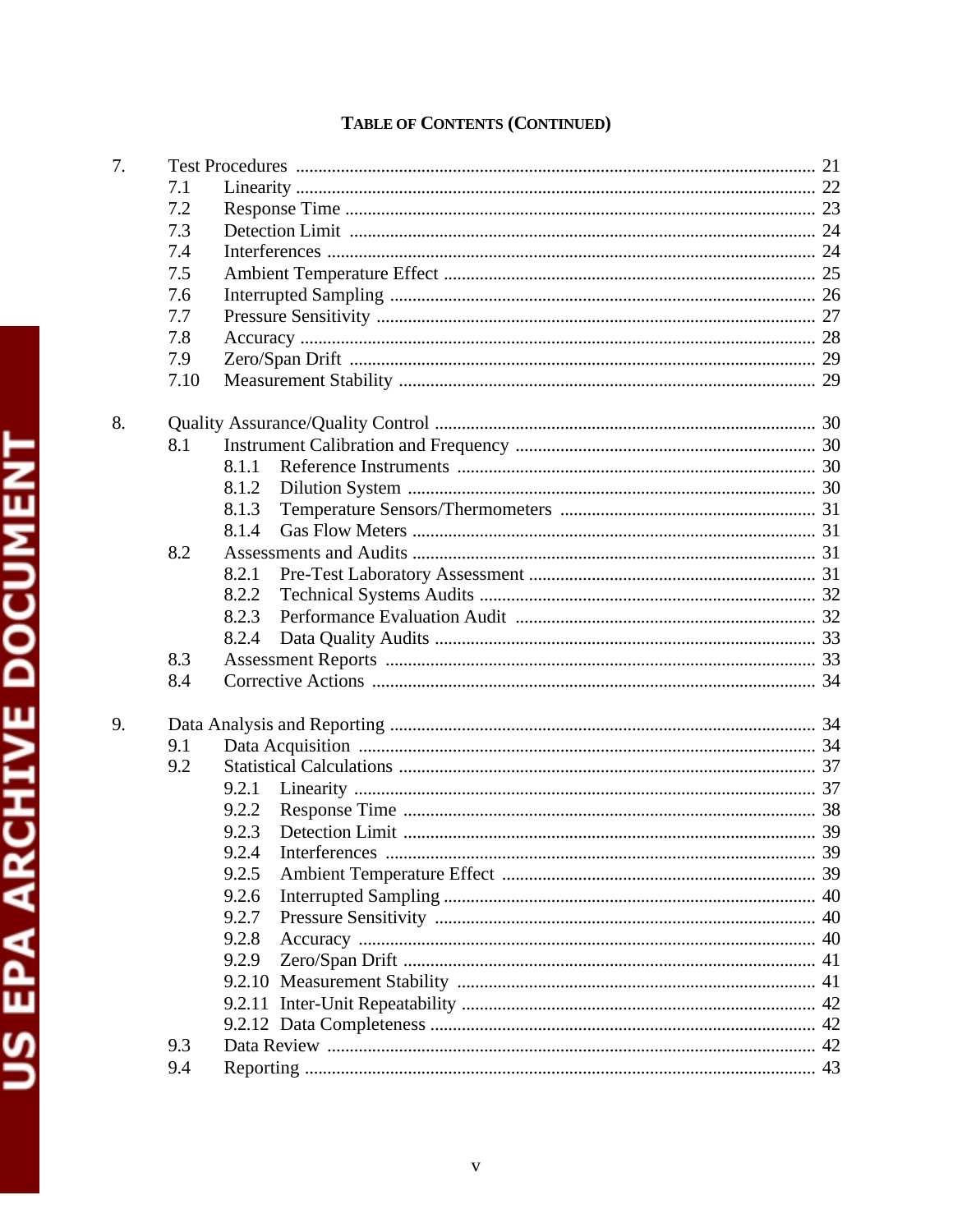**TABLE OF CONTENTS (CONTINUED)**

7. Test Procedures .......... 21
   - 7.1 Linearity .......... 22
   - 7.2 Response Time .......... 23
   - 7.3 Detection Limit .......... 24
   - 7.4 Interferences .......... 24
   - 7.5 Ambient Temperature Effect .......... 25
   - 7.6 Interrupted Sampling .......... 26
   - 7.7 Pressure Sensitivity .......... 27
   - 7.8 Accuracy .......... 28
   - 7.9 Zero/Span Drift .......... 29
   - 7.10 Measurement Stability .......... 29

8. Quality Assurance/Quality Control .......... 30
   - 8.1 Instrument Calibration and Frequency .......... 30
     - 8.1.1 Reference Instruments .......... 30
     - 8.1.2 Dilution System .......... 30
     - 8.1.3 Temperature Sensors/Thermometers .......... 31
     - 8.1.4 Gas Flow Meters .......... 31
   - 8.2 Assessments and Audits .......... 31
     - 8.2.1 Pre-Test Laboratory Assessment .......... 31
     - 8.2.2 Technical Systems Audits .......... 32
     - 8.2.3 Performance Evaluation Audit .......... 32
     - 8.2.4 Data Quality Audits .......... 33
   - 8.3 Assessment Reports .......... 33
   - 8.4 Corrective Actions .......... 34

9. Data Analysis and Reporting .......... 34
   - 9.1 Data Acquisition .......... 34
   - 9.2 Statistical Calculations .......... 37
     - 9.2.1 Linearity .......... 37
     - 9.2.2 Response Time .......... 38
     - 9.2.3 Detection Limit .......... 39
     - 9.2.4 Interferences .......... 39
     - 9.2.5 Ambient Temperature Effect .......... 39
     - 9.2.6 Interrupted Sampling .......... 40
     - 9.2.7 Pressure Sensitivity .......... 40
     - 9.2.8 Accuracy .......... 40
     - 9.2.9 Zero/Span Drift .......... 41
     - 9.2.10 Measurement Stability .......... 41
     - 9.2.11 Inter-Unit Repeatability .......... 42
     - 9.2.12 Data Completeness .......... 42
   - 9.3 Data Review .......... 42
   - 9.4 Reporting .......... 43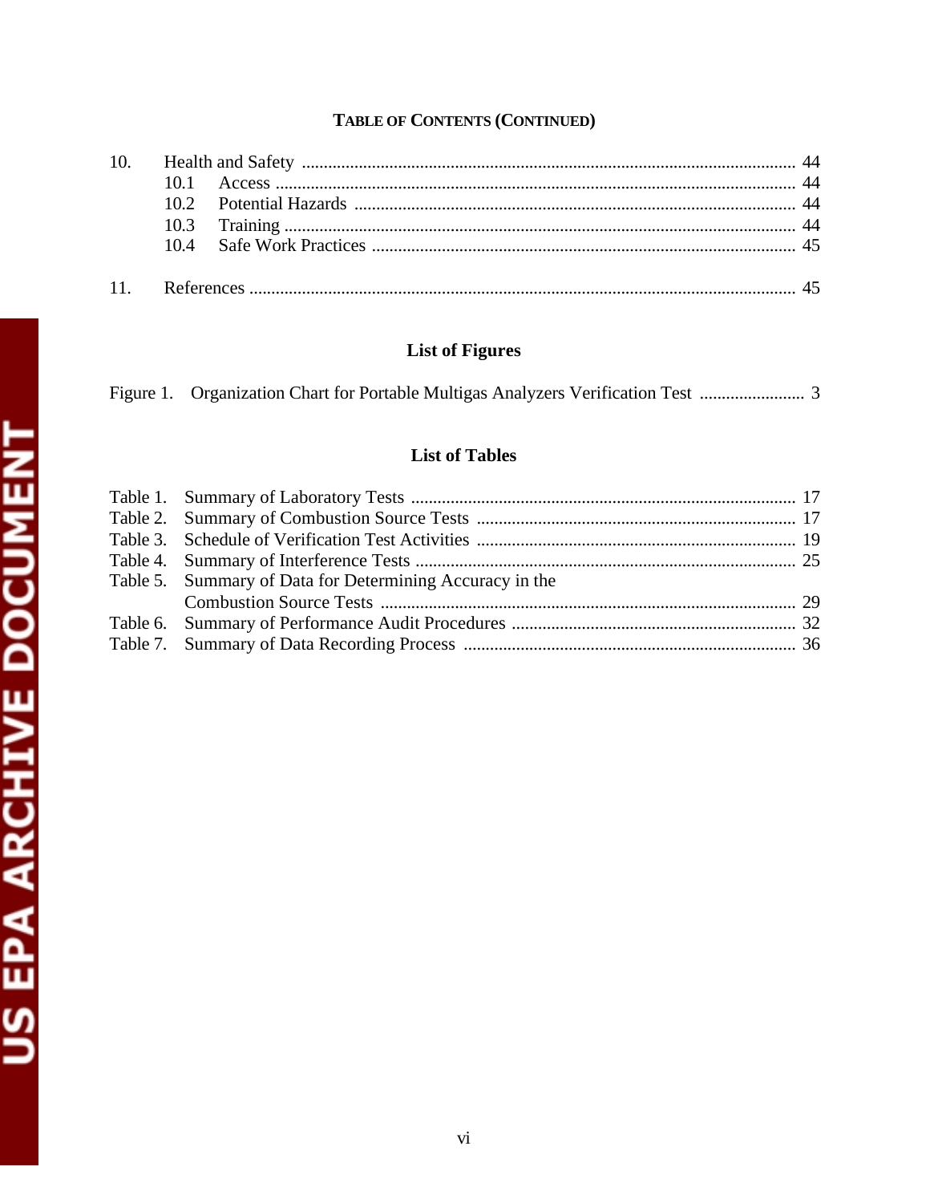## TABLE OF CONTENTS (CONTINUED)

10. Health and Safety ........................................................................................................ 44
    - 10.1 Access ................................................................................................................ 44
    - 10.2 Potential Hazards ............................................................................................... 44
    - 10.3 Training .............................................................................................................. 44
    - 10.4 Safe Work Practices .......................................................................................... 45

11. References .................................................................................................................... 45

## List of Figures

Figure 1. Organization Chart for Portable Multigas Analyzers Verification Test ........................ 3

## List of Tables

Table 1. Summary of Laboratory Tests ....................................................................................... 17
Table 2. Summary of Combustion Source Tests ......................................................................... 17
Table 3. Schedule of Verification Test Activities ........................................................................ 19
Table 4. Summary of Interference Tests ...................................................................................... 25
Table 5. Summary of Data for Determining Accuracy in the Combustion Source Tests ............................................................................................... 29
Table 6. Summary of Performance Audit Procedures ................................................................. 32
Table 7. Summary of Data Recording Process ............................................................................ 36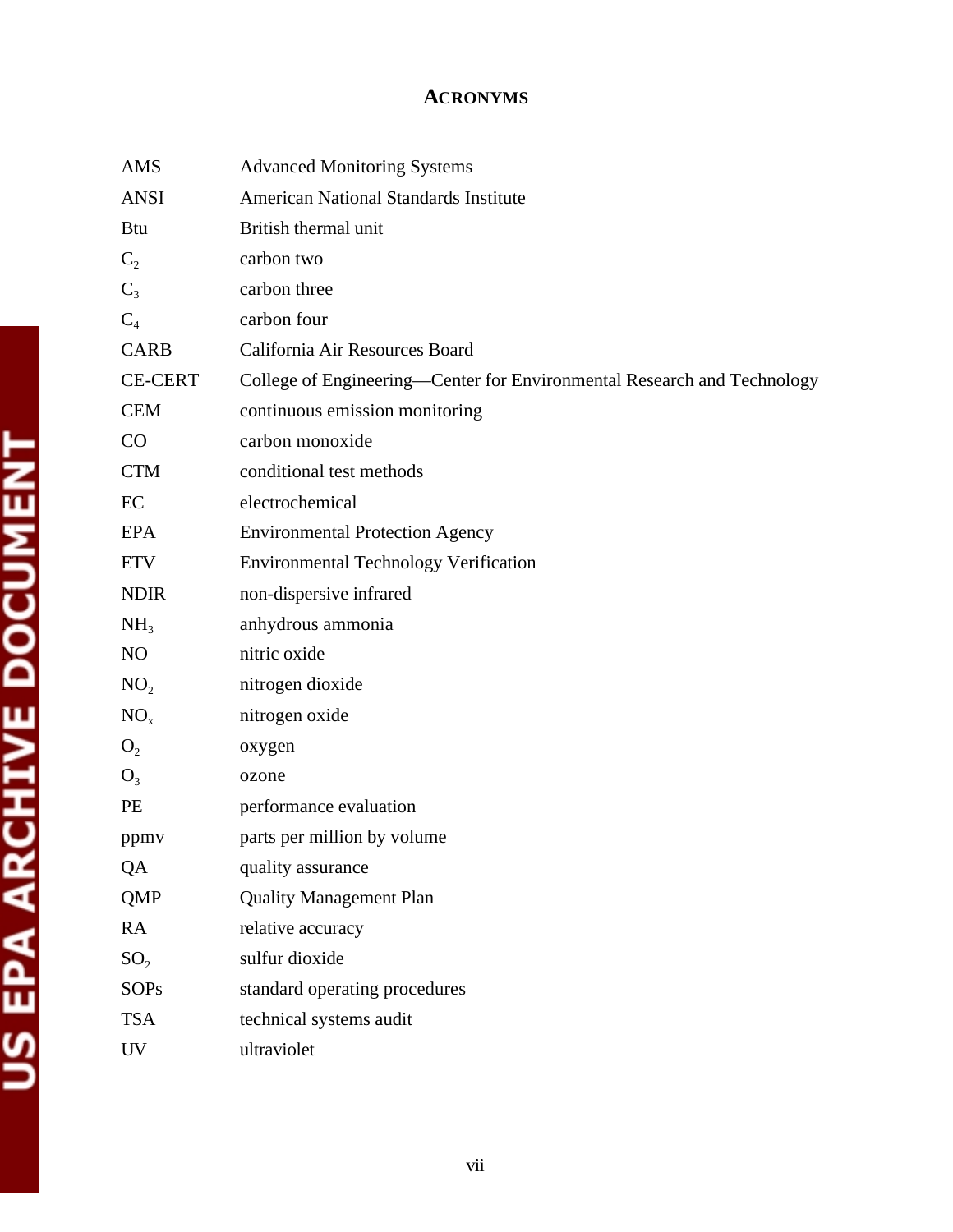# ACRONYMS

| | |
|---|---|
| AMS | Advanced Monitoring Systems |
| ANSI | American National Standards Institute |
| Btu | British thermal unit |
| $C_2$ | carbon two |
| $C_3$ | carbon three |
| $C_4$ | carbon four |
| CARB | California Air Resources Board |
| CE-CERT | College of Engineering—Center for Environmental Research and Technology |
| CEM | continuous emission monitoring |
| CO | carbon monoxide |
| CTM | conditional test methods |
| EC | electrochemical |
| EPA | Environmental Protection Agency |
| ETV | Environmental Technology Verification |
| NDIR | non-dispersive infrared |
| $NH_3$ | anhydrous ammonia |
| NO | nitric oxide |
| $NO_2$ | nitrogen dioxide |
| $NO_x$ | nitrogen oxide |
| $O_2$ | oxygen |
| $O_3$ | ozone |
| PE | performance evaluation |
| ppmv | parts per million by volume |
| QA | quality assurance |
| QMP | Quality Management Plan |
| RA | relative accuracy |
| $SO_2$ | sulfur dioxide |
| SOPs | standard operating procedures |
| TSA | technical systems audit |
| UV | ultraviolet |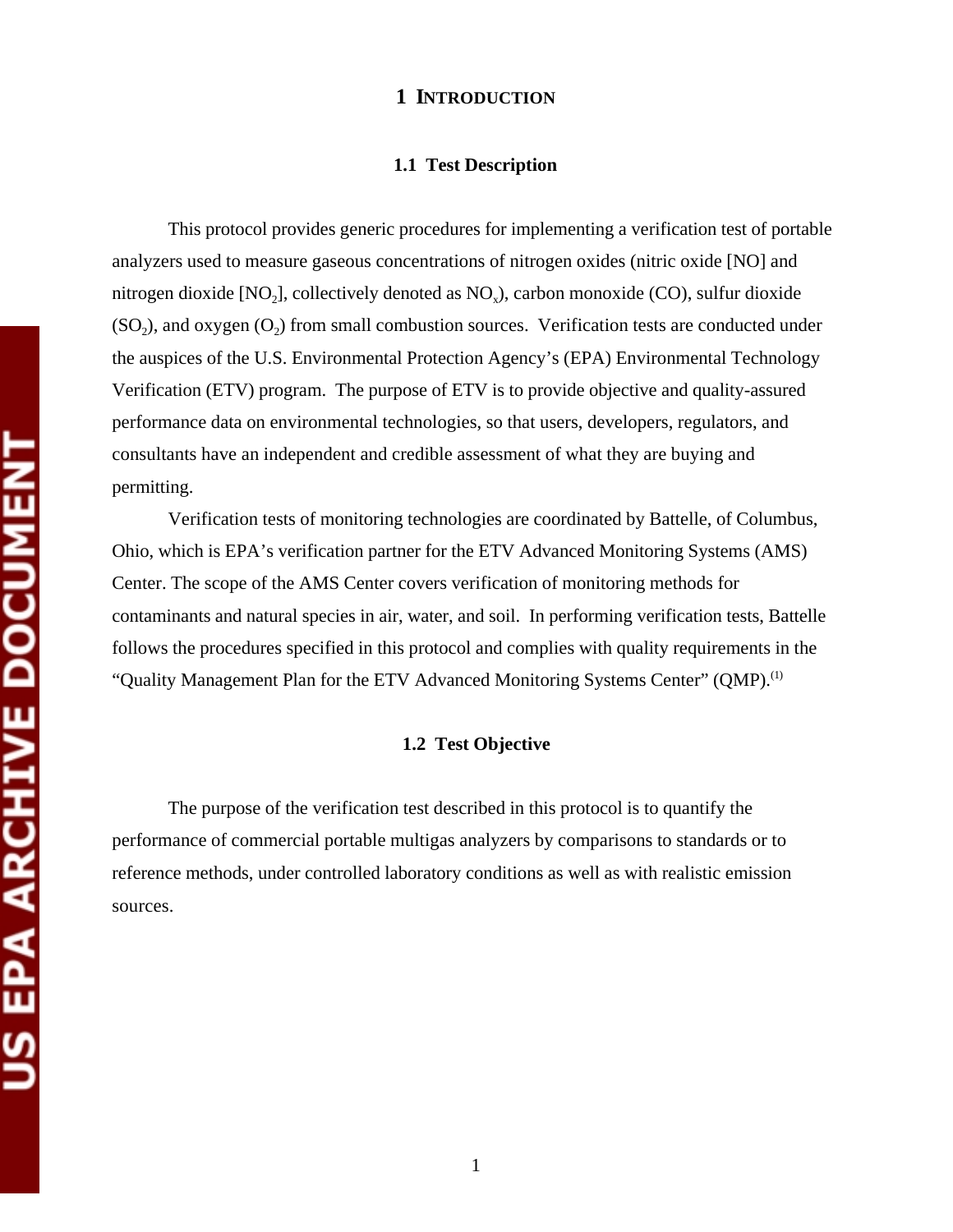# 1 INTRODUCTION

## 1.1 Test Description

This protocol provides generic procedures for implementing a verification test of portable analyzers used to measure gaseous concentrations of nitrogen oxides (nitric oxide [NO] and nitrogen dioxide [$NO_2$], collectively denoted as $NO_x$), carbon monoxide (CO), sulfur dioxide ($SO_2$), and oxygen ($O_2$) from small combustion sources. Verification tests are conducted under the auspices of the U.S. Environmental Protection Agency's (EPA) Environmental Technology Verification (ETV) program. The purpose of ETV is to provide objective and quality-assured performance data on environmental technologies, so that users, developers, regulators, and consultants have an independent and credible assessment of what they are buying and permitting.

Verification tests of monitoring technologies are coordinated by Battelle, of Columbus, Ohio, which is EPA's verification partner for the ETV Advanced Monitoring Systems (AMS) Center. The scope of the AMS Center covers verification of monitoring methods for contaminants and natural species in air, water, and soil. In performing verification tests, Battelle follows the procedures specified in this protocol and complies with quality requirements in the "Quality Management Plan for the ETV Advanced Monitoring Systems Center" (QMP).(1)

## 1.2 Test Objective

The purpose of the verification test described in this protocol is to quantify the performance of commercial portable multigas analyzers by comparisons to standards or to reference methods, under controlled laboratory conditions as well as with realistic emission sources.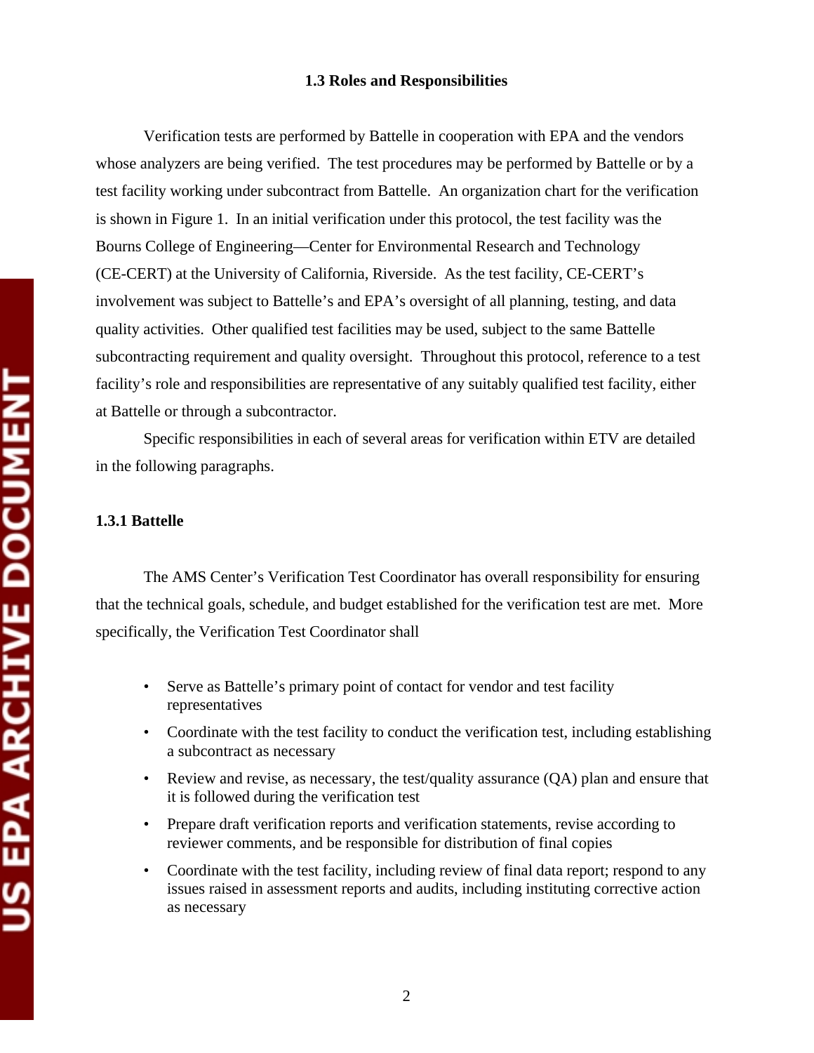### 1.3 Roles and Responsibilities

Verification tests are performed by Battelle in cooperation with EPA and the vendors whose analyzers are being verified. The test procedures may be performed by Battelle or by a test facility working under subcontract from Battelle. An organization chart for the verification is shown in Figure 1. In an initial verification under this protocol, the test facility was the Bourns College of Engineering—Center for Environmental Research and Technology (CE-CERT) at the University of California, Riverside. As the test facility, CE-CERT's involvement was subject to Battelle's and EPA's oversight of all planning, testing, and data quality activities. Other qualified test facilities may be used, subject to the same Battelle subcontracting requirement and quality oversight. Throughout this protocol, reference to a test facility's role and responsibilities are representative of any suitably qualified test facility, either at Battelle or through a subcontractor.

Specific responsibilities in each of several areas for verification within ETV are detailed in the following paragraphs.

#### 1.3.1 Battelle

The AMS Center's Verification Test Coordinator has overall responsibility for ensuring that the technical goals, schedule, and budget established for the verification test are met. More specifically, the Verification Test Coordinator shall

- Serve as Battelle's primary point of contact for vendor and test facility representatives
- Coordinate with the test facility to conduct the verification test, including establishing a subcontract as necessary
- Review and revise, as necessary, the test/quality assurance (QA) plan and ensure that it is followed during the verification test
- Prepare draft verification reports and verification statements, revise according to reviewer comments, and be responsible for distribution of final copies
- Coordinate with the test facility, including review of final data report; respond to any issues raised in assessment reports and audits, including instituting corrective action as necessary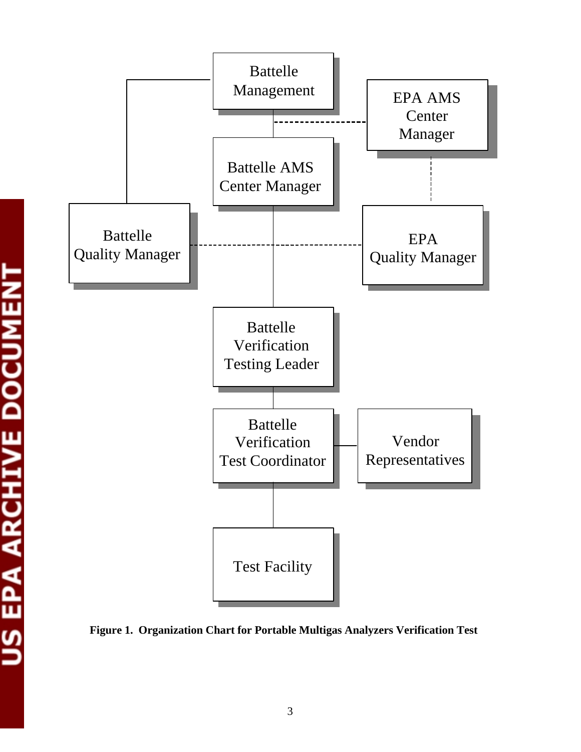Battelle Management

EPA AMS Center Manager

Battelle AMS Center Manager

Battelle Quality Manager

EPA Quality Manager

Battelle Verification Testing Leader

Battelle Verification Test Coordinator

Vendor Representatives

Test Facility

**Figure 1. Organization Chart for Portable Multigas Analyzers Verification Test**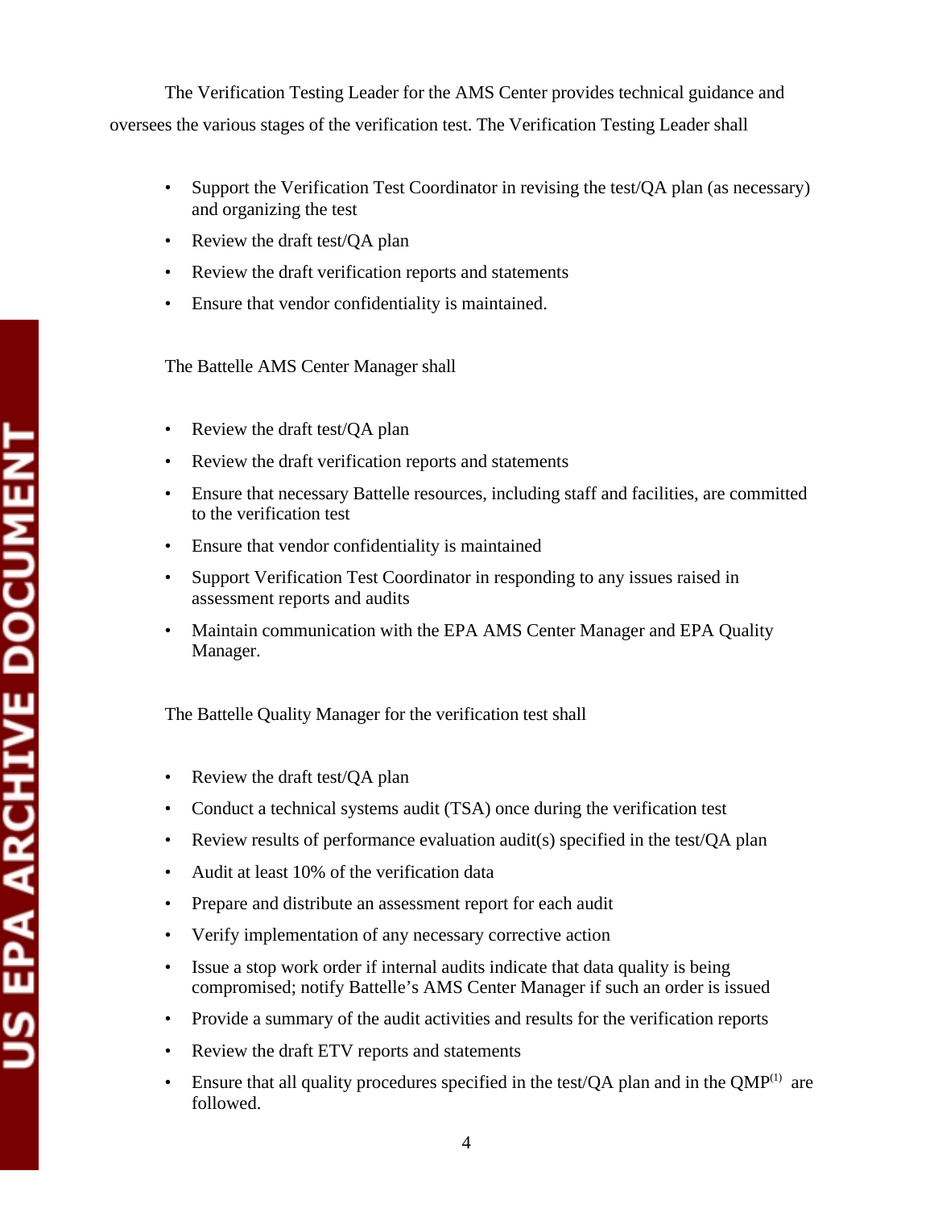The Verification Testing Leader for the AMS Center provides technical guidance and oversees the various stages of the verification test. The Verification Testing Leader shall

- Support the Verification Test Coordinator in revising the test/QA plan (as necessary) and organizing the test
- Review the draft test/QA plan
- Review the draft verification reports and statements
- Ensure that vendor confidentiality is maintained.

The Battelle AMS Center Manager shall

- Review the draft test/QA plan
- Review the draft verification reports and statements
- Ensure that necessary Battelle resources, including staff and facilities, are committed to the verification test
- Ensure that vendor confidentiality is maintained
- Support Verification Test Coordinator in responding to any issues raised in assessment reports and audits
- Maintain communication with the EPA AMS Center Manager and EPA Quality Manager.

The Battelle Quality Manager for the verification test shall

- Review the draft test/QA plan
- Conduct a technical systems audit (TSA) once during the verification test
- Review results of performance evaluation audit(s) specified in the test/QA plan
- Audit at least 10% of the verification data
- Prepare and distribute an assessment report for each audit
- Verify implementation of any necessary corrective action
- Issue a stop work order if internal audits indicate that data quality is being compromised; notify Battelle's AMS Center Manager if such an order is issued
- Provide a summary of the audit activities and results for the verification reports
- Review the draft ETV reports and statements
- Ensure that all quality procedures specified in the test/QA plan and in the QMP(1) are followed.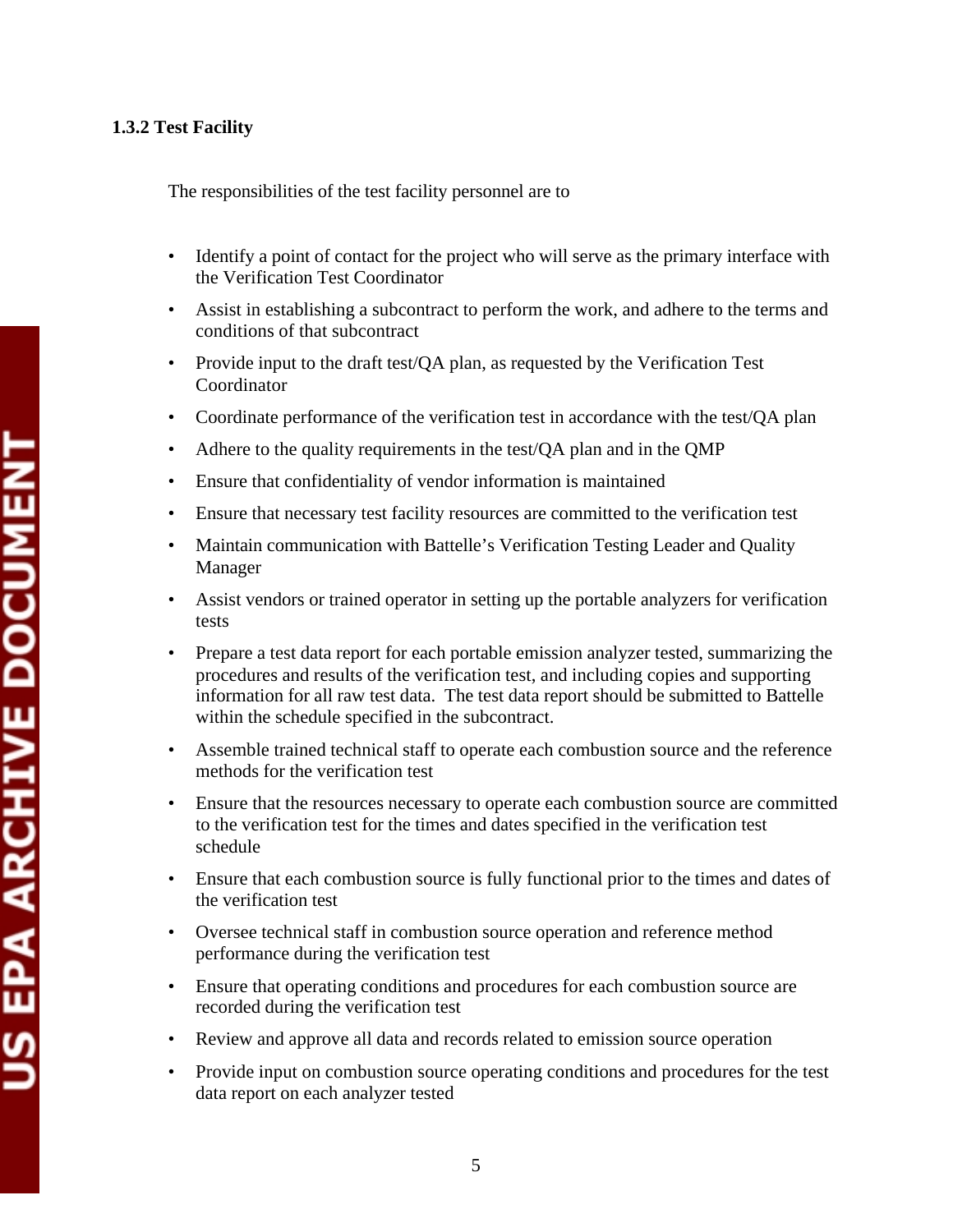### 1.3.2 Test Facility

The responsibilities of the test facility personnel are to

- Identify a point of contact for the project who will serve as the primary interface with the Verification Test Coordinator
- Assist in establishing a subcontract to perform the work, and adhere to the terms and conditions of that subcontract
- Provide input to the draft test/QA plan, as requested by the Verification Test Coordinator
- Coordinate performance of the verification test in accordance with the test/QA plan
- Adhere to the quality requirements in the test/QA plan and in the QMP
- Ensure that confidentiality of vendor information is maintained
- Ensure that necessary test facility resources are committed to the verification test
- Maintain communication with Battelle's Verification Testing Leader and Quality Manager
- Assist vendors or trained operator in setting up the portable analyzers for verification tests
- Prepare a test data report for each portable emission analyzer tested, summarizing the procedures and results of the verification test, and including copies and supporting information for all raw test data. The test data report should be submitted to Battelle within the schedule specified in the subcontract.
- Assemble trained technical staff to operate each combustion source and the reference methods for the verification test
- Ensure that the resources necessary to operate each combustion source are committed to the verification test for the times and dates specified in the verification test schedule
- Ensure that each combustion source is fully functional prior to the times and dates of the verification test
- Oversee technical staff in combustion source operation and reference method performance during the verification test
- Ensure that operating conditions and procedures for each combustion source are recorded during the verification test
- Review and approve all data and records related to emission source operation
- Provide input on combustion source operating conditions and procedures for the test data report on each analyzer tested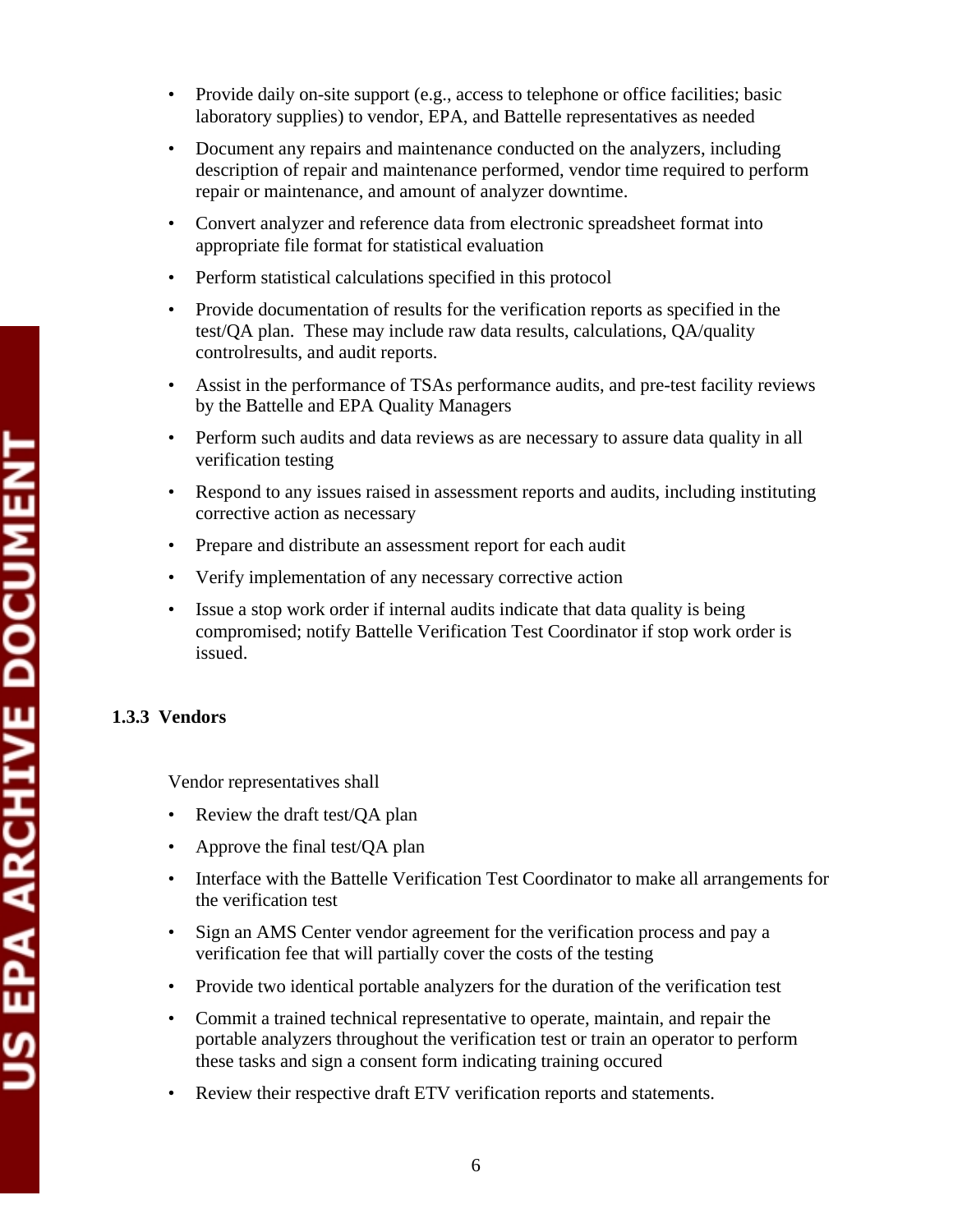- Provide daily on-site support (e.g., access to telephone or office facilities; basic laboratory supplies) to vendor, EPA, and Battelle representatives as needed
- Document any repairs and maintenance conducted on the analyzers, including description of repair and maintenance performed, vendor time required to perform repair or maintenance, and amount of analyzer downtime.
- Convert analyzer and reference data from electronic spreadsheet format into appropriate file format for statistical evaluation
- Perform statistical calculations specified in this protocol
- Provide documentation of results for the verification reports as specified in the test/QA plan. These may include raw data results, calculations, QA/quality controlresults, and audit reports.
- Assist in the performance of TSAs performance audits, and pre-test facility reviews by the Battelle and EPA Quality Managers
- Perform such audits and data reviews as are necessary to assure data quality in all verification testing
- Respond to any issues raised in assessment reports and audits, including instituting corrective action as necessary
- Prepare and distribute an assessment report for each audit
- Verify implementation of any necessary corrective action
- Issue a stop work order if internal audits indicate that data quality is being compromised; notify Battelle Verification Test Coordinator if stop work order is issued.

### 1.3.3 Vendors

Vendor representatives shall

- Review the draft test/QA plan
- Approve the final test/QA plan
- Interface with the Battelle Verification Test Coordinator to make all arrangements for the verification test
- Sign an AMS Center vendor agreement for the verification process and pay a verification fee that will partially cover the costs of the testing
- Provide two identical portable analyzers for the duration of the verification test
- Commit a trained technical representative to operate, maintain, and repair the portable analyzers throughout the verification test or train an operator to perform these tasks and sign a consent form indicating training occured
- Review their respective draft ETV verification reports and statements.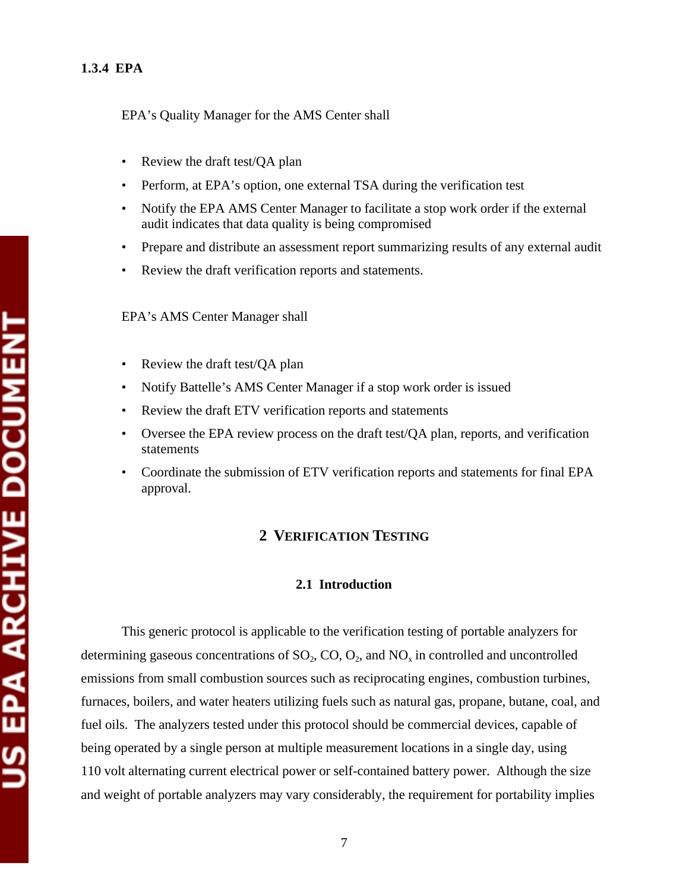### 1.3.4 EPA

EPA's Quality Manager for the AMS Center shall

- Review the draft test/QA plan
- Perform, at EPA's option, one external TSA during the verification test
- Notify the EPA AMS Center Manager to facilitate a stop work order if the external audit indicates that data quality is being compromised
- Prepare and distribute an assessment report summarizing results of any external audit
- Review the draft verification reports and statements.

EPA's AMS Center Manager shall

- Review the draft test/QA plan
- Notify Battelle's AMS Center Manager if a stop work order is issued
- Review the draft ETV verification reports and statements
- Oversee the EPA review process on the draft test/QA plan, reports, and verification statements
- Coordinate the submission of ETV verification reports and statements for final EPA approval.

# 2 VERIFICATION TESTING

## 2.1 Introduction

This generic protocol is applicable to the verification testing of portable analyzers for determining gaseous concentrations of $SO_2$, CO, $O_2$, and $NO_x$ in controlled and uncontrolled emissions from small combustion sources such as reciprocating engines, combustion turbines, furnaces, boilers, and water heaters utilizing fuels such as natural gas, propane, butane, coal, and fuel oils. The analyzers tested under this protocol should be commercial devices, capable of being operated by a single person at multiple measurement locations in a single day, using 110 volt alternating current electrical power or self-contained battery power. Although the size and weight of portable analyzers may vary considerably, the requirement for portability implies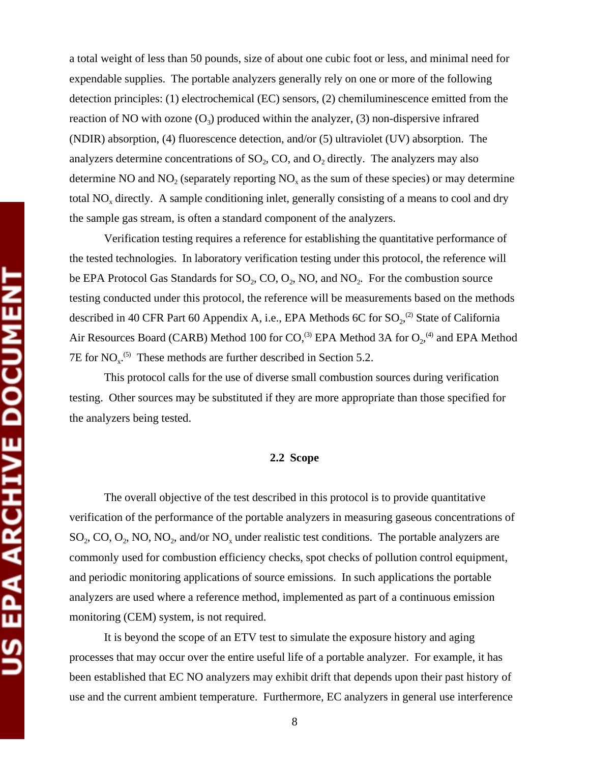a total weight of less than 50 pounds, size of about one cubic foot or less, and minimal need for expendable supplies. The portable analyzers generally rely on one or more of the following detection principles: (1) electrochemical (EC) sensors, (2) chemiluminescence emitted from the reaction of NO with ozone ($O_3$) produced within the analyzer, (3) non-dispersive infrared (NDIR) absorption, (4) fluorescence detection, and/or (5) ultraviolet (UV) absorption. The analyzers determine concentrations of $SO_2$, CO, and $O_2$ directly. The analyzers may also determine NO and $NO_2$ (separately reporting $NO_x$ as the sum of these species) or may determine total $NO_x$ directly. A sample conditioning inlet, generally consisting of a means to cool and dry the sample gas stream, is often a standard component of the analyzers.

Verification testing requires a reference for establishing the quantitative performance of the tested technologies. In laboratory verification testing under this protocol, the reference will be EPA Protocol Gas Standards for $SO_2$, CO, $O_2$, NO, and $NO_2$. For the combustion source testing conducted under this protocol, the reference will be measurements based on the methods described in 40 CFR Part 60 Appendix A, i.e., EPA Methods 6C for $SO_2$,[2] State of California Air Resources Board (CARB) Method 100 for CO,[3] EPA Method 3A for $O_2$,[4] and EPA Method 7E for $NO_x$.[5] These methods are further described in Section 5.2.

This protocol calls for the use of diverse small combustion sources during verification testing. Other sources may be substituted if they are more appropriate than those specified for the analyzers being tested.

## 2.2 Scope

The overall objective of the test described in this protocol is to provide quantitative verification of the performance of the portable analyzers in measuring gaseous concentrations of $SO_2$, CO, $O_2$, NO, $NO_2$, and/or $NO_x$ under realistic test conditions. The portable analyzers are commonly used for combustion efficiency checks, spot checks of pollution control equipment, and periodic monitoring applications of source emissions. In such applications the portable analyzers are used where a reference method, implemented as part of a continuous emission monitoring (CEM) system, is not required.

It is beyond the scope of an ETV test to simulate the exposure history and aging processes that may occur over the entire useful life of a portable analyzer. For example, it has been established that EC NO analyzers may exhibit drift that depends upon their past history of use and the current ambient temperature. Furthermore, EC analyzers in general use interference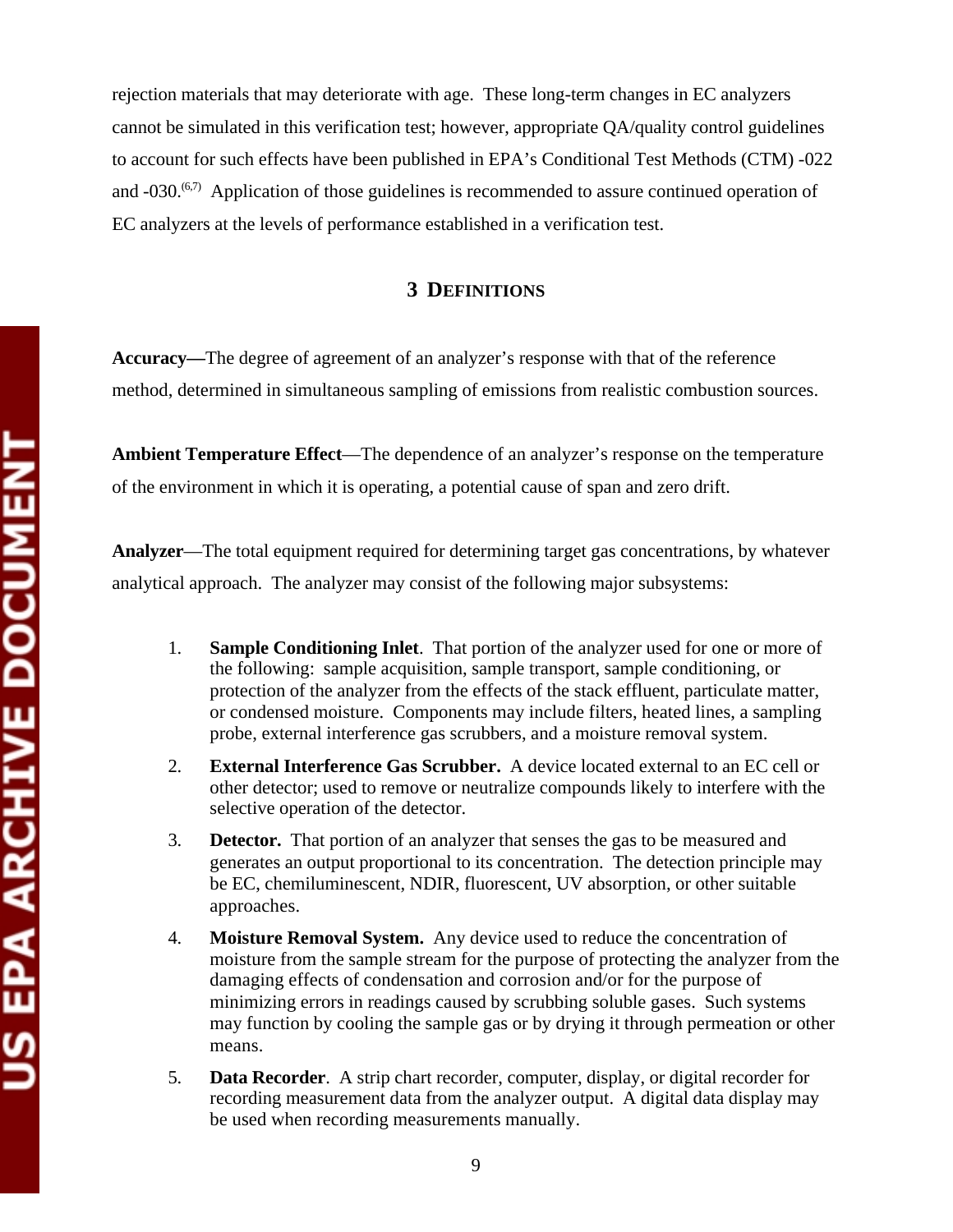rejection materials that may deteriorate with age. These long-term changes in EC analyzers cannot be simulated in this verification test; however, appropriate QA/quality control guidelines to account for such effects have been published in EPA's Conditional Test Methods (CTM) -022 and -030.[6,7] Application of those guidelines is recommended to assure continued operation of EC analyzers at the levels of performance established in a verification test.

## 3 DEFINITIONS

**Accuracy—**The degree of agreement of an analyzer's response with that of the reference method, determined in simultaneous sampling of emissions from realistic combustion sources.

**Ambient Temperature Effect**—The dependence of an analyzer's response on the temperature of the environment in which it is operating, a potential cause of span and zero drift.

**Analyzer**—The total equipment required for determining target gas concentrations, by whatever analytical approach. The analyzer may consist of the following major subsystems:

1. **Sample Conditioning Inlet**. That portion of the analyzer used for one or more of the following: sample acquisition, sample transport, sample conditioning, or protection of the analyzer from the effects of the stack effluent, particulate matter, or condensed moisture. Components may include filters, heated lines, a sampling probe, external interference gas scrubbers, and a moisture removal system.
2. **External Interference Gas Scrubber.** A device located external to an EC cell or other detector; used to remove or neutralize compounds likely to interfere with the selective operation of the detector.
3. **Detector.** That portion of an analyzer that senses the gas to be measured and generates an output proportional to its concentration. The detection principle may be EC, chemiluminescent, NDIR, fluorescent, UV absorption, or other suitable approaches.
4. **Moisture Removal System.** Any device used to reduce the concentration of moisture from the sample stream for the purpose of protecting the analyzer from the damaging effects of condensation and corrosion and/or for the purpose of minimizing errors in readings caused by scrubbing soluble gases. Such systems may function by cooling the sample gas or by drying it through permeation or other means.
5. **Data Recorder**. A strip chart recorder, computer, display, or digital recorder for recording measurement data from the analyzer output. A digital data display may be used when recording measurements manually.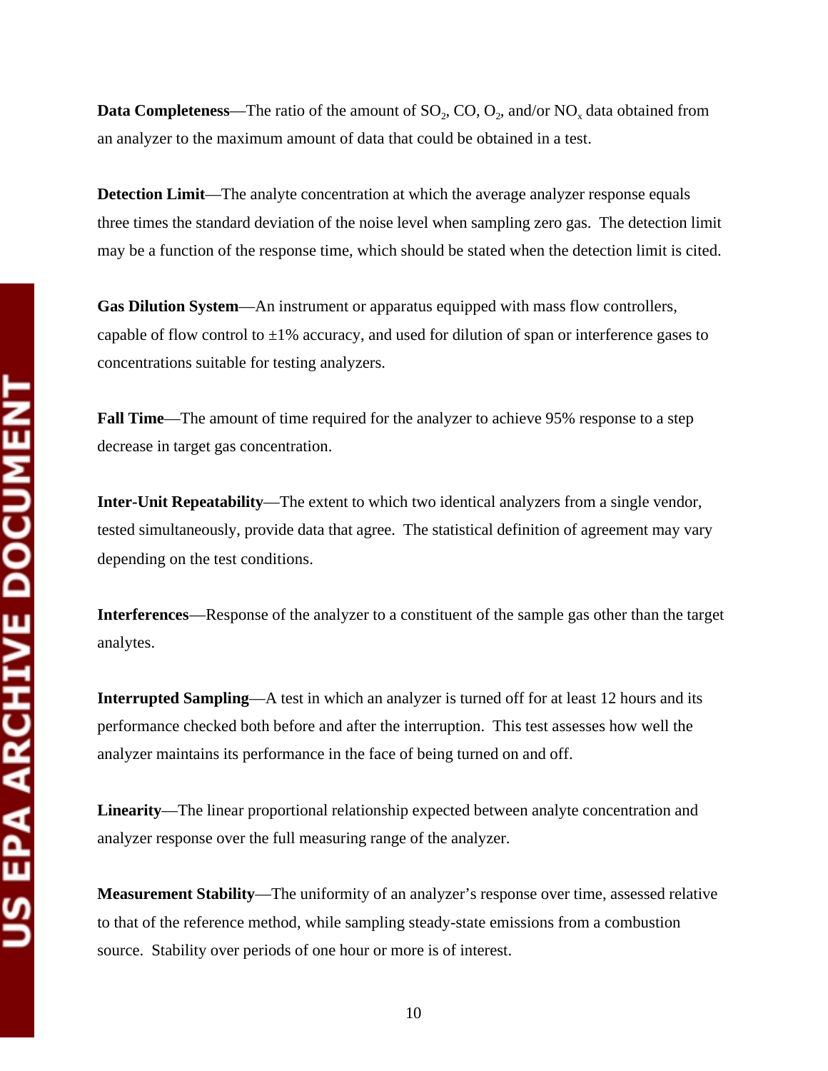**Data Completeness**—The ratio of the amount of $SO_2$, CO, $O_2$, and/or $NO_x$ data obtained from an analyzer to the maximum amount of data that could be obtained in a test.

**Detection Limit**—The analyte concentration at which the average analyzer response equals three times the standard deviation of the noise level when sampling zero gas. The detection limit may be a function of the response time, which should be stated when the detection limit is cited.

**Gas Dilution System**—An instrument or apparatus equipped with mass flow controllers, capable of flow control to ±1% accuracy, and used for dilution of span or interference gases to concentrations suitable for testing analyzers.

**Fall Time**—The amount of time required for the analyzer to achieve 95% response to a step decrease in target gas concentration.

**Inter-Unit Repeatability**—The extent to which two identical analyzers from a single vendor, tested simultaneously, provide data that agree. The statistical definition of agreement may vary depending on the test conditions.

**Interferences**—Response of the analyzer to a constituent of the sample gas other than the target analytes.

**Interrupted Sampling**—A test in which an analyzer is turned off for at least 12 hours and its performance checked both before and after the interruption. This test assesses how well the analyzer maintains its performance in the face of being turned on and off.

**Linearity**—The linear proportional relationship expected between analyte concentration and analyzer response over the full measuring range of the analyzer.

**Measurement Stability**—The uniformity of an analyzer's response over time, assessed relative to that of the reference method, while sampling steady-state emissions from a combustion source. Stability over periods of one hour or more is of interest.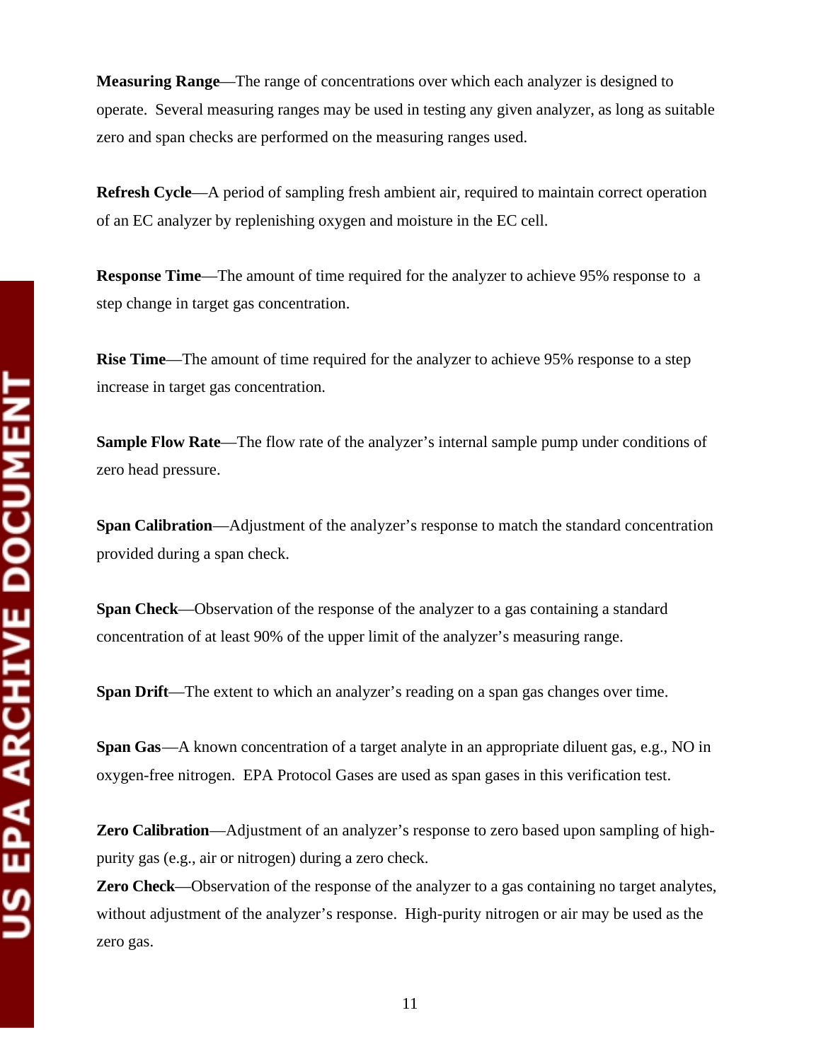**Measuring Range**—The range of concentrations over which each analyzer is designed to operate. Several measuring ranges may be used in testing any given analyzer, as long as suitable zero and span checks are performed on the measuring ranges used.

**Refresh Cycle**—A period of sampling fresh ambient air, required to maintain correct operation of an EC analyzer by replenishing oxygen and moisture in the EC cell.

**Response Time**—The amount of time required for the analyzer to achieve 95% response to a step change in target gas concentration.

**Rise Time**—The amount of time required for the analyzer to achieve 95% response to a step increase in target gas concentration.

**Sample Flow Rate**—The flow rate of the analyzer's internal sample pump under conditions of zero head pressure.

**Span Calibration**—Adjustment of the analyzer's response to match the standard concentration provided during a span check.

**Span Check**—Observation of the response of the analyzer to a gas containing a standard concentration of at least 90% of the upper limit of the analyzer's measuring range.

**Span Drift**—The extent to which an analyzer's reading on a span gas changes over time.

**Span Gas**—A known concentration of a target analyte in an appropriate diluent gas, e.g., NO in oxygen-free nitrogen. EPA Protocol Gases are used as span gases in this verification test.

**Zero Calibration**—Adjustment of an analyzer's response to zero based upon sampling of high-purity gas (e.g., air or nitrogen) during a zero check.

**Zero Check**—Observation of the response of the analyzer to a gas containing no target analytes, without adjustment of the analyzer's response. High-purity nitrogen or air may be used as the zero gas.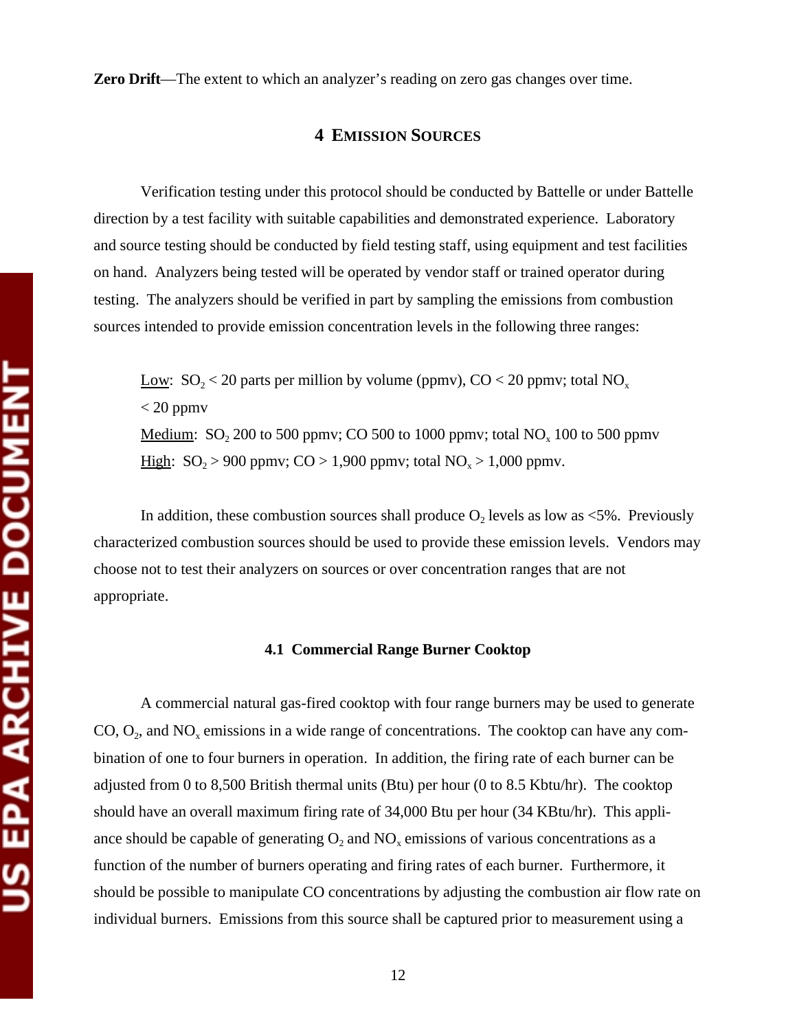**Zero Drift**—The extent to which an analyzer's reading on zero gas changes over time.

## 4 EMISSION SOURCES

Verification testing under this protocol should be conducted by Battelle or under Battelle direction by a test facility with suitable capabilities and demonstrated experience. Laboratory and source testing should be conducted by field testing staff, using equipment and test facilities on hand. Analyzers being tested will be operated by vendor staff or trained operator during testing. The analyzers should be verified in part by sampling the emissions from combustion sources intended to provide emission concentration levels in the following three ranges:

Low: $SO_2$ < 20 parts per million by volume (ppmv), CO < 20 ppmv; total $NO_x$ < 20 ppmv
Medium: $SO_2$ 200 to 500 ppmv; CO 500 to 1000 ppmv; total $NO_x$ 100 to 500 ppmv
High: $SO_2$ > 900 ppmv; CO > 1,900 ppmv; total $NO_x$ > 1,000 ppmv.

In addition, these combustion sources shall produce $O_2$ levels as low as <5%. Previously characterized combustion sources should be used to provide these emission levels. Vendors may choose not to test their analyzers on sources or over concentration ranges that are not appropriate.

### 4.1 Commercial Range Burner Cooktop

A commercial natural gas-fired cooktop with four range burners may be used to generate CO, $O_2$, and $NO_x$ emissions in a wide range of concentrations. The cooktop can have any combination of one to four burners in operation. In addition, the firing rate of each burner can be adjusted from 0 to 8,500 British thermal units (Btu) per hour (0 to 8.5 Kbtu/hr). The cooktop should have an overall maximum firing rate of 34,000 Btu per hour (34 KBtu/hr). This appliance should be capable of generating $O_2$ and $NO_x$ emissions of various concentrations as a function of the number of burners operating and firing rates of each burner. Furthermore, it should be possible to manipulate CO concentrations by adjusting the combustion air flow rate on individual burners. Emissions from this source shall be captured prior to measurement using a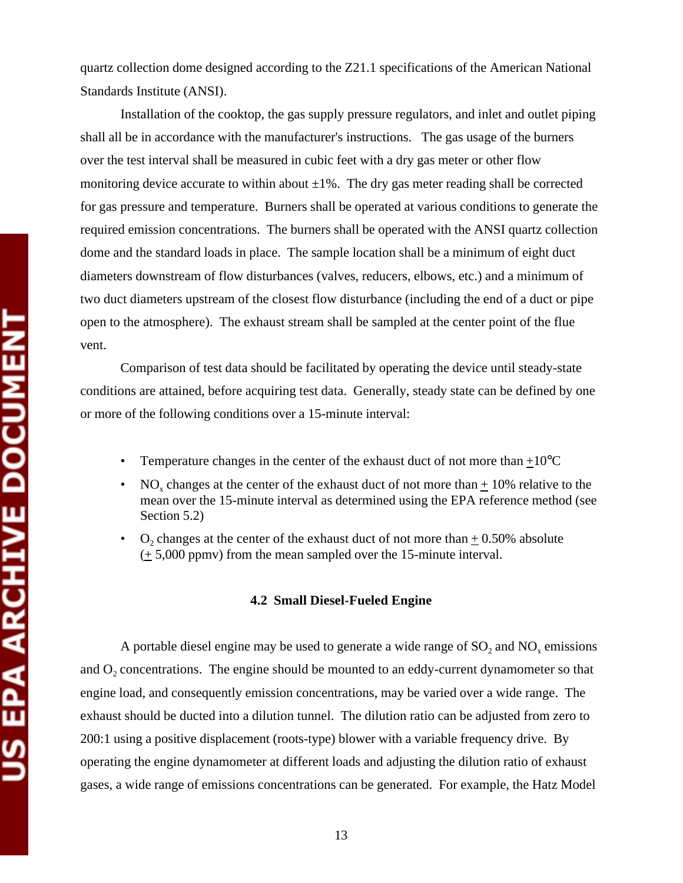quartz collection dome designed according to the Z21.1 specifications of the American National Standards Institute (ANSI).

Installation of the cooktop, the gas supply pressure regulators, and inlet and outlet piping shall all be in accordance with the manufacturer's instructions. The gas usage of the burners over the test interval shall be measured in cubic feet with a dry gas meter or other flow monitoring device accurate to within about ±1%. The dry gas meter reading shall be corrected for gas pressure and temperature. Burners shall be operated at various conditions to generate the required emission concentrations. The burners shall be operated with the ANSI quartz collection dome and the standard loads in place. The sample location shall be a minimum of eight duct diameters downstream of flow disturbances (valves, reducers, elbows, etc.) and a minimum of two duct diameters upstream of the closest flow disturbance (including the end of a duct or pipe open to the atmosphere). The exhaust stream shall be sampled at the center point of the flue vent.

Comparison of test data should be facilitated by operating the device until steady-state conditions are attained, before acquiring test data. Generally, steady state can be defined by one or more of the following conditions over a 15-minute interval:

- Temperature changes in the center of the exhaust duct of not more than ±10°C
- $NO_x$ changes at the center of the exhaust duct of not more than ± 10% relative to the mean over the 15-minute interval as determined using the EPA reference method (see Section 5.2)
- $O_2$ changes at the center of the exhaust duct of not more than ± 0.50% absolute (± 5,000 ppmv) from the mean sampled over the 15-minute interval.

### 4.2 Small Diesel-Fueled Engine

A portable diesel engine may be used to generate a wide range of $SO_2$ and $NO_x$ emissions and $O_2$ concentrations. The engine should be mounted to an eddy-current dynamometer so that engine load, and consequently emission concentrations, may be varied over a wide range. The exhaust should be ducted into a dilution tunnel. The dilution ratio can be adjusted from zero to 200:1 using a positive displacement (roots-type) blower with a variable frequency drive. By operating the engine dynamometer at different loads and adjusting the dilution ratio of exhaust gases, a wide range of emissions concentrations can be generated. For example, the Hatz Model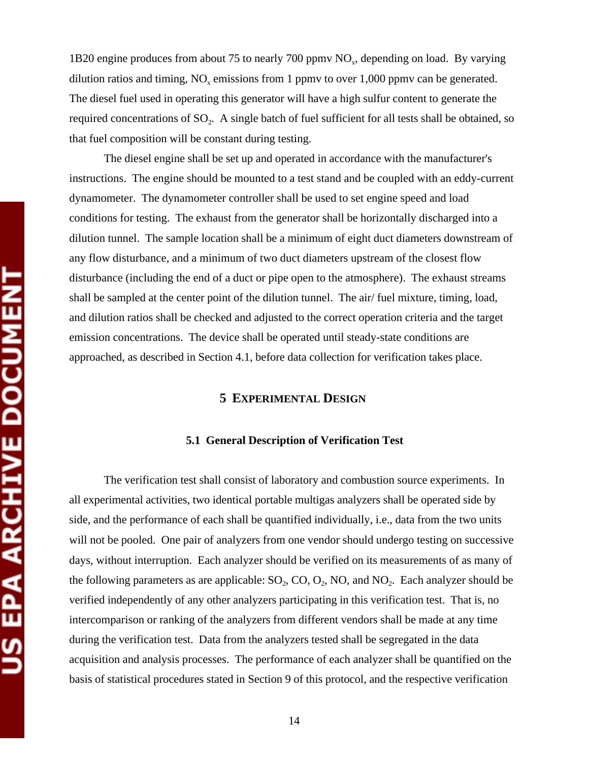1B20 engine produces from about 75 to nearly 700 ppmv $NO_x$, depending on load. By varying dilution ratios and timing, $NO_x$ emissions from 1 ppmv to over 1,000 ppmv can be generated. The diesel fuel used in operating this generator will have a high sulfur content to generate the required concentrations of $SO_2$. A single batch of fuel sufficient for all tests shall be obtained, so that fuel composition will be constant during testing.

The diesel engine shall be set up and operated in accordance with the manufacturer's instructions. The engine should be mounted to a test stand and be coupled with an eddy-current dynamometer. The dynamometer controller shall be used to set engine speed and load conditions for testing. The exhaust from the generator shall be horizontally discharged into a dilution tunnel. The sample location shall be a minimum of eight duct diameters downstream of any flow disturbance, and a minimum of two duct diameters upstream of the closest flow disturbance (including the end of a duct or pipe open to the atmosphere). The exhaust streams shall be sampled at the center point of the dilution tunnel. The air/ fuel mixture, timing, load, and dilution ratios shall be checked and adjusted to the correct operation criteria and the target emission concentrations. The device shall be operated until steady-state conditions are approached, as described in Section 4.1, before data collection for verification takes place.

# 5 EXPERIMENTAL DESIGN

## 5.1 General Description of Verification Test

The verification test shall consist of laboratory and combustion source experiments. In all experimental activities, two identical portable multigas analyzers shall be operated side by side, and the performance of each shall be quantified individually, i.e., data from the two units will not be pooled. One pair of analyzers from one vendor should undergo testing on successive days, without interruption. Each analyzer should be verified on its measurements of as many of the following parameters as are applicable: $SO_2$, CO, $O_2$, NO, and $NO_2$. Each analyzer should be verified independently of any other analyzers participating in this verification test. That is, no intercomparison or ranking of the analyzers from different vendors shall be made at any time during the verification test. Data from the analyzers tested shall be segregated in the data acquisition and analysis processes. The performance of each analyzer shall be quantified on the basis of statistical procedures stated in Section 9 of this protocol, and the respective verification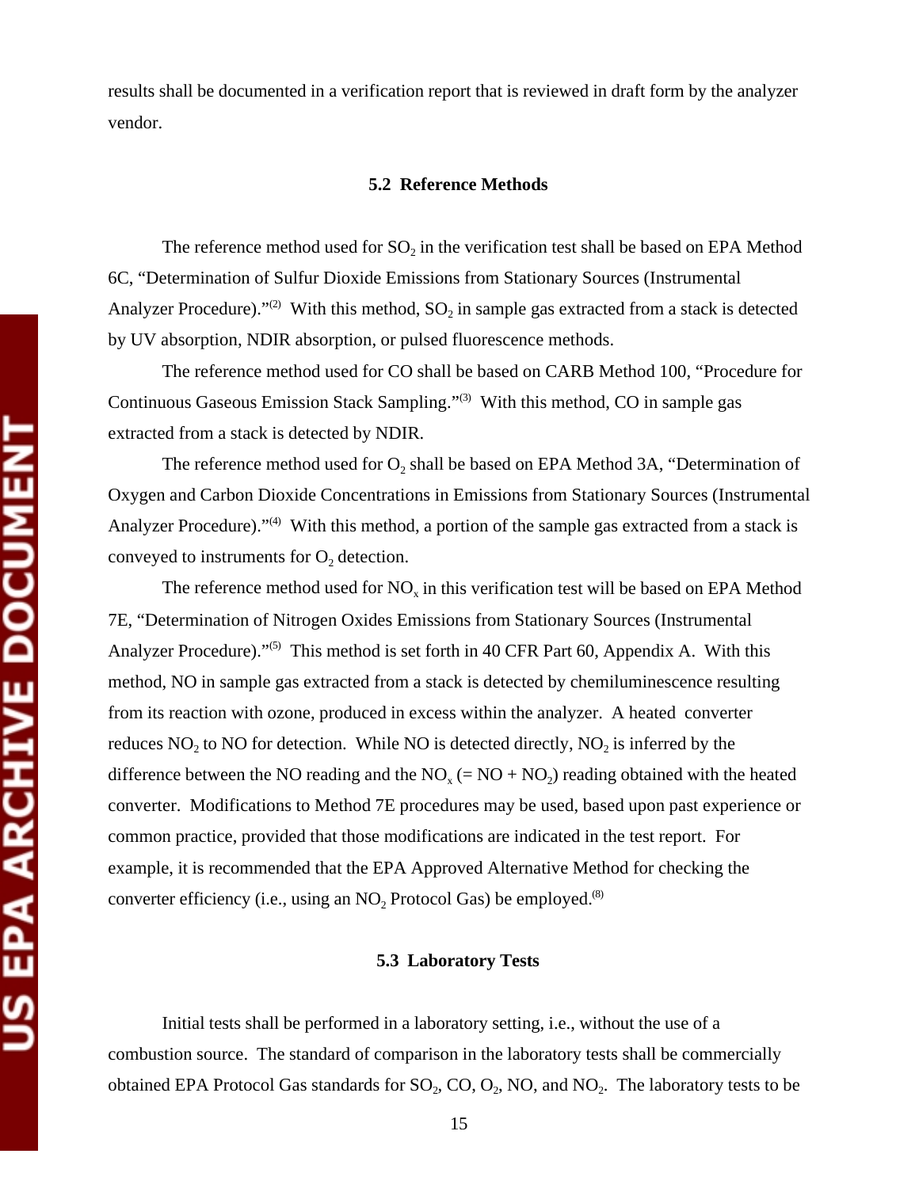results shall be documented in a verification report that is reviewed in draft form by the analyzer vendor.

### 5.2 Reference Methods

The reference method used for $SO_2$ in the verification test shall be based on EPA Method 6C, "Determination of Sulfur Dioxide Emissions from Stationary Sources (Instrumental Analyzer Procedure)."[(2)] With this method, $SO_2$ in sample gas extracted from a stack is detected by UV absorption, NDIR absorption, or pulsed fluorescence methods.

The reference method used for CO shall be based on CARB Method 100, "Procedure for Continuous Gaseous Emission Stack Sampling."[(3)] With this method, CO in sample gas extracted from a stack is detected by NDIR.

The reference method used for $O_2$ shall be based on EPA Method 3A, "Determination of Oxygen and Carbon Dioxide Concentrations in Emissions from Stationary Sources (Instrumental Analyzer Procedure)."[(4)] With this method, a portion of the sample gas extracted from a stack is conveyed to instruments for $O_2$ detection.

The reference method used for $NO_x$ in this verification test will be based on EPA Method 7E, "Determination of Nitrogen Oxides Emissions from Stationary Sources (Instrumental Analyzer Procedure)."[(5)] This method is set forth in 40 CFR Part 60, Appendix A. With this method, NO in sample gas extracted from a stack is detected by chemiluminescence resulting from its reaction with ozone, produced in excess within the analyzer. A heated converter reduces $NO_2$ to NO for detection. While NO is detected directly, $NO_2$ is inferred by the difference between the NO reading and the $NO_x$ (= NO + $NO_2$) reading obtained with the heated converter. Modifications to Method 7E procedures may be used, based upon past experience or common practice, provided that those modifications are indicated in the test report. For example, it is recommended that the EPA Approved Alternative Method for checking the converter efficiency (i.e., using an $NO_2$ Protocol Gas) be employed.[(8)]

### 5.3 Laboratory Tests

Initial tests shall be performed in a laboratory setting, i.e., without the use of a combustion source. The standard of comparison in the laboratory tests shall be commercially obtained EPA Protocol Gas standards for $SO_2$, CO, $O_2$, NO, and $NO_2$. The laboratory tests to be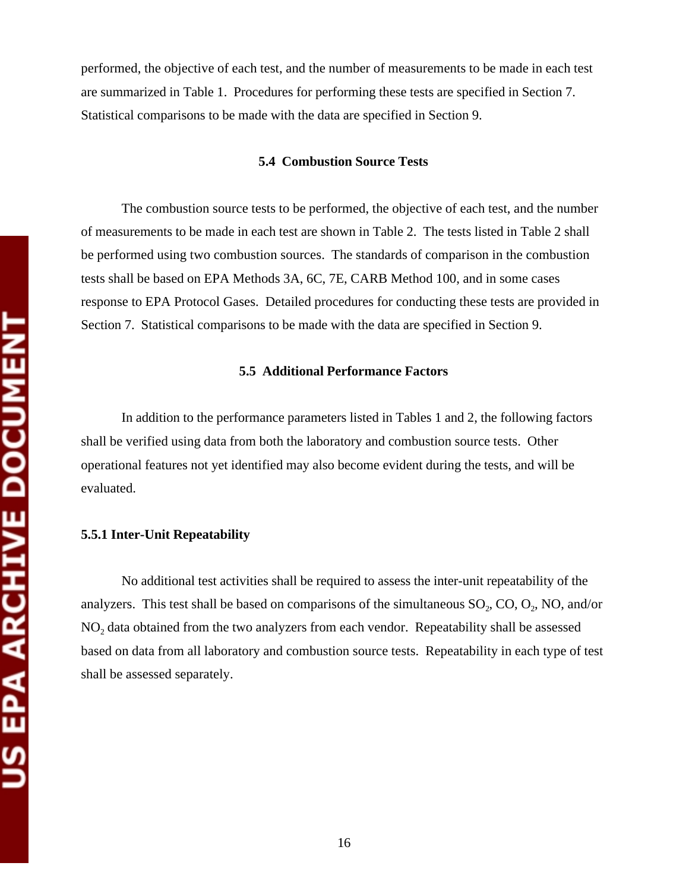performed, the objective of each test, and the number of measurements to be made in each test are summarized in Table 1. Procedures for performing these tests are specified in Section 7. Statistical comparisons to be made with the data are specified in Section 9.

## 5.4 Combustion Source Tests

The combustion source tests to be performed, the objective of each test, and the number of measurements to be made in each test are shown in Table 2. The tests listed in Table 2 shall be performed using two combustion sources. The standards of comparison in the combustion tests shall be based on EPA Methods 3A, 6C, 7E, CARB Method 100, and in some cases response to EPA Protocol Gases. Detailed procedures for conducting these tests are provided in Section 7. Statistical comparisons to be made with the data are specified in Section 9.

## 5.5 Additional Performance Factors

In addition to the performance parameters listed in Tables 1 and 2, the following factors shall be verified using data from both the laboratory and combustion source tests. Other operational features not yet identified may also become evident during the tests, and will be evaluated.

### 5.5.1 Inter-Unit Repeatability

No additional test activities shall be required to assess the inter-unit repeatability of the analyzers. This test shall be based on comparisons of the simultaneous $SO_2$, CO, $O_2$, NO, and/or $NO_2$ data obtained from the two analyzers from each vendor. Repeatability shall be assessed based on data from all laboratory and combustion source tests. Repeatability in each type of test shall be assessed separately.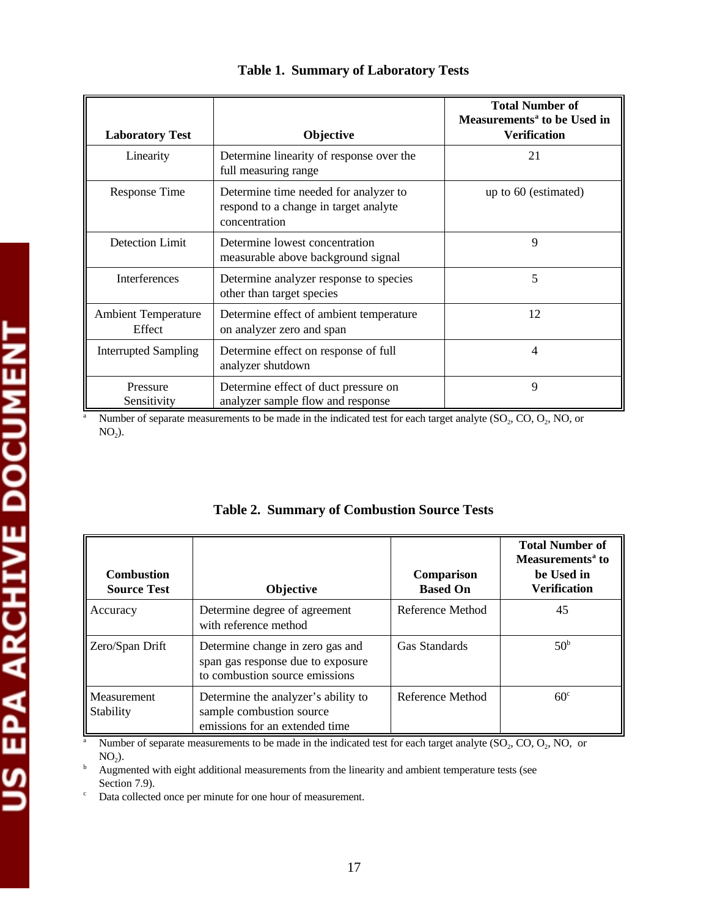**Table 1. Summary of Laboratory Tests**

| Laboratory Test | Objective | Total Number of Measurements[a] to be Used in Verification |
|---|---|---|
| Linearity | Determine linearity of response over the full measuring range | 21 |
| Response Time | Determine time needed for analyzer to respond to a change in target analyte concentration | up to 60 (estimated) |
| Detection Limit | Determine lowest concentration measurable above background signal | 9 |
| Interferences | Determine analyzer response to species other than target species | 5 |
| Ambient Temperature Effect | Determine effect of ambient temperature on analyzer zero and span | 12 |
| Interrupted Sampling | Determine effect on response of full analyzer shutdown | 4 |
| Pressure Sensitivity | Determine effect of duct pressure on analyzer sample flow and response | 9 |

[a] Number of separate measurements to be made in the indicated test for each target analyte ($SO_2$, CO, $O_2$, NO, or $NO_2$).

**Table 2. Summary of Combustion Source Tests**

| Combustion Source Test | Objective | Comparison Based On | Total Number of Measurements[a] to be Used in Verification |
|---|---|---|---|
| Accuracy | Determine degree of agreement with reference method | Reference Method | 45 |
| Zero/Span Drift | Determine change in zero gas and span gas response due to exposure to combustion source emissions | Gas Standards | 50[b] |
| Measurement Stability | Determine the analyzer's ability to sample combustion source emissions for an extended time | Reference Method | 60[c] |

[a] Number of separate measurements to be made in the indicated test for each target analyte ($SO_2$, CO, $O_2$, NO, or $NO_2$).

[b] Augmented with eight additional measurements from the linearity and ambient temperature tests (see Section 7.9).

[c] Data collected once per minute for one hour of measurement.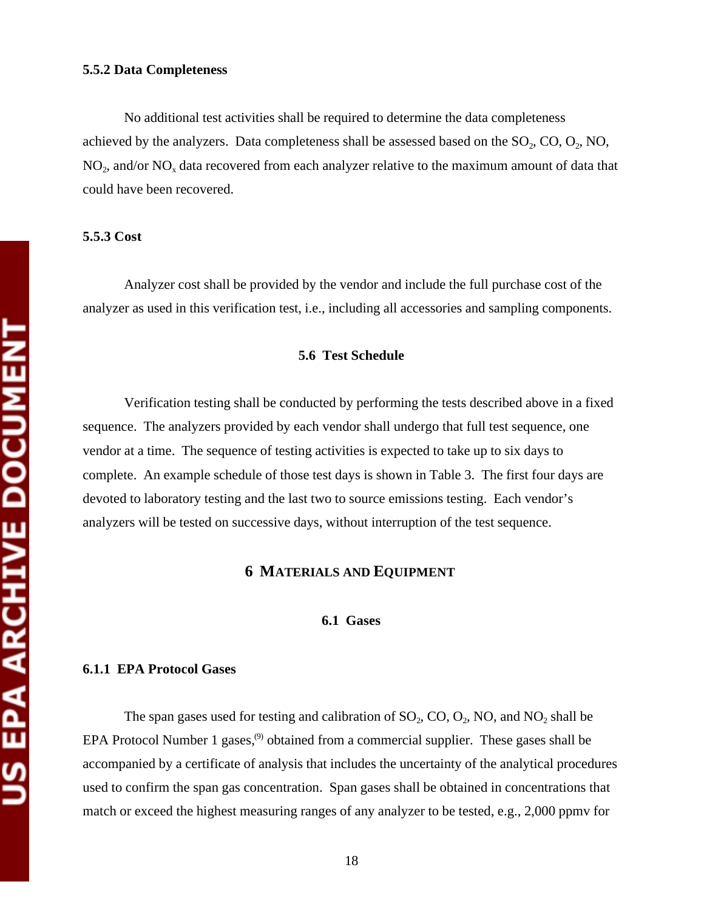#### 5.5.2 Data Completeness

No additional test activities shall be required to determine the data completeness achieved by the analyzers. Data completeness shall be assessed based on the $SO_2$, CO, $O_2$, NO, $NO_2$, and/or $NO_x$ data recovered from each analyzer relative to the maximum amount of data that could have been recovered.

#### 5.5.3 Cost

Analyzer cost shall be provided by the vendor and include the full purchase cost of the analyzer as used in this verification test, i.e., including all accessories and sampling components.

### 5.6 Test Schedule

Verification testing shall be conducted by performing the tests described above in a fixed sequence. The analyzers provided by each vendor shall undergo that full test sequence, one vendor at a time. The sequence of testing activities is expected to take up to six days to complete. An example schedule of those test days is shown in Table 3. The first four days are devoted to laboratory testing and the last two to source emissions testing. Each vendor's analyzers will be tested on successive days, without interruption of the test sequence.

## 6 MATERIALS AND EQUIPMENT

### 6.1 Gases

#### 6.1.1 EPA Protocol Gases

The span gases used for testing and calibration of $SO_2$, CO, $O_2$, NO, and $NO_2$ shall be EPA Protocol Number 1 gases,[9] obtained from a commercial supplier. These gases shall be accompanied by a certificate of analysis that includes the uncertainty of the analytical procedures used to confirm the span gas concentration. Span gases shall be obtained in concentrations that match or exceed the highest measuring ranges of any analyzer to be tested, e.g., 2,000 ppmv for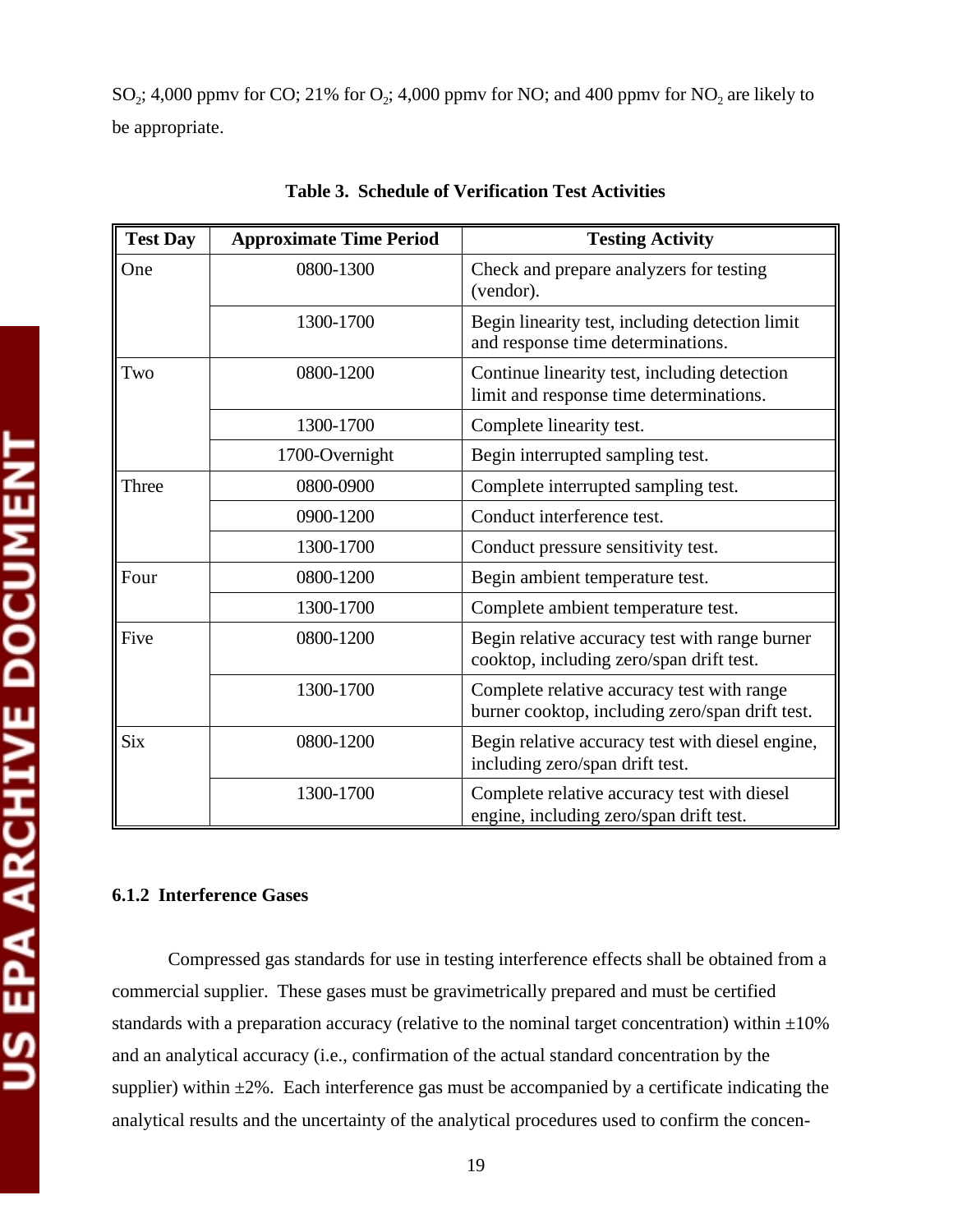$SO_2$; 4,000 ppmv for CO; 21% for $O_2$; 4,000 ppmv for NO; and 400 ppmv for $NO_2$ are likely to be appropriate.

**Table 3. Schedule of Verification Test Activities**

| Test Day | Approximate Time Period | Testing Activity |
|---|---|---|
| One | 0800-1300 | Check and prepare analyzers for testing (vendor). |
| | 1300-1700 | Begin linearity test, including detection limit and response time determinations. |
| Two | 0800-1200 | Continue linearity test, including detection limit and response time determinations. |
| | 1300-1700 | Complete linearity test. |
| | 1700-Overnight | Begin interrupted sampling test. |
| Three | 0800-0900 | Complete interrupted sampling test. |
| | 0900-1200 | Conduct interference test. |
| | 1300-1700 | Conduct pressure sensitivity test. |
| Four | 0800-1200 | Begin ambient temperature test. |
| | 1300-1700 | Complete ambient temperature test. |
| Five | 0800-1200 | Begin relative accuracy test with range burner cooktop, including zero/span drift test. |
| | 1300-1700 | Complete relative accuracy test with range burner cooktop, including zero/span drift test. |
| Six | 0800-1200 | Begin relative accuracy test with diesel engine, including zero/span drift test. |
| | 1300-1700 | Complete relative accuracy test with diesel engine, including zero/span drift test. |

### 6.1.2 Interference Gases

Compressed gas standards for use in testing interference effects shall be obtained from a commercial supplier. These gases must be gravimetrically prepared and must be certified standards with a preparation accuracy (relative to the nominal target concentration) within ±10% and an analytical accuracy (i.e., confirmation of the actual standard concentration by the supplier) within ±2%. Each interference gas must be accompanied by a certificate indicating the analytical results and the uncertainty of the analytical procedures used to confirm the concen-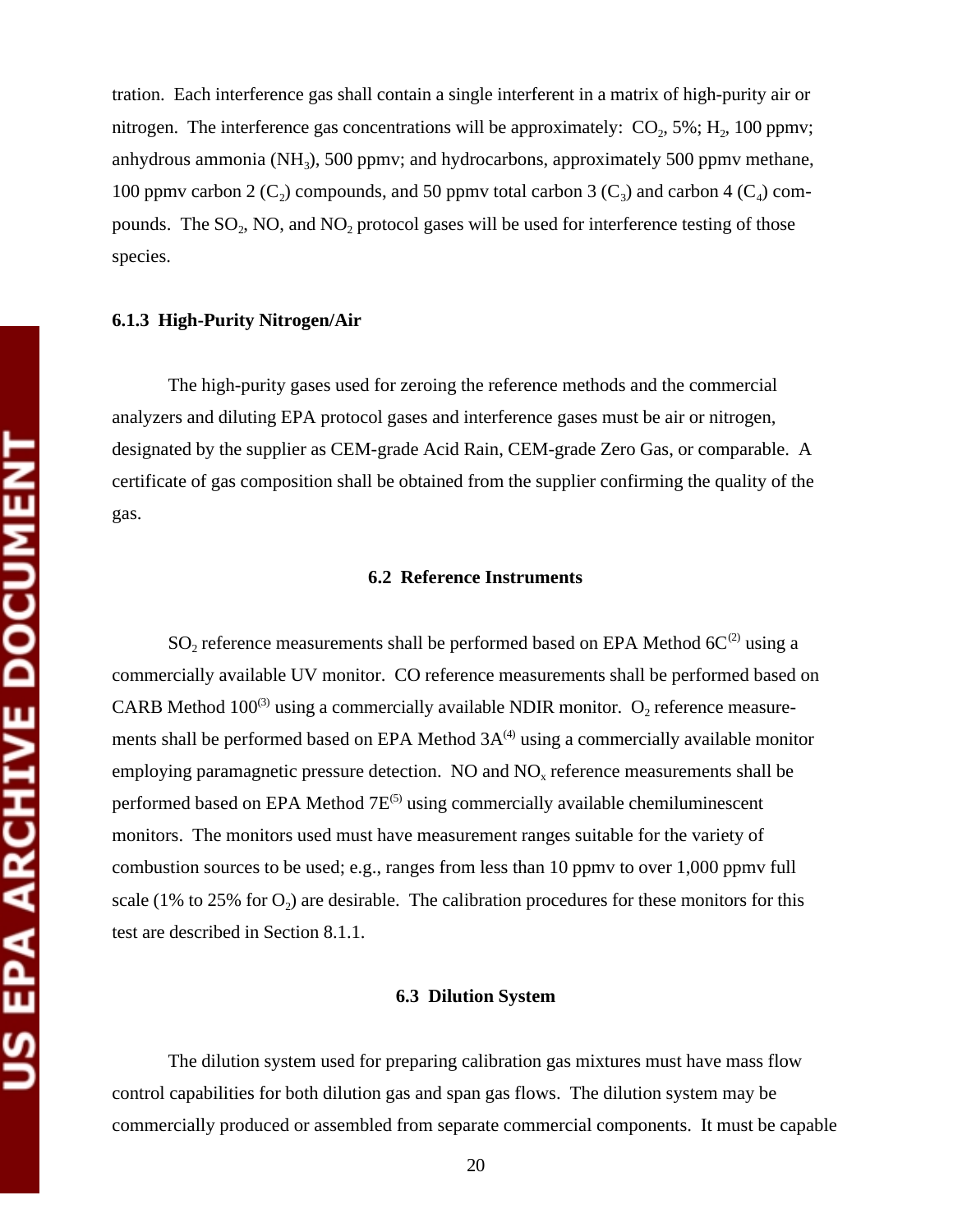tration. Each interference gas shall contain a single interferent in a matrix of high-purity air or nitrogen. The interference gas concentrations will be approximately: $CO_2$, 5%; $H_2$, 100 ppmv; anhydrous ammonia ($NH_3$), 500 ppmv; and hydrocarbons, approximately 500 ppmv methane, 100 ppmv carbon 2 ($C_2$) compounds, and 50 ppmv total carbon 3 ($C_3$) and carbon 4 ($C_4$) compounds. The $SO_2$, NO, and $NO_2$ protocol gases will be used for interference testing of those species.

### 6.1.3 High-Purity Nitrogen/Air

The high-purity gases used for zeroing the reference methods and the commercial analyzers and diluting EPA protocol gases and interference gases must be air or nitrogen, designated by the supplier as CEM-grade Acid Rain, CEM-grade Zero Gas, or comparable. A certificate of gas composition shall be obtained from the supplier confirming the quality of the gas.

## 6.2 Reference Instruments

$SO_2$ reference measurements shall be performed based on EPA Method 6C[2] using a commercially available UV monitor. CO reference measurements shall be performed based on CARB Method 100[3] using a commercially available NDIR monitor. $O_2$ reference measurements shall be performed based on EPA Method 3A[4] using a commercially available monitor employing paramagnetic pressure detection. NO and $NO_x$ reference measurements shall be performed based on EPA Method 7E[5] using commercially available chemiluminescent monitors. The monitors used must have measurement ranges suitable for the variety of combustion sources to be used; e.g., ranges from less than 10 ppmv to over 1,000 ppmv full scale (1% to 25% for $O_2$) are desirable. The calibration procedures for these monitors for this test are described in Section 8.1.1.

## 6.3 Dilution System

The dilution system used for preparing calibration gas mixtures must have mass flow control capabilities for both dilution gas and span gas flows. The dilution system may be commercially produced or assembled from separate commercial components. It must be capable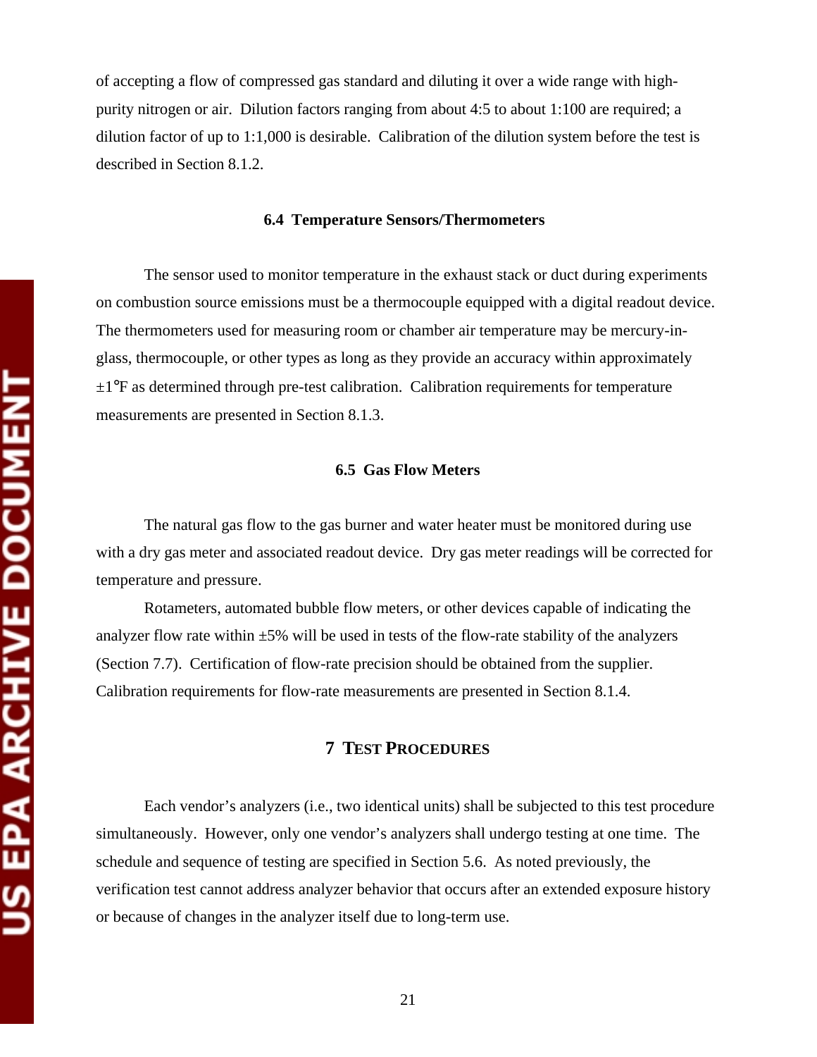of accepting a flow of compressed gas standard and diluting it over a wide range with high-purity nitrogen or air. Dilution factors ranging from about 4:5 to about 1:100 are required; a dilution factor of up to 1:1,000 is desirable. Calibration of the dilution system before the test is described in Section 8.1.2.

### 6.4 Temperature Sensors/Thermometers

The sensor used to monitor temperature in the exhaust stack or duct during experiments on combustion source emissions must be a thermocouple equipped with a digital readout device. The thermometers used for measuring room or chamber air temperature may be mercury-in-glass, thermocouple, or other types as long as they provide an accuracy within approximately ±1°F as determined through pre-test calibration. Calibration requirements for temperature measurements are presented in Section 8.1.3.

### 6.5 Gas Flow Meters

The natural gas flow to the gas burner and water heater must be monitored during use with a dry gas meter and associated readout device. Dry gas meter readings will be corrected for temperature and pressure.

Rotameters, automated bubble flow meters, or other devices capable of indicating the analyzer flow rate within ±5% will be used in tests of the flow-rate stability of the analyzers (Section 7.7). Certification of flow-rate precision should be obtained from the supplier. Calibration requirements for flow-rate measurements are presented in Section 8.1.4.

## 7 Test Procedures

Each vendor's analyzers (i.e., two identical units) shall be subjected to this test procedure simultaneously. However, only one vendor's analyzers shall undergo testing at one time. The schedule and sequence of testing are specified in Section 5.6. As noted previously, the verification test cannot address analyzer behavior that occurs after an extended exposure history or because of changes in the analyzer itself due to long-term use.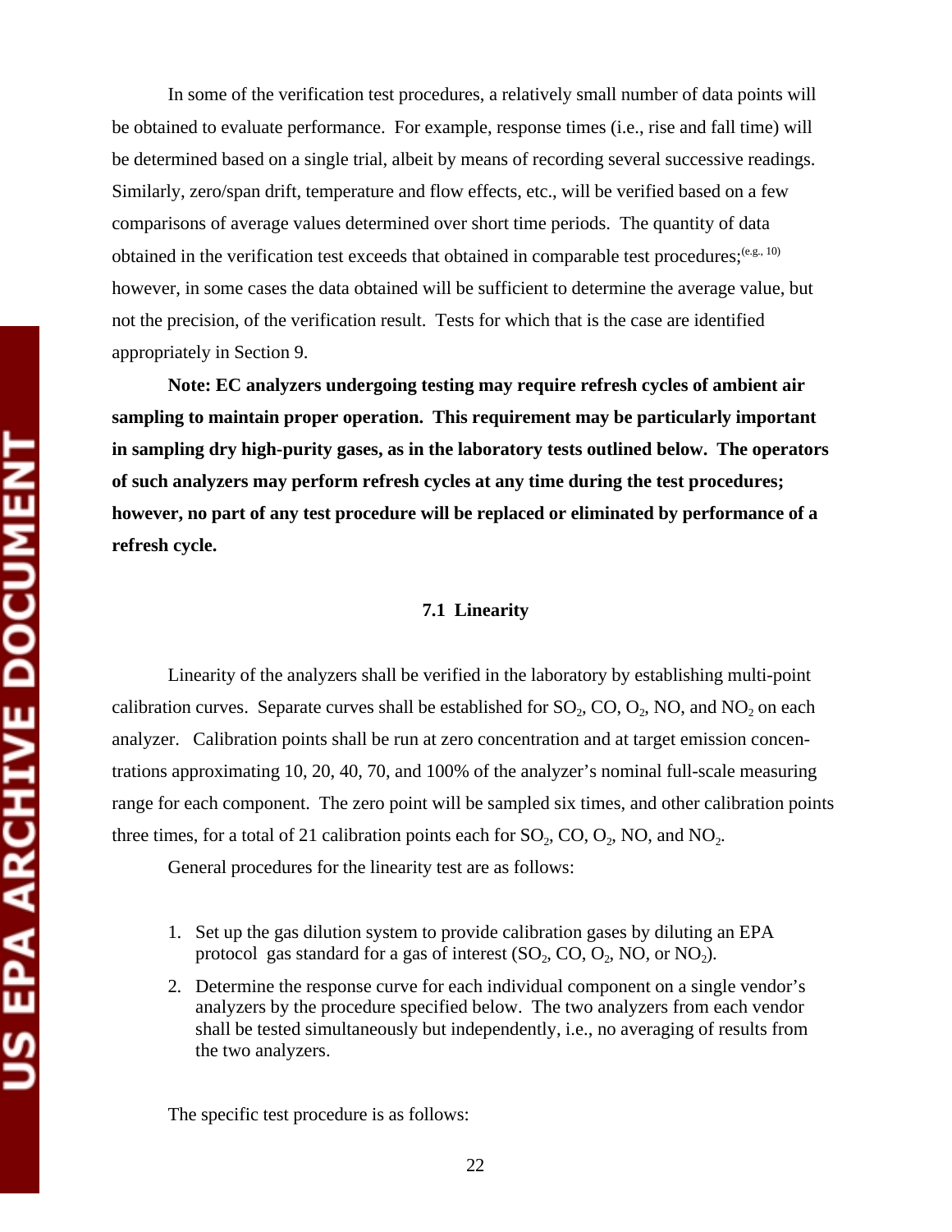In some of the verification test procedures, a relatively small number of data points will be obtained to evaluate performance. For example, response times (i.e., rise and fall time) will be determined based on a single trial, albeit by means of recording several successive readings. Similarly, zero/span drift, temperature and flow effects, etc., will be verified based on a few comparisons of average values determined over short time periods. The quantity of data obtained in the verification test exceeds that obtained in comparable test procedures;[e.g., 10] however, in some cases the data obtained will be sufficient to determine the average value, but not the precision, of the verification result. Tests for which that is the case are identified appropriately in Section 9.

**Note: EC analyzers undergoing testing may require refresh cycles of ambient air sampling to maintain proper operation. This requirement may be particularly important in sampling dry high-purity gases, as in the laboratory tests outlined below. The operators of such analyzers may perform refresh cycles at any time during the test procedures; however, no part of any test procedure will be replaced or eliminated by performance of a refresh cycle.**

### 7.1 Linearity

Linearity of the analyzers shall be verified in the laboratory by establishing multi-point calibration curves. Separate curves shall be established for $SO_2$, CO, $O_2$, NO, and $NO_2$ on each analyzer. Calibration points shall be run at zero concentration and at target emission concentrations approximating 10, 20, 40, 70, and 100% of the analyzer's nominal full-scale measuring range for each component. The zero point will be sampled six times, and other calibration points three times, for a total of 21 calibration points each for $SO_2$, CO, $O_2$, NO, and $NO_2$.

General procedures for the linearity test are as follows:

1. Set up the gas dilution system to provide calibration gases by diluting an EPA protocol gas standard for a gas of interest ($SO_2$, CO, $O_2$, NO, or $NO_2$).
2. Determine the response curve for each individual component on a single vendor's analyzers by the procedure specified below. The two analyzers from each vendor shall be tested simultaneously but independently, i.e., no averaging of results from the two analyzers.

The specific test procedure is as follows: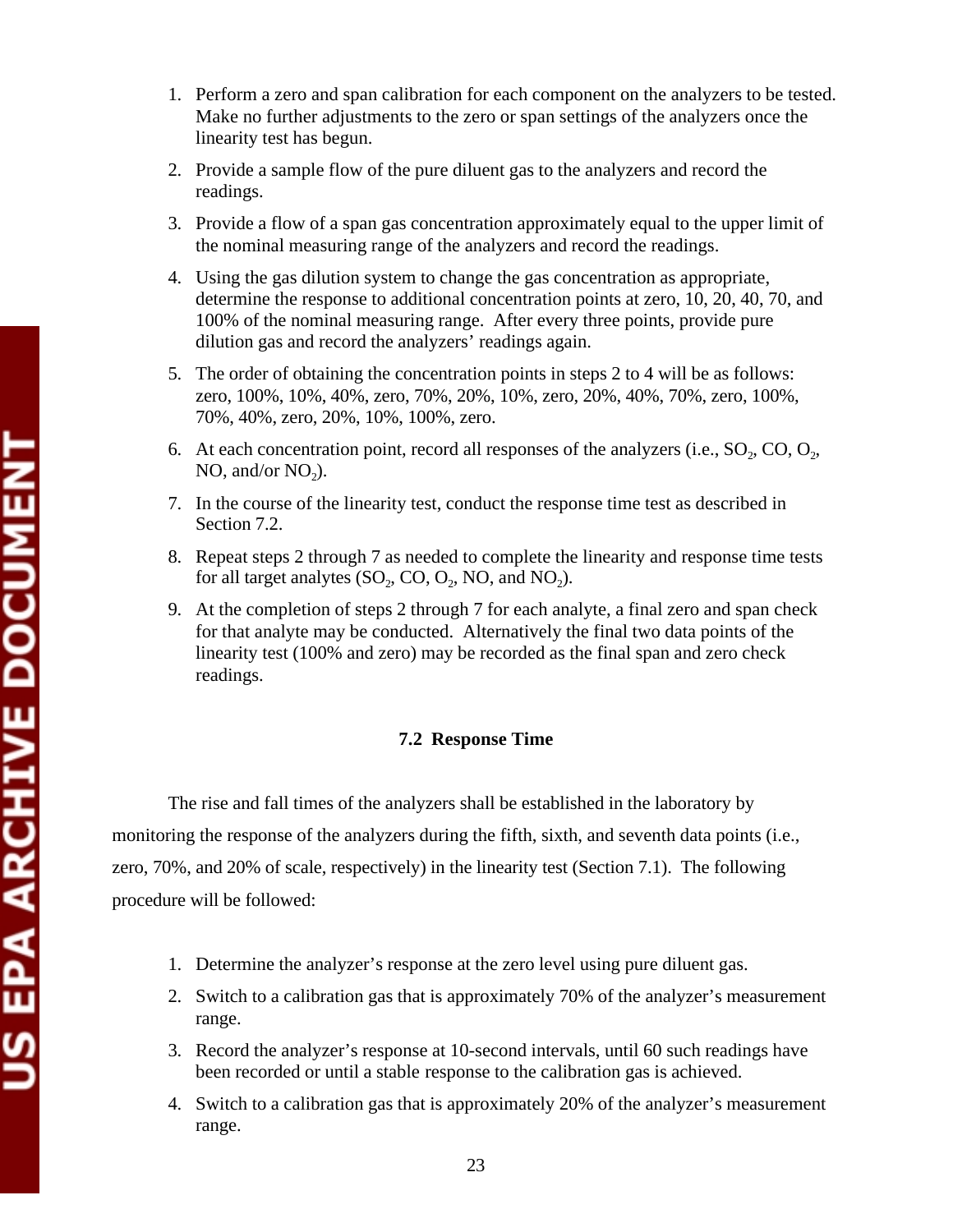1. Perform a zero and span calibration for each component on the analyzers to be tested. Make no further adjustments to the zero or span settings of the analyzers once the linearity test has begun.
2. Provide a sample flow of the pure diluent gas to the analyzers and record the readings.
3. Provide a flow of a span gas concentration approximately equal to the upper limit of the nominal measuring range of the analyzers and record the readings.
4. Using the gas dilution system to change the gas concentration as appropriate, determine the response to additional concentration points at zero, 10, 20, 40, 70, and 100% of the nominal measuring range. After every three points, provide pure dilution gas and record the analyzers' readings again.
5. The order of obtaining the concentration points in steps 2 to 4 will be as follows: zero, 100%, 10%, 40%, zero, 70%, 20%, 10%, zero, 20%, 40%, 70%, zero, 100%, 70%, 40%, zero, 20%, 10%, 100%, zero.
6. At each concentration point, record all responses of the analyzers (i.e., $SO_2$, CO, $O_2$, NO, and/or $NO_2$).
7. In the course of the linearity test, conduct the response time test as described in Section 7.2.
8. Repeat steps 2 through 7 as needed to complete the linearity and response time tests for all target analytes ($SO_2$, CO, $O_2$, NO, and $NO_2$).
9. At the completion of steps 2 through 7 for each analyte, a final zero and span check for that analyte may be conducted. Alternatively the final two data points of the linearity test (100% and zero) may be recorded as the final span and zero check readings.

### 7.2 Response Time

The rise and fall times of the analyzers shall be established in the laboratory by monitoring the response of the analyzers during the fifth, sixth, and seventh data points (i.e., zero, 70%, and 20% of scale, respectively) in the linearity test (Section 7.1). The following procedure will be followed:

1. Determine the analyzer's response at the zero level using pure diluent gas.
2. Switch to a calibration gas that is approximately 70% of the analyzer's measurement range.
3. Record the analyzer's response at 10-second intervals, until 60 such readings have been recorded or until a stable response to the calibration gas is achieved.
4. Switch to a calibration gas that is approximately 20% of the analyzer's measurement range.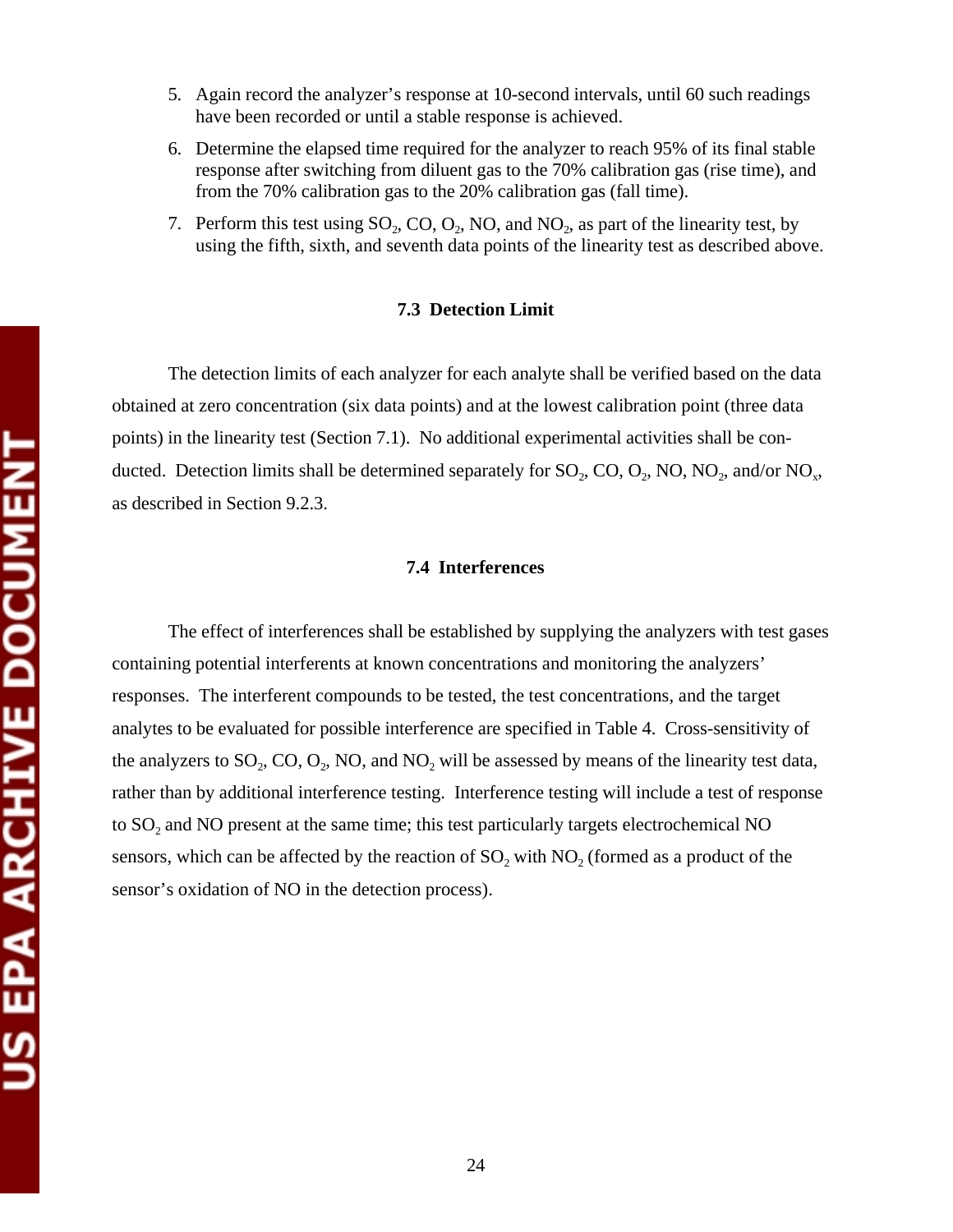5. Again record the analyzer's response at 10-second intervals, until 60 such readings have been recorded or until a stable response is achieved.
6. Determine the elapsed time required for the analyzer to reach 95% of its final stable response after switching from diluent gas to the 70% calibration gas (rise time), and from the 70% calibration gas to the 20% calibration gas (fall time).
7. Perform this test using $SO_2$, CO, $O_2$, NO, and $NO_2$, as part of the linearity test, by using the fifth, sixth, and seventh data points of the linearity test as described above.

### 7.3 Detection Limit

The detection limits of each analyzer for each analyte shall be verified based on the data obtained at zero concentration (six data points) and at the lowest calibration point (three data points) in the linearity test (Section 7.1). No additional experimental activities shall be conducted. Detection limits shall be determined separately for $SO_2$, CO, $O_2$, NO, $NO_2$, and/or $NO_x$, as described in Section 9.2.3.

### 7.4 Interferences

The effect of interferences shall be established by supplying the analyzers with test gases containing potential interferents at known concentrations and monitoring the analyzers' responses. The interferent compounds to be tested, the test concentrations, and the target analytes to be evaluated for possible interference are specified in Table 4. Cross-sensitivity of the analyzers to $SO_2$, CO, $O_2$, NO, and $NO_2$ will be assessed by means of the linearity test data, rather than by additional interference testing. Interference testing will include a test of response to $SO_2$ and NO present at the same time; this test particularly targets electrochemical NO sensors, which can be affected by the reaction of $SO_2$ with $NO_2$ (formed as a product of the sensor's oxidation of NO in the detection process).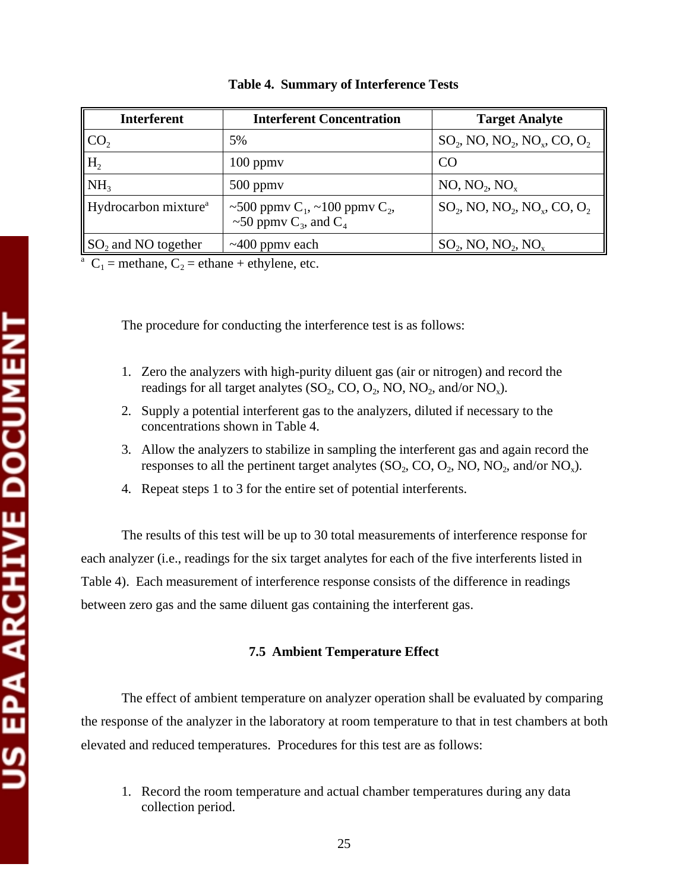**Table 4. Summary of Interference Tests**

| Interferent | Interferent Concentration | Target Analyte |
|---|---|---|
| $CO_2$ | 5% | $SO_2$, NO, $NO_2$, $NO_x$, CO, $O_2$ |
| $H_2$ | 100 ppmv | CO |
| $NH_3$ | 500 ppmv | NO, $NO_2$, $NO_x$ |
| Hydrocarbon mixture[a] | ~500 ppmv $C_1$, ~100 ppmv $C_2$, ~50 ppmv $C_3$, and $C_4$ | $SO_2$, NO, $NO_2$, $NO_x$, CO, $O_2$ |
| $SO_2$ and NO together | ~400 ppmv each | $SO_2$, NO, $NO_2$, $NO_x$ |

[a] $C_1$ = methane, $C_2$ = ethane + ethylene, etc.

The procedure for conducting the interference test is as follows:

1. Zero the analyzers with high-purity diluent gas (air or nitrogen) and record the readings for all target analytes ($SO_2$, CO, $O_2$, NO, $NO_2$, and/or $NO_x$).
2. Supply a potential interferent gas to the analyzers, diluted if necessary to the concentrations shown in Table 4.
3. Allow the analyzers to stabilize in sampling the interferent gas and again record the responses to all the pertinent target analytes ($SO_2$, CO, $O_2$, NO, $NO_2$, and/or $NO_x$).
4. Repeat steps 1 to 3 for the entire set of potential interferents.

The results of this test will be up to 30 total measurements of interference response for each analyzer (i.e., readings for the six target analytes for each of the five interferents listed in Table 4). Each measurement of interference response consists of the difference in readings between zero gas and the same diluent gas containing the interferent gas.

### 7.5 Ambient Temperature Effect

The effect of ambient temperature on analyzer operation shall be evaluated by comparing the response of the analyzer in the laboratory at room temperature to that in test chambers at both elevated and reduced temperatures. Procedures for this test are as follows:

1. Record the room temperature and actual chamber temperatures during any data collection period.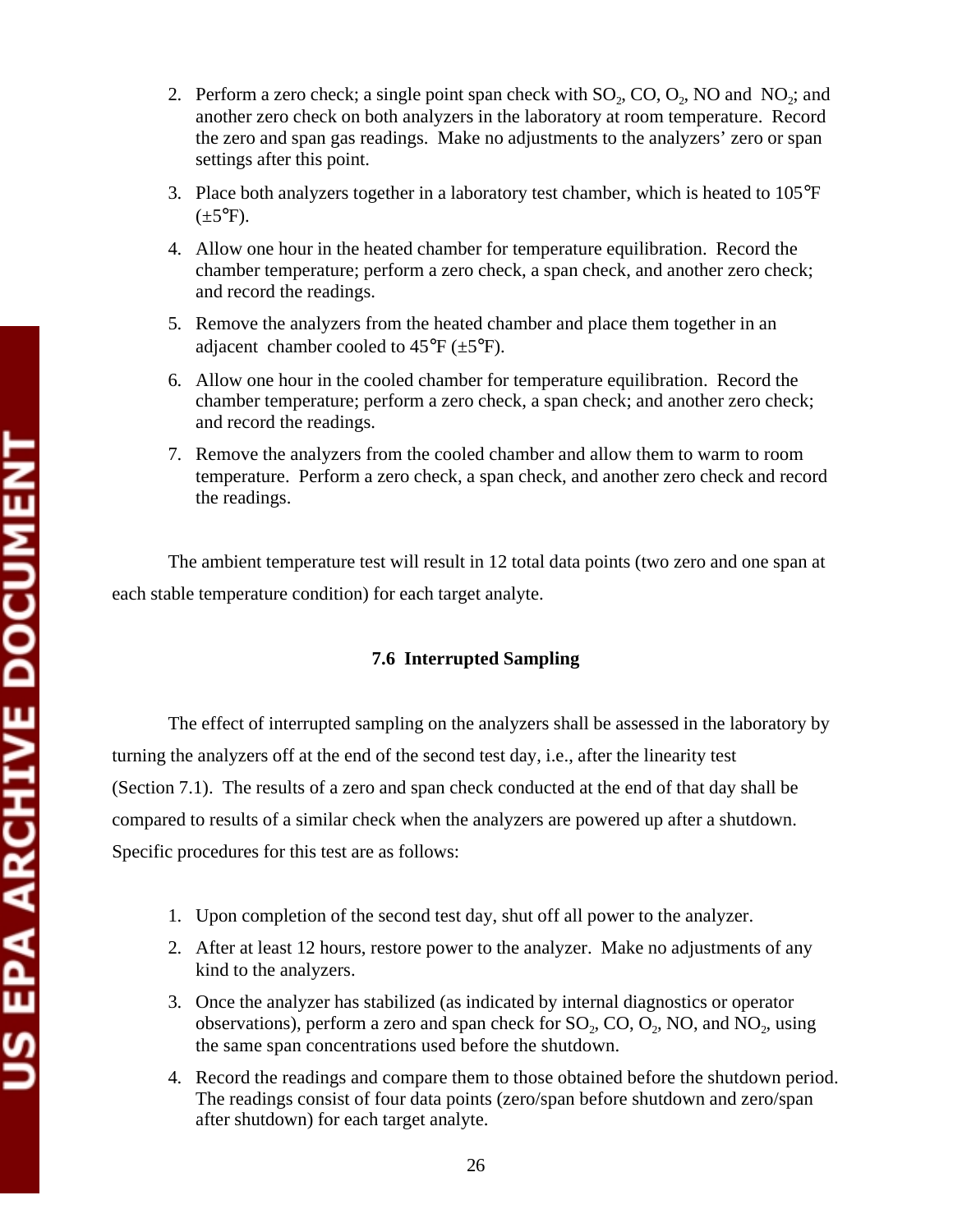2. Perform a zero check; a single point span check with $SO_2$, CO, $O_2$, NO and $NO_2$; and another zero check on both analyzers in the laboratory at room temperature. Record the zero and span gas readings. Make no adjustments to the analyzers' zero or span settings after this point.
3. Place both analyzers together in a laboratory test chamber, which is heated to 105°F (±5°F).
4. Allow one hour in the heated chamber for temperature equilibration. Record the chamber temperature; perform a zero check, a span check, and another zero check; and record the readings.
5. Remove the analyzers from the heated chamber and place them together in an adjacent chamber cooled to 45°F (±5°F).
6. Allow one hour in the cooled chamber for temperature equilibration. Record the chamber temperature; perform a zero check, a span check; and another zero check; and record the readings.
7. Remove the analyzers from the cooled chamber and allow them to warm to room temperature. Perform a zero check, a span check, and another zero check and record the readings.

The ambient temperature test will result in 12 total data points (two zero and one span at each stable temperature condition) for each target analyte.

### 7.6 Interrupted Sampling

The effect of interrupted sampling on the analyzers shall be assessed in the laboratory by turning the analyzers off at the end of the second test day, i.e., after the linearity test (Section 7.1). The results of a zero and span check conducted at the end of that day shall be compared to results of a similar check when the analyzers are powered up after a shutdown. Specific procedures for this test are as follows:

1. Upon completion of the second test day, shut off all power to the analyzer.
2. After at least 12 hours, restore power to the analyzer. Make no adjustments of any kind to the analyzers.
3. Once the analyzer has stabilized (as indicated by internal diagnostics or operator observations), perform a zero and span check for $SO_2$, CO, $O_2$, NO, and $NO_2$, using the same span concentrations used before the shutdown.
4. Record the readings and compare them to those obtained before the shutdown period. The readings consist of four data points (zero/span before shutdown and zero/span after shutdown) for each target analyte.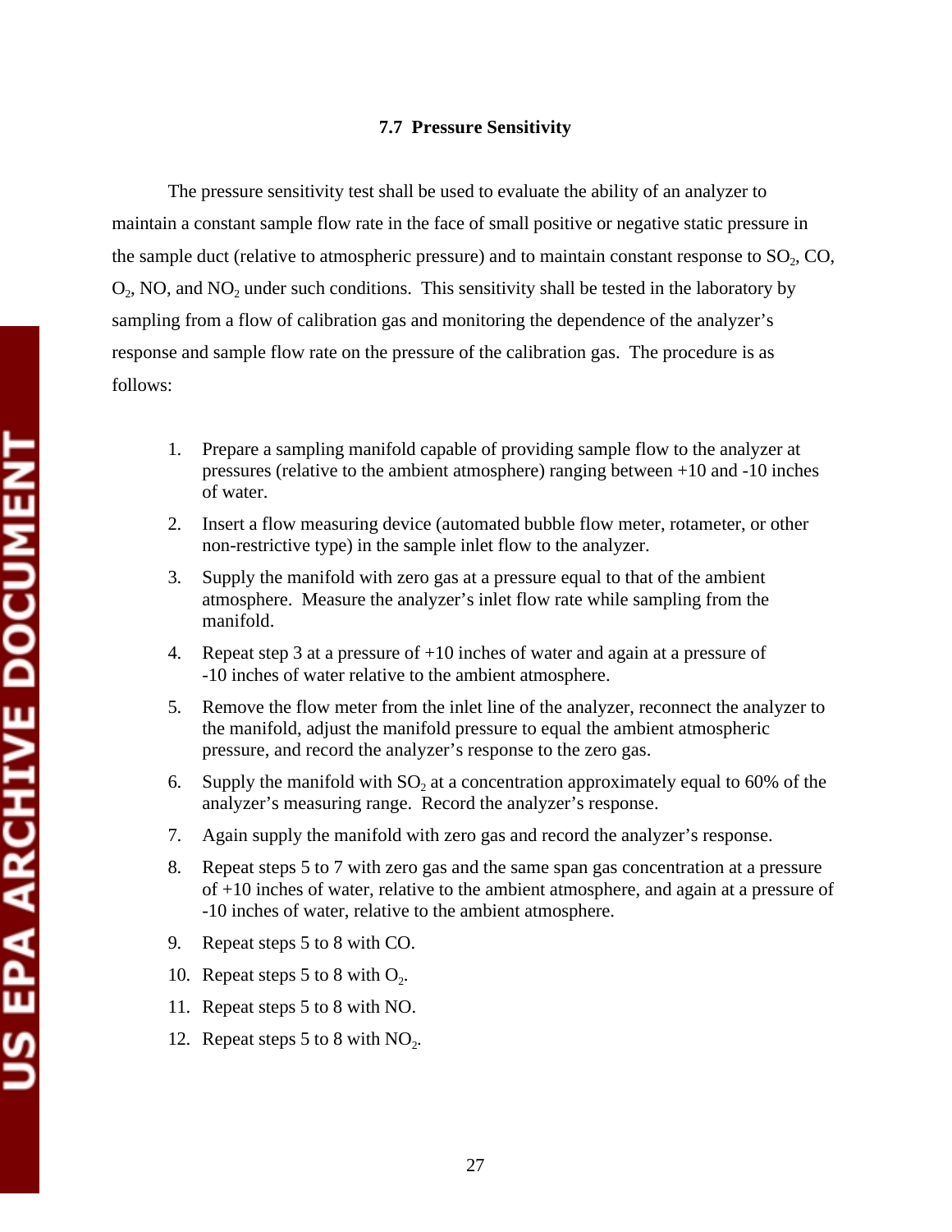### 7.7 Pressure Sensitivity

The pressure sensitivity test shall be used to evaluate the ability of an analyzer to maintain a constant sample flow rate in the face of small positive or negative static pressure in the sample duct (relative to atmospheric pressure) and to maintain constant response to $SO_2$, CO, $O_2$, NO, and $NO_2$ under such conditions. This sensitivity shall be tested in the laboratory by sampling from a flow of calibration gas and monitoring the dependence of the analyzer's response and sample flow rate on the pressure of the calibration gas. The procedure is as follows:

1. Prepare a sampling manifold capable of providing sample flow to the analyzer at pressures (relative to the ambient atmosphere) ranging between +10 and -10 inches of water.
2. Insert a flow measuring device (automated bubble flow meter, rotameter, or other non-restrictive type) in the sample inlet flow to the analyzer.
3. Supply the manifold with zero gas at a pressure equal to that of the ambient atmosphere. Measure the analyzer's inlet flow rate while sampling from the manifold.
4. Repeat step 3 at a pressure of +10 inches of water and again at a pressure of -10 inches of water relative to the ambient atmosphere.
5. Remove the flow meter from the inlet line of the analyzer, reconnect the analyzer to the manifold, adjust the manifold pressure to equal the ambient atmospheric pressure, and record the analyzer's response to the zero gas.
6. Supply the manifold with $SO_2$ at a concentration approximately equal to 60% of the analyzer's measuring range. Record the analyzer's response.
7. Again supply the manifold with zero gas and record the analyzer's response.
8. Repeat steps 5 to 7 with zero gas and the same span gas concentration at a pressure of +10 inches of water, relative to the ambient atmosphere, and again at a pressure of -10 inches of water, relative to the ambient atmosphere.
9. Repeat steps 5 to 8 with CO.
10. Repeat steps 5 to 8 with $O_2$.
11. Repeat steps 5 to 8 with NO.
12. Repeat steps 5 to 8 with $NO_2$.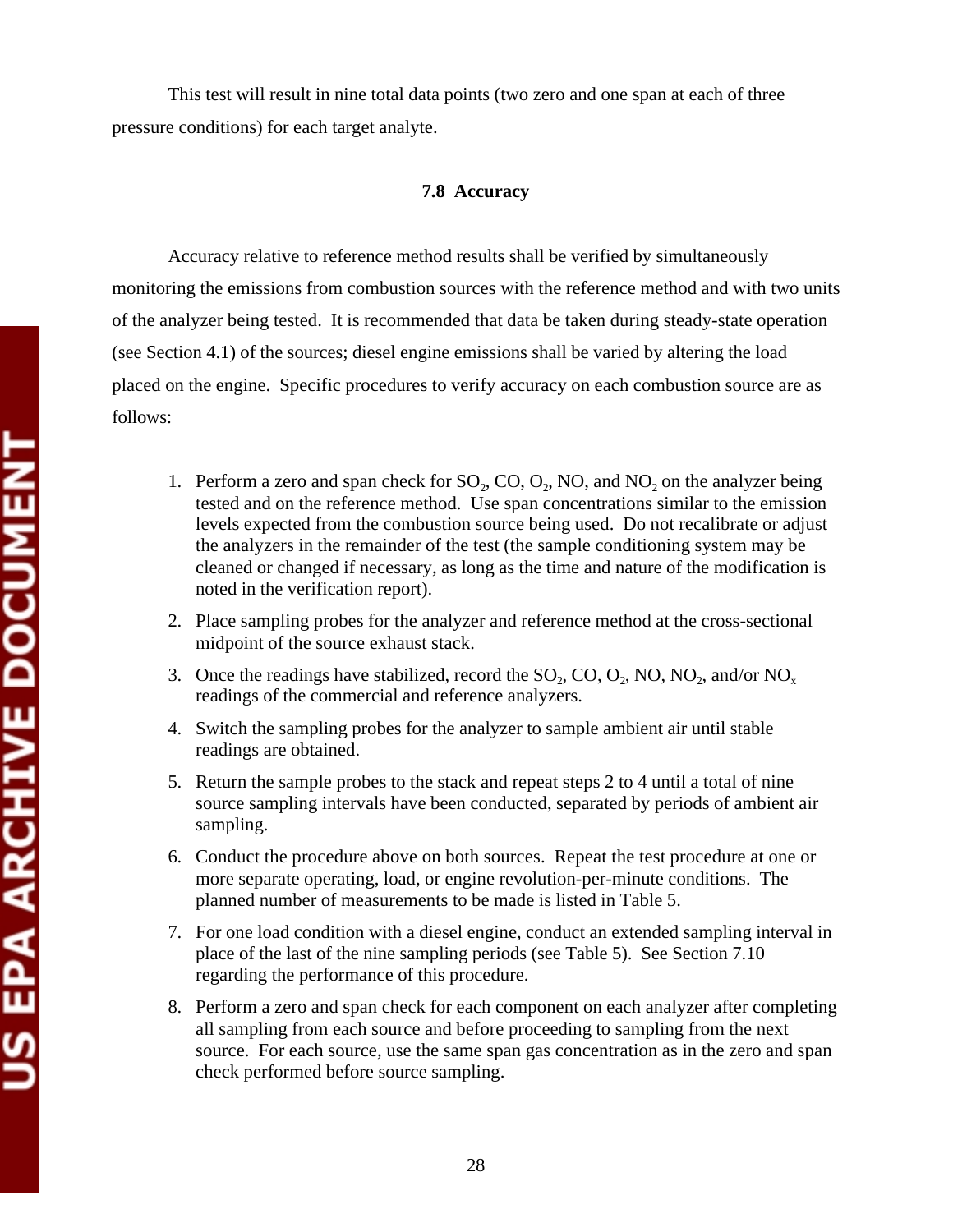This test will result in nine total data points (two zero and one span at each of three pressure conditions) for each target analyte.

### 7.8 Accuracy

Accuracy relative to reference method results shall be verified by simultaneously monitoring the emissions from combustion sources with the reference method and with two units of the analyzer being tested. It is recommended that data be taken during steady-state operation (see Section 4.1) of the sources; diesel engine emissions shall be varied by altering the load placed on the engine. Specific procedures to verify accuracy on each combustion source are as follows:

1. Perform a zero and span check for $SO_2$, CO, $O_2$, NO, and $NO_2$ on the analyzer being tested and on the reference method. Use span concentrations similar to the emission levels expected from the combustion source being used. Do not recalibrate or adjust the analyzers in the remainder of the test (the sample conditioning system may be cleaned or changed if necessary, as long as the time and nature of the modification is noted in the verification report).
2. Place sampling probes for the analyzer and reference method at the cross-sectional midpoint of the source exhaust stack.
3. Once the readings have stabilized, record the $SO_2$, CO, $O_2$, NO, $NO_2$, and/or $NO_x$ readings of the commercial and reference analyzers.
4. Switch the sampling probes for the analyzer to sample ambient air until stable readings are obtained.
5. Return the sample probes to the stack and repeat steps 2 to 4 until a total of nine source sampling intervals have been conducted, separated by periods of ambient air sampling.
6. Conduct the procedure above on both sources. Repeat the test procedure at one or more separate operating, load, or engine revolution-per-minute conditions. The planned number of measurements to be made is listed in Table 5.
7. For one load condition with a diesel engine, conduct an extended sampling interval in place of the last of the nine sampling periods (see Table 5). See Section 7.10 regarding the performance of this procedure.
8. Perform a zero and span check for each component on each analyzer after completing all sampling from each source and before proceeding to sampling from the next source. For each source, use the same span gas concentration as in the zero and span check performed before source sampling.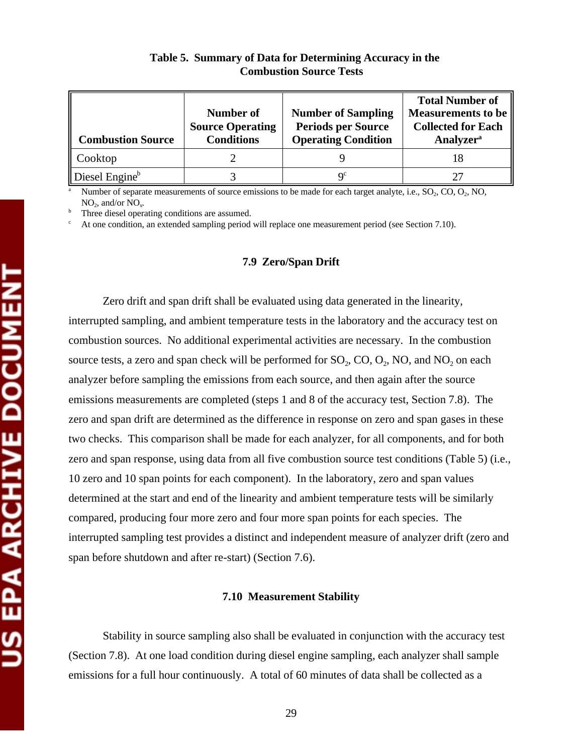**Table 5. Summary of Data for Determining Accuracy in the Combustion Source Tests**

| Combustion Source | Number of Source Operating Conditions | Number of Sampling Periods per Source Operating Condition | Total Number of Measurements to be Collected for Each Analyzer[a] |
|---|---|---|---|
| Cooktop | 2 | 9 | 18 |
| Diesel Engine[b] | 3 | 9[c] | 27 |

[a] Number of separate measurements of source emissions to be made for each target analyte, i.e., $SO_2$, CO, $O_2$, NO, $NO_2$, and/or $NO_x$.

[b] Three diesel operating conditions are assumed.

[c] At one condition, an extended sampling period will replace one measurement period (see Section 7.10).

### 7.9 Zero/Span Drift

Zero drift and span drift shall be evaluated using data generated in the linearity, interrupted sampling, and ambient temperature tests in the laboratory and the accuracy test on combustion sources. No additional experimental activities are necessary. In the combustion source tests, a zero and span check will be performed for $SO_2$, CO, $O_2$, NO, and $NO_2$ on each analyzer before sampling the emissions from each source, and then again after the source emissions measurements are completed (steps 1 and 8 of the accuracy test, Section 7.8). The zero and span drift are determined as the difference in response on zero and span gases in these two checks. This comparison shall be made for each analyzer, for all components, and for both zero and span response, using data from all five combustion source test conditions (Table 5) (i.e., 10 zero and 10 span points for each component). In the laboratory, zero and span values determined at the start and end of the linearity and ambient temperature tests will be similarly compared, producing four more zero and four more span points for each species. The interrupted sampling test provides a distinct and independent measure of analyzer drift (zero and span before shutdown and after re-start) (Section 7.6).

### 7.10 Measurement Stability

Stability in source sampling also shall be evaluated in conjunction with the accuracy test (Section 7.8). At one load condition during diesel engine sampling, each analyzer shall sample emissions for a full hour continuously. A total of 60 minutes of data shall be collected as a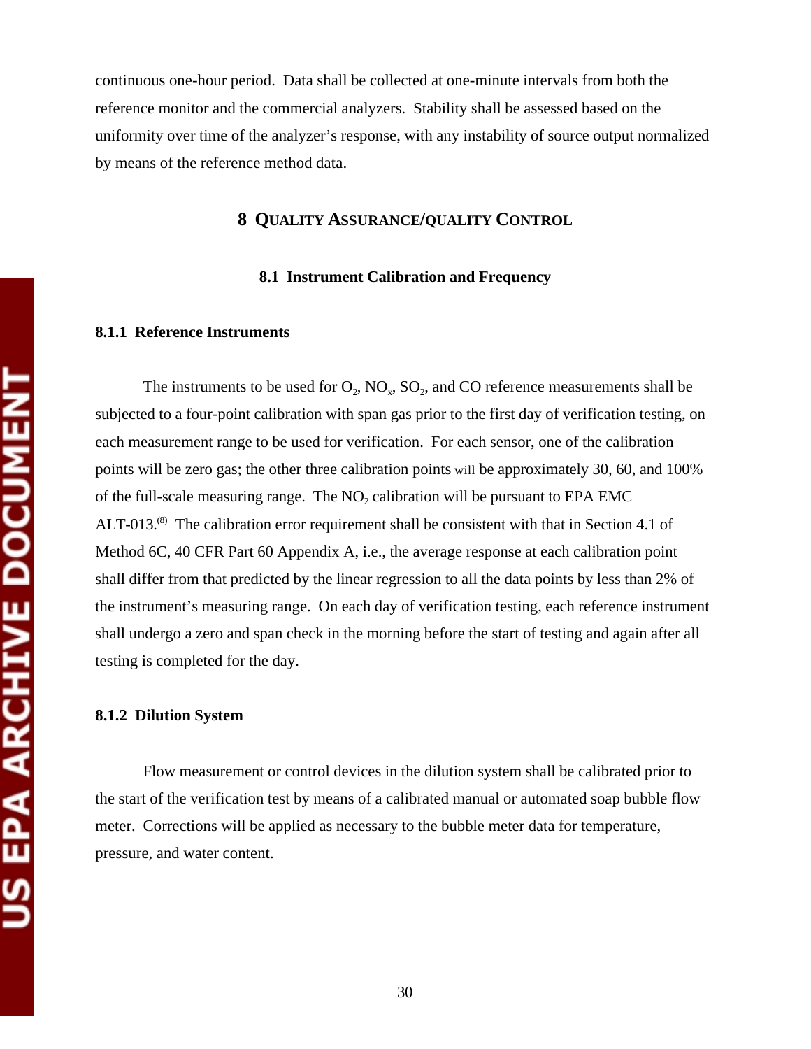continuous one-hour period. Data shall be collected at one-minute intervals from both the reference monitor and the commercial analyzers. Stability shall be assessed based on the uniformity over time of the analyzer's response, with any instability of source output normalized by means of the reference method data.

# 8 QUALITY ASSURANCE/QUALITY CONTROL

## 8.1 Instrument Calibration and Frequency

### 8.1.1 Reference Instruments

The instruments to be used for $O_2$, $NO_x$, $SO_2$, and CO reference measurements shall be subjected to a four-point calibration with span gas prior to the first day of verification testing, on each measurement range to be used for verification. For each sensor, one of the calibration points will be zero gas; the other three calibration points will be approximately 30, 60, and 100% of the full-scale measuring range. The $NO_2$ calibration will be pursuant to EPA EMC ALT-013.[8] The calibration error requirement shall be consistent with that in Section 4.1 of Method 6C, 40 CFR Part 60 Appendix A, i.e., the average response at each calibration point shall differ from that predicted by the linear regression to all the data points by less than 2% of the instrument's measuring range. On each day of verification testing, each reference instrument shall undergo a zero and span check in the morning before the start of testing and again after all testing is completed for the day.

### 8.1.2 Dilution System

Flow measurement or control devices in the dilution system shall be calibrated prior to the start of the verification test by means of a calibrated manual or automated soap bubble flow meter. Corrections will be applied as necessary to the bubble meter data for temperature, pressure, and water content.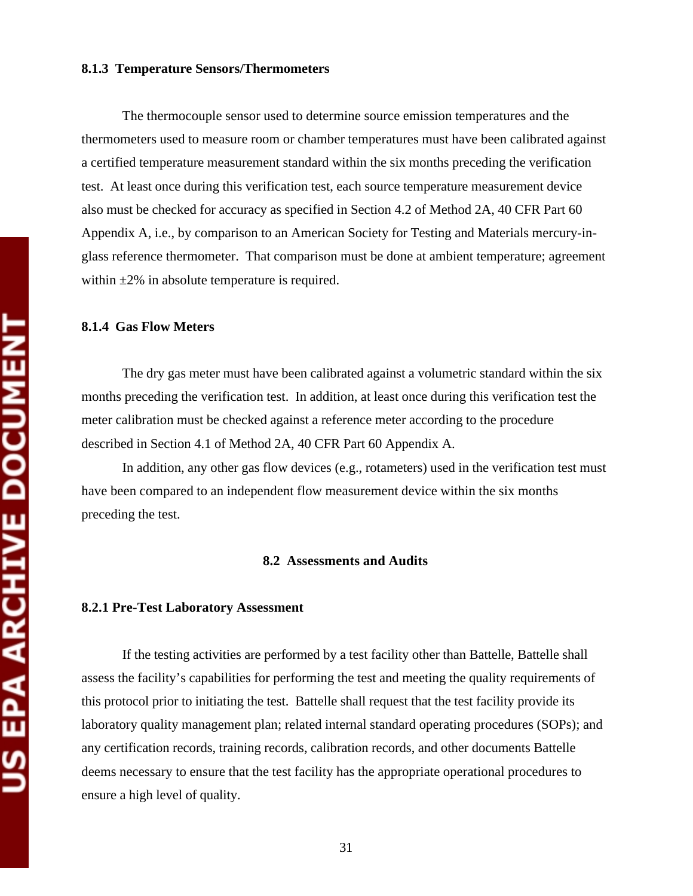### 8.1.3 Temperature Sensors/Thermometers

The thermocouple sensor used to determine source emission temperatures and the thermometers used to measure room or chamber temperatures must have been calibrated against a certified temperature measurement standard within the six months preceding the verification test. At least once during this verification test, each source temperature measurement device also must be checked for accuracy as specified in Section 4.2 of Method 2A, 40 CFR Part 60 Appendix A, i.e., by comparison to an American Society for Testing and Materials mercury-in-glass reference thermometer. That comparison must be done at ambient temperature; agreement within ±2% in absolute temperature is required.

### 8.1.4 Gas Flow Meters

The dry gas meter must have been calibrated against a volumetric standard within the six months preceding the verification test. In addition, at least once during this verification test the meter calibration must be checked against a reference meter according to the procedure described in Section 4.1 of Method 2A, 40 CFR Part 60 Appendix A.

In addition, any other gas flow devices (e.g., rotameters) used in the verification test must have been compared to an independent flow measurement device within the six months preceding the test.

## 8.2 Assessments and Audits

### 8.2.1 Pre-Test Laboratory Assessment

If the testing activities are performed by a test facility other than Battelle, Battelle shall assess the facility's capabilities for performing the test and meeting the quality requirements of this protocol prior to initiating the test. Battelle shall request that the test facility provide its laboratory quality management plan; related internal standard operating procedures (SOPs); and any certification records, training records, calibration records, and other documents Battelle deems necessary to ensure that the test facility has the appropriate operational procedures to ensure a high level of quality.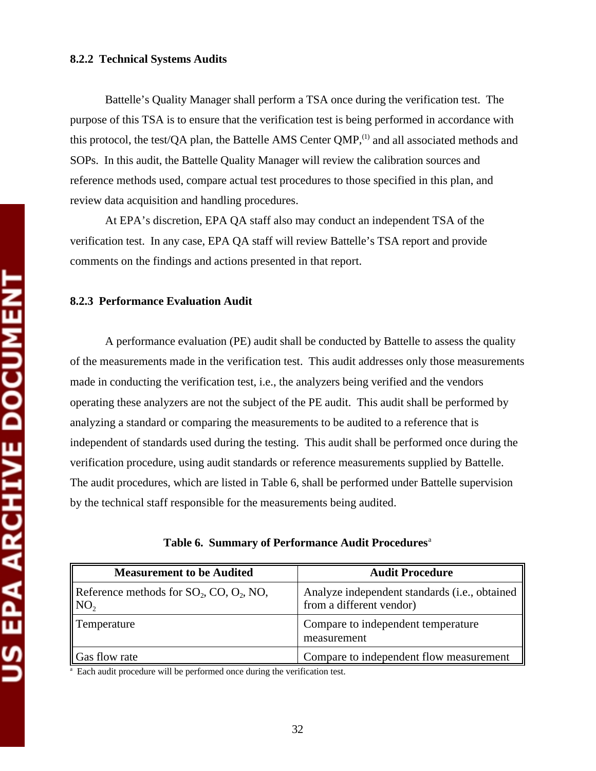### 8.2.2 Technical Systems Audits

Battelle's Quality Manager shall perform a TSA once during the verification test. The purpose of this TSA is to ensure that the verification test is being performed in accordance with this protocol, the test/QA plan, the Battelle AMS Center QMP,[1] and all associated methods and SOPs. In this audit, the Battelle Quality Manager will review the calibration sources and reference methods used, compare actual test procedures to those specified in this plan, and review data acquisition and handling procedures.

At EPA's discretion, EPA QA staff also may conduct an independent TSA of the verification test. In any case, EPA QA staff will review Battelle's TSA report and provide comments on the findings and actions presented in that report.

### 8.2.3 Performance Evaluation Audit

A performance evaluation (PE) audit shall be conducted by Battelle to assess the quality of the measurements made in the verification test. This audit addresses only those measurements made in conducting the verification test, i.e., the analyzers being verified and the vendors operating these analyzers are not the subject of the PE audit. This audit shall be performed by analyzing a standard or comparing the measurements to be audited to a reference that is independent of standards used during the testing. This audit shall be performed once during the verification procedure, using audit standards or reference measurements supplied by Battelle. The audit procedures, which are listed in Table 6, shall be performed under Battelle supervision by the technical staff responsible for the measurements being audited.

**Table 6. Summary of Performance Audit Procedures**[a]

| Measurement to be Audited | Audit Procedure |
| --- | --- |
| Reference methods for $SO_2$, CO, $O_2$, NO, $NO_2$ | Analyze independent standards (i.e., obtained from a different vendor) |
| Temperature | Compare to independent temperature measurement |
| Gas flow rate | Compare to independent flow measurement |

[a] Each audit procedure will be performed once during the verification test.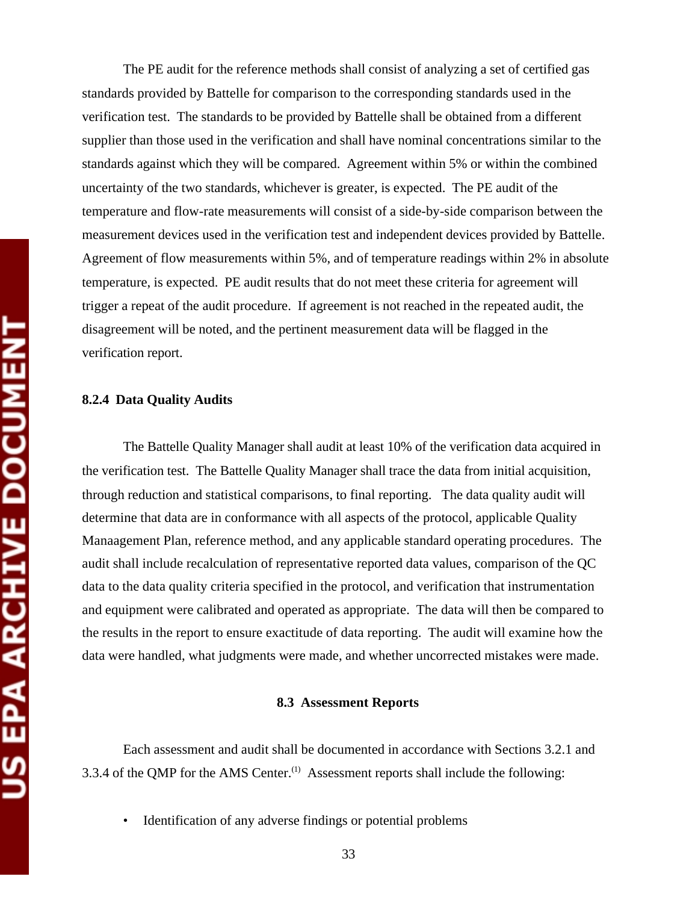The PE audit for the reference methods shall consist of analyzing a set of certified gas standards provided by Battelle for comparison to the corresponding standards used in the verification test. The standards to be provided by Battelle shall be obtained from a different supplier than those used in the verification and shall have nominal concentrations similar to the standards against which they will be compared. Agreement within 5% or within the combined uncertainty of the two standards, whichever is greater, is expected. The PE audit of the temperature and flow-rate measurements will consist of a side-by-side comparison between the measurement devices used in the verification test and independent devices provided by Battelle. Agreement of flow measurements within 5%, and of temperature readings within 2% in absolute temperature, is expected. PE audit results that do not meet these criteria for agreement will trigger a repeat of the audit procedure. If agreement is not reached in the repeated audit, the disagreement will be noted, and the pertinent measurement data will be flagged in the verification report.

### 8.2.4 Data Quality Audits

The Battelle Quality Manager shall audit at least 10% of the verification data acquired in the verification test. The Battelle Quality Manager shall trace the data from initial acquisition, through reduction and statistical comparisons, to final reporting. The data quality audit will determine that data are in conformance with all aspects of the protocol, applicable Quality Manaagement Plan, reference method, and any applicable standard operating procedures. The audit shall include recalculation of representative reported data values, comparison of the QC data to the data quality criteria specified in the protocol, and verification that instrumentation and equipment were calibrated and operated as appropriate. The data will then be compared to the results in the report to ensure exactitude of data reporting. The audit will examine how the data were handled, what judgments were made, and whether uncorrected mistakes were made.

## 8.3 Assessment Reports

Each assessment and audit shall be documented in accordance with Sections 3.2.1 and 3.3.4 of the QMP for the AMS Center.[1] Assessment reports shall include the following:

- Identification of any adverse findings or potential problems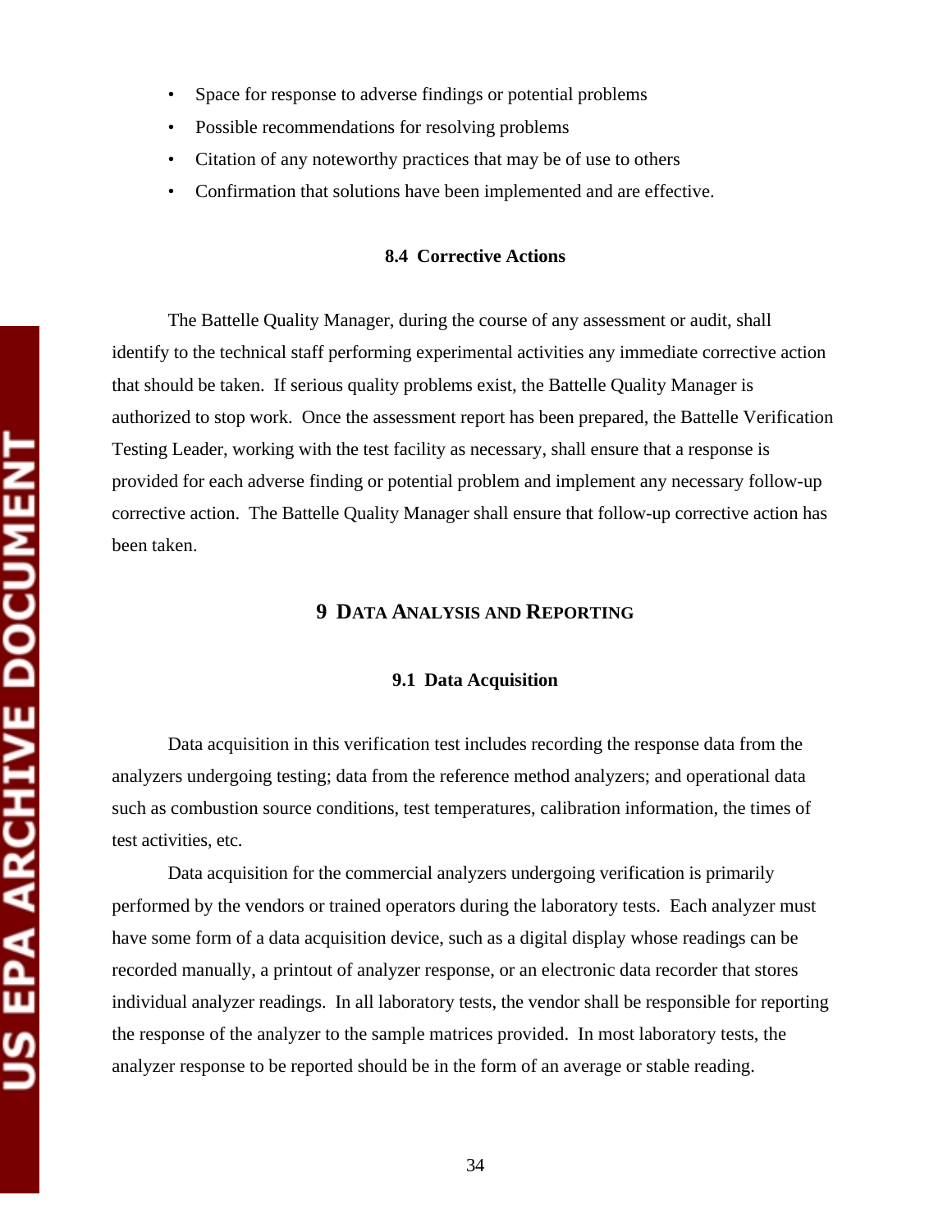- Space for response to adverse findings or potential problems
- Possible recommendations for resolving problems
- Citation of any noteworthy practices that may be of use to others
- Confirmation that solutions have been implemented and are effective.

### 8.4 Corrective Actions

The Battelle Quality Manager, during the course of any assessment or audit, shall identify to the technical staff performing experimental activities any immediate corrective action that should be taken. If serious quality problems exist, the Battelle Quality Manager is authorized to stop work. Once the assessment report has been prepared, the Battelle Verification Testing Leader, working with the test facility as necessary, shall ensure that a response is provided for each adverse finding or potential problem and implement any necessary follow-up corrective action. The Battelle Quality Manager shall ensure that follow-up corrective action has been taken.

## 9 DATA ANALYSIS AND REPORTING

### 9.1 Data Acquisition

Data acquisition in this verification test includes recording the response data from the analyzers undergoing testing; data from the reference method analyzers; and operational data such as combustion source conditions, test temperatures, calibration information, the times of test activities, etc.

Data acquisition for the commercial analyzers undergoing verification is primarily performed by the vendors or trained operators during the laboratory tests. Each analyzer must have some form of a data acquisition device, such as a digital display whose readings can be recorded manually, a printout of analyzer response, or an electronic data recorder that stores individual analyzer readings. In all laboratory tests, the vendor shall be responsible for reporting the response of the analyzer to the sample matrices provided. In most laboratory tests, the analyzer response to be reported should be in the form of an average or stable reading.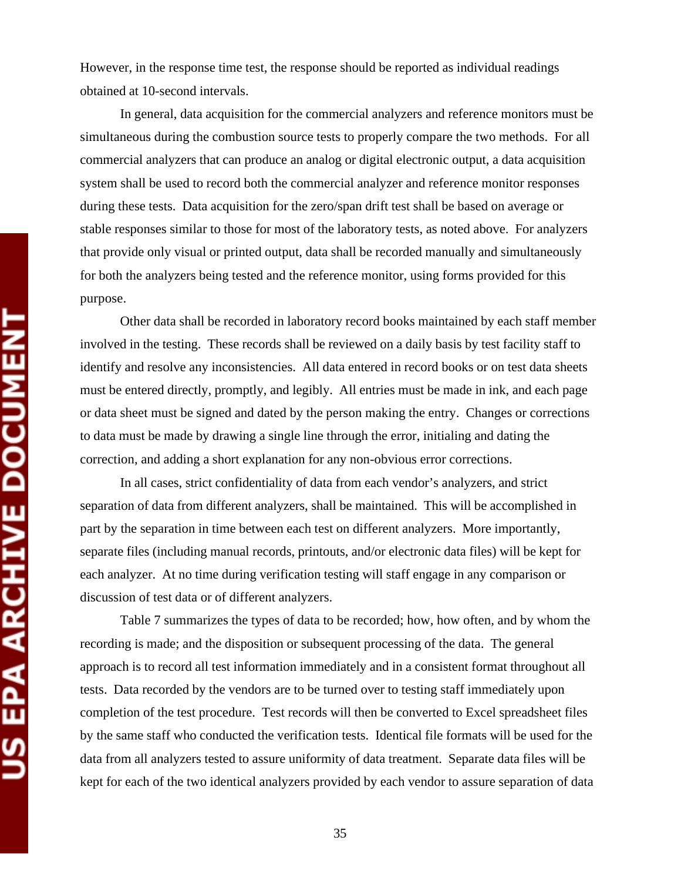However, in the response time test, the response should be reported as individual readings obtained at 10-second intervals.

In general, data acquisition for the commercial analyzers and reference monitors must be simultaneous during the combustion source tests to properly compare the two methods. For all commercial analyzers that can produce an analog or digital electronic output, a data acquisition system shall be used to record both the commercial analyzer and reference monitor responses during these tests. Data acquisition for the zero/span drift test shall be based on average or stable responses similar to those for most of the laboratory tests, as noted above. For analyzers that provide only visual or printed output, data shall be recorded manually and simultaneously for both the analyzers being tested and the reference monitor, using forms provided for this purpose.

Other data shall be recorded in laboratory record books maintained by each staff member involved in the testing. These records shall be reviewed on a daily basis by test facility staff to identify and resolve any inconsistencies. All data entered in record books or on test data sheets must be entered directly, promptly, and legibly. All entries must be made in ink, and each page or data sheet must be signed and dated by the person making the entry. Changes or corrections to data must be made by drawing a single line through the error, initialing and dating the correction, and adding a short explanation for any non-obvious error corrections.

In all cases, strict confidentiality of data from each vendor's analyzers, and strict separation of data from different analyzers, shall be maintained. This will be accomplished in part by the separation in time between each test on different analyzers. More importantly, separate files (including manual records, printouts, and/or electronic data files) will be kept for each analyzer. At no time during verification testing will staff engage in any comparison or discussion of test data or of different analyzers.

Table 7 summarizes the types of data to be recorded; how, how often, and by whom the recording is made; and the disposition or subsequent processing of the data. The general approach is to record all test information immediately and in a consistent format throughout all tests. Data recorded by the vendors are to be turned over to testing staff immediately upon completion of the test procedure. Test records will then be converted to Excel spreadsheet files by the same staff who conducted the verification tests. Identical file formats will be used for the data from all analyzers tested to assure uniformity of data treatment. Separate data files will be kept for each of the two identical analyzers provided by each vendor to assure separation of data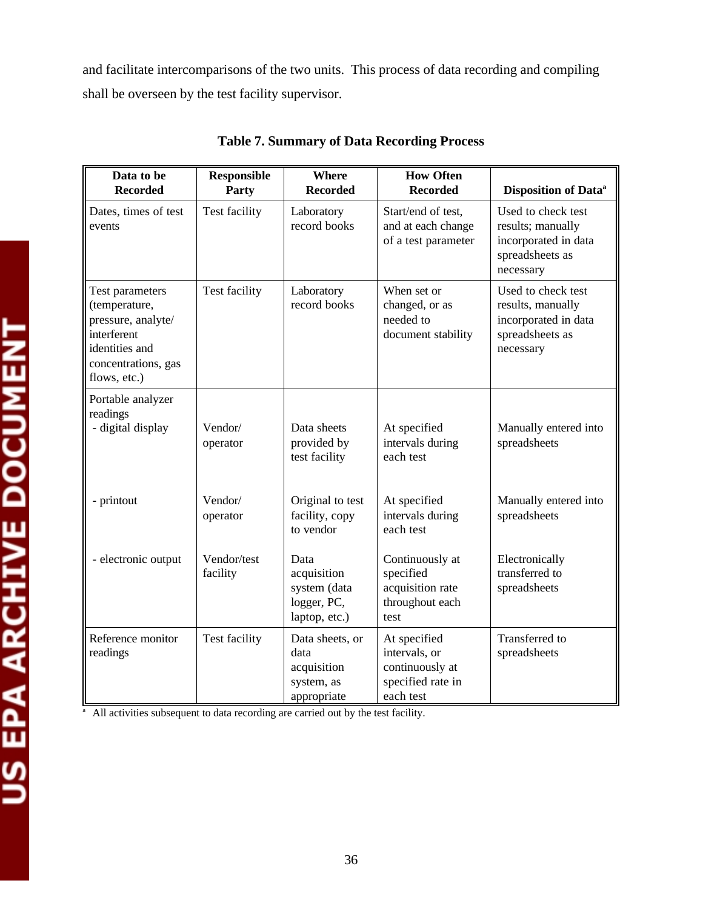and facilitate intercomparisons of the two units. This process of data recording and compiling shall be overseen by the test facility supervisor.

**Table 7. Summary of Data Recording Process**

| Data to be Recorded | Responsible Party | Where Recorded | How Often Recorded | Disposition of Data[a] |
|---|---|---|---|---|
| Dates, times of test events | Test facility | Laboratory record books | Start/end of test, and at each change of a test parameter | Used to check test results; manually incorporated in data spreadsheets as necessary |
| Test parameters (temperature, pressure, analyte/ interferent identities and concentrations, gas flows, etc.) | Test facility | Laboratory record books | When set or changed, or as needed to document stability | Used to check test results, manually incorporated in data spreadsheets as necessary |
| Portable analyzer readings | | | | |
| - digital display | Vendor/ operator | Data sheets provided by test facility | At specified intervals during each test | Manually entered into spreadsheets |
| - printout | Vendor/ operator | Original to test facility, copy to vendor | At specified intervals during each test | Manually entered into spreadsheets |
| - electronic output | Vendor/test facility | Data acquisition system (data logger, PC, laptop, etc.) | Continuously at specified acquisition rate throughout each test | Electronically transferred to spreadsheets |
| Reference monitor readings | Test facility | Data sheets, or data acquisition system, as appropriate | At specified intervals, or continuously at specified rate in each test | Transferred to spreadsheets |

[a] All activities subsequent to data recording are carried out by the test facility.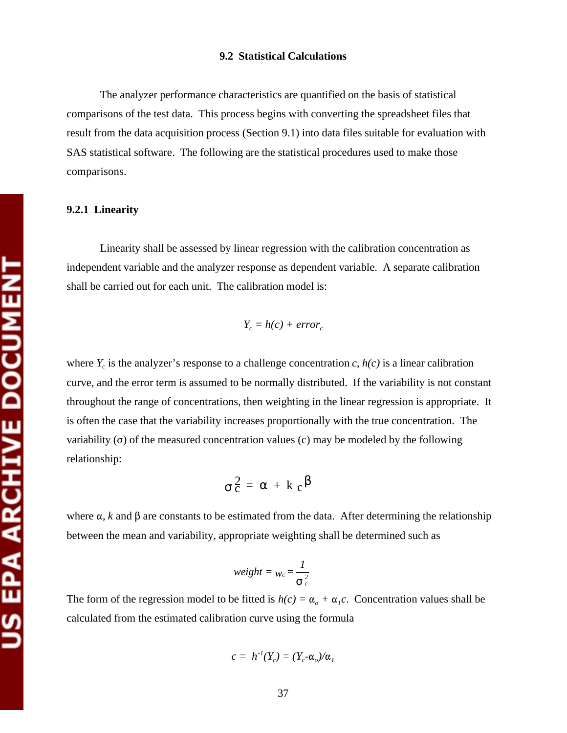## 9.2 Statistical Calculations

The analyzer performance characteristics are quantified on the basis of statistical comparisons of the test data. This process begins with converting the spreadsheet files that result from the data acquisition process (Section 9.1) into data files suitable for evaluation with SAS statistical software. The following are the statistical procedures used to make those comparisons.

### 9.2.1 Linearity

Linearity shall be assessed by linear regression with the calibration concentration as independent variable and the analyzer response as dependent variable. A separate calibration shall be carried out for each unit. The calibration model is:

$$Y_c = h(c) + error_c$$

where $Y_c$ is the analyzer's response to a challenge concentration $c$, $h(c)$ is a linear calibration curve, and the error term is assumed to be normally distributed. If the variability is not constant throughout the range of concentrations, then weighting in the linear regression is appropriate. It is often the case that the variability increases proportionally with the true concentration. The variability (σ) of the measured concentration values (c) may be modeled by the following relationship:

$$\sigma_c^2 = \alpha + k\,c^{\beta}$$

where α, $k$ and β are constants to be estimated from the data. After determining the relationship between the mean and variability, appropriate weighting shall be determined such as

$$weight = w_c = \frac{1}{\sigma_c^2}$$

The form of the regression model to be fitted is $h(c) = \alpha_o + \alpha_1 c$. Concentration values shall be calculated from the estimated calibration curve using the formula

$$c = h^{-1}(Y_c) = (Y_c - \alpha_o)/\alpha_1$$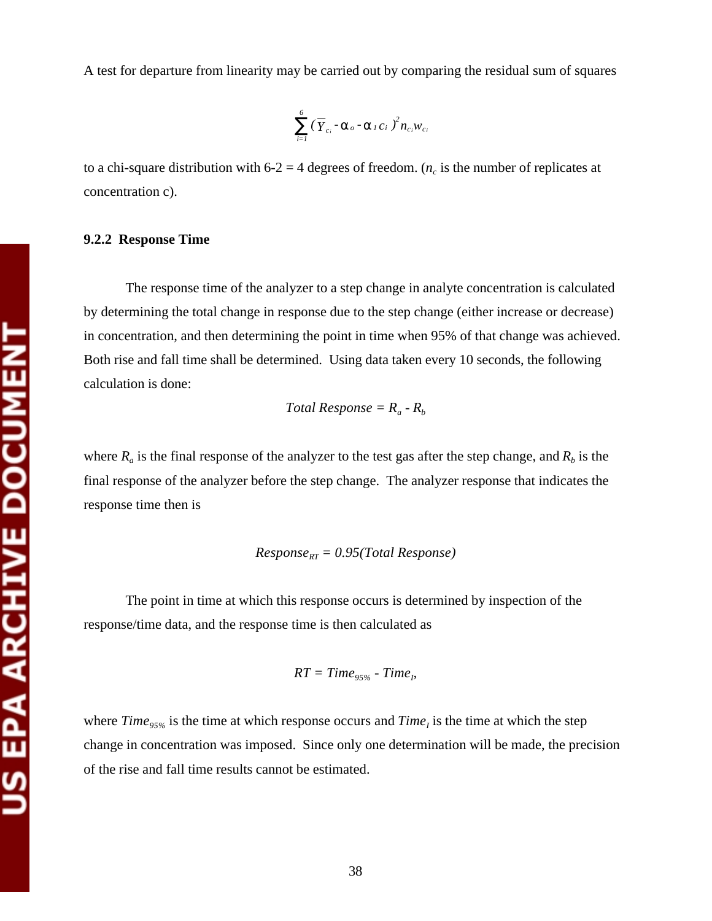A test for departure from linearity may be carried out by comparing the residual sum of squares

$$\sum_{i=1}^{6} (\overline{Y}_{c_i} - \alpha_o - \alpha_1 c_i)^2 n_{c_i} w_{c_i}$$

to a chi-square distribution with 6-2 = 4 degrees of freedom. ($n_c$ is the number of replicates at concentration c).

### 9.2.2 Response Time

The response time of the analyzer to a step change in analyte concentration is calculated by determining the total change in response due to the step change (either increase or decrease) in concentration, and then determining the point in time when 95% of that change was achieved. Both rise and fall time shall be determined. Using data taken every 10 seconds, the following calculation is done:

$$\textit{Total Response} = R_a - R_b$$

where $R_a$ is the final response of the analyzer to the test gas after the step change, and $R_b$ is the final response of the analyzer before the step change. The analyzer response that indicates the response time then is

$$\textit{Response}_{RT} = 0.95(\textit{Total Response})$$

The point in time at which this response occurs is determined by inspection of the response/time data, and the response time is then calculated as

$$RT = \textit{Time}_{95\%} - \textit{Time}_I,$$

where $\textit{Time}_{95\%}$ is the time at which response occurs and $\textit{Time}_I$ is the time at which the step change in concentration was imposed. Since only one determination will be made, the precision of the rise and fall time results cannot be estimated.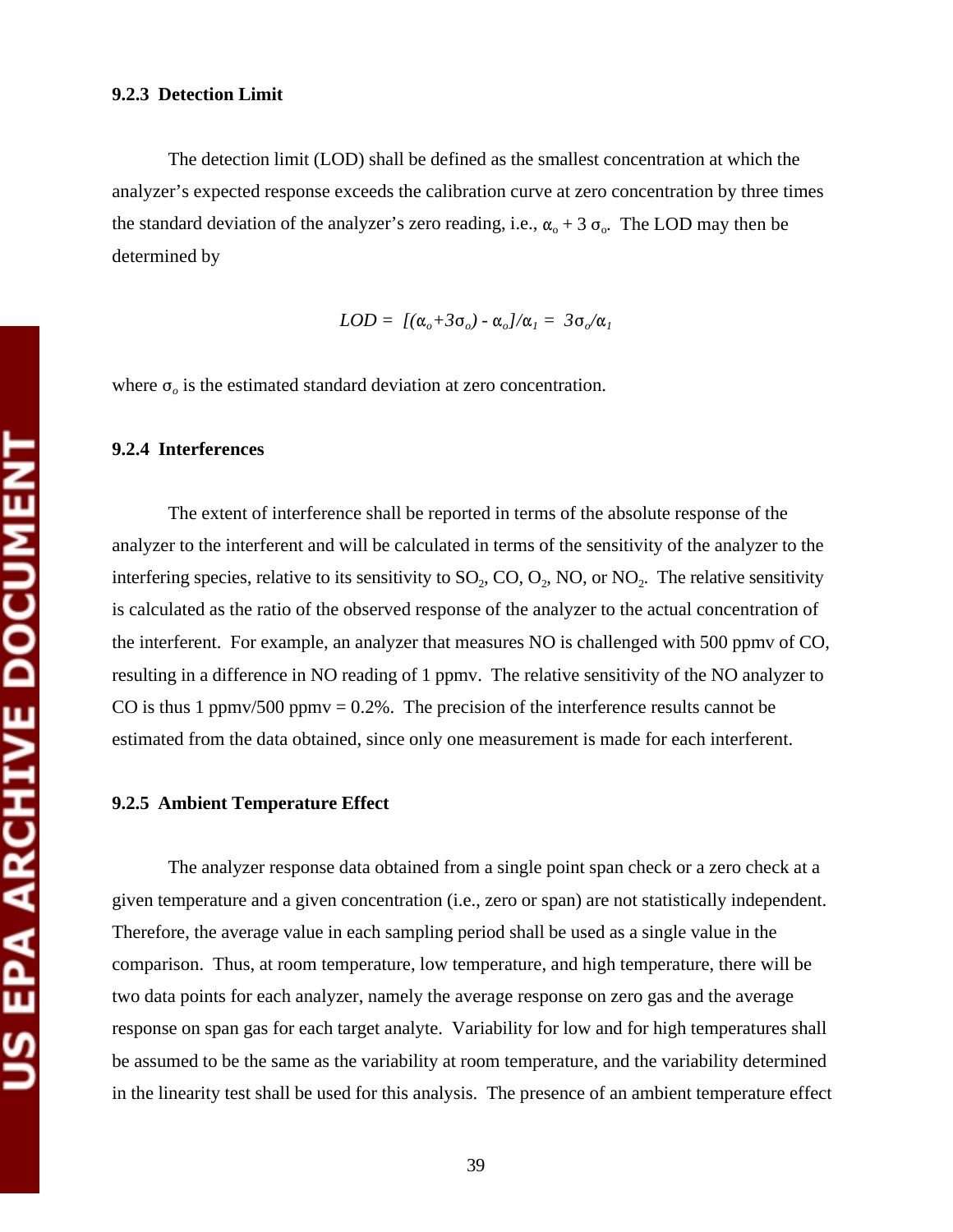### 9.2.3 Detection Limit

The detection limit (LOD) shall be defined as the smallest concentration at which the analyzer's expected response exceeds the calibration curve at zero concentration by three times the standard deviation of the analyzer's zero reading, i.e., $\alpha_o + 3\,\sigma_o$. The LOD may then be determined by

$$LOD = [(\alpha_o + 3\sigma_o) - \alpha_o]/\alpha_1 = 3\sigma_o/\alpha_1$$

where $\sigma_o$ is the estimated standard deviation at zero concentration.

### 9.2.4 Interferences

The extent of interference shall be reported in terms of the absolute response of the analyzer to the interferent and will be calculated in terms of the sensitivity of the analyzer to the interfering species, relative to its sensitivity to $SO_2$, CO, $O_2$, NO, or $NO_2$. The relative sensitivity is calculated as the ratio of the observed response of the analyzer to the actual concentration of the interferent. For example, an analyzer that measures NO is challenged with 500 ppmv of CO, resulting in a difference in NO reading of 1 ppmv. The relative sensitivity of the NO analyzer to CO is thus 1 ppmv/500 ppmv = 0.2%. The precision of the interference results cannot be estimated from the data obtained, since only one measurement is made for each interferent.

### 9.2.5 Ambient Temperature Effect

The analyzer response data obtained from a single point span check or a zero check at a given temperature and a given concentration (i.e., zero or span) are not statistically independent. Therefore, the average value in each sampling period shall be used as a single value in the comparison. Thus, at room temperature, low temperature, and high temperature, there will be two data points for each analyzer, namely the average response on zero gas and the average response on span gas for each target analyte. Variability for low and for high temperatures shall be assumed to be the same as the variability at room temperature, and the variability determined in the linearity test shall be used for this analysis. The presence of an ambient temperature effect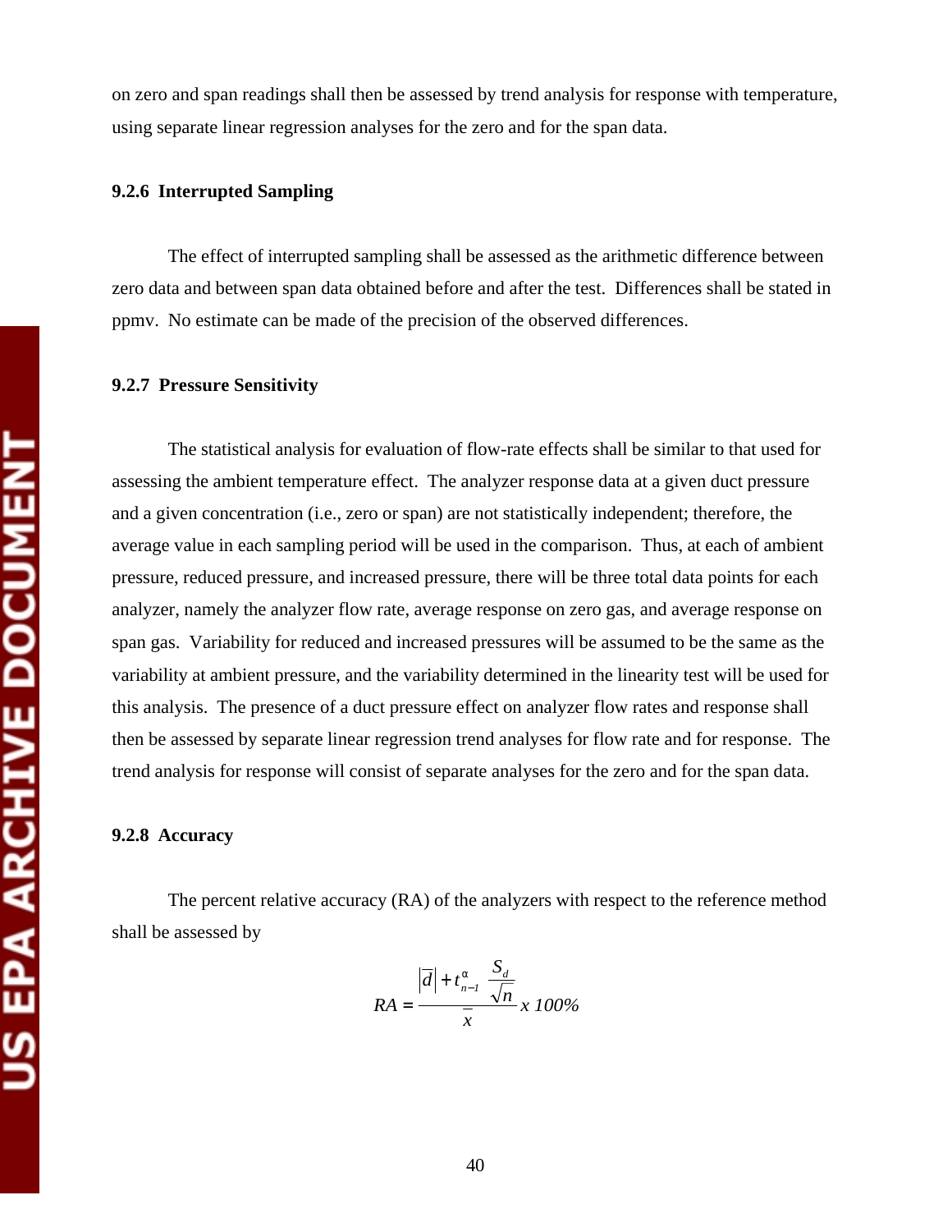on zero and span readings shall then be assessed by trend analysis for response with temperature, using separate linear regression analyses for the zero and for the span data.

### 9.2.6 Interrupted Sampling

The effect of interrupted sampling shall be assessed as the arithmetic difference between zero data and between span data obtained before and after the test. Differences shall be stated in ppmv. No estimate can be made of the precision of the observed differences.

### 9.2.7 Pressure Sensitivity

The statistical analysis for evaluation of flow-rate effects shall be similar to that used for assessing the ambient temperature effect. The analyzer response data at a given duct pressure and a given concentration (i.e., zero or span) are not statistically independent; therefore, the average value in each sampling period will be used in the comparison. Thus, at each of ambient pressure, reduced pressure, and increased pressure, there will be three total data points for each analyzer, namely the analyzer flow rate, average response on zero gas, and average response on span gas. Variability for reduced and increased pressures will be assumed to be the same as the variability at ambient pressure, and the variability determined in the linearity test will be used for this analysis. The presence of a duct pressure effect on analyzer flow rates and response shall then be assessed by separate linear regression trend analyses for flow rate and for response. The trend analysis for response will consist of separate analyses for the zero and for the span data.

### 9.2.8 Accuracy

The percent relative accuracy (RA) of the analyzers with respect to the reference method shall be assessed by

$$RA = \frac{\left|\overline{d}\right| + t_{n-1}^{\alpha}\ \frac{S_d}{\sqrt{n}}}{\overline{x}}\ x\ 100\%$$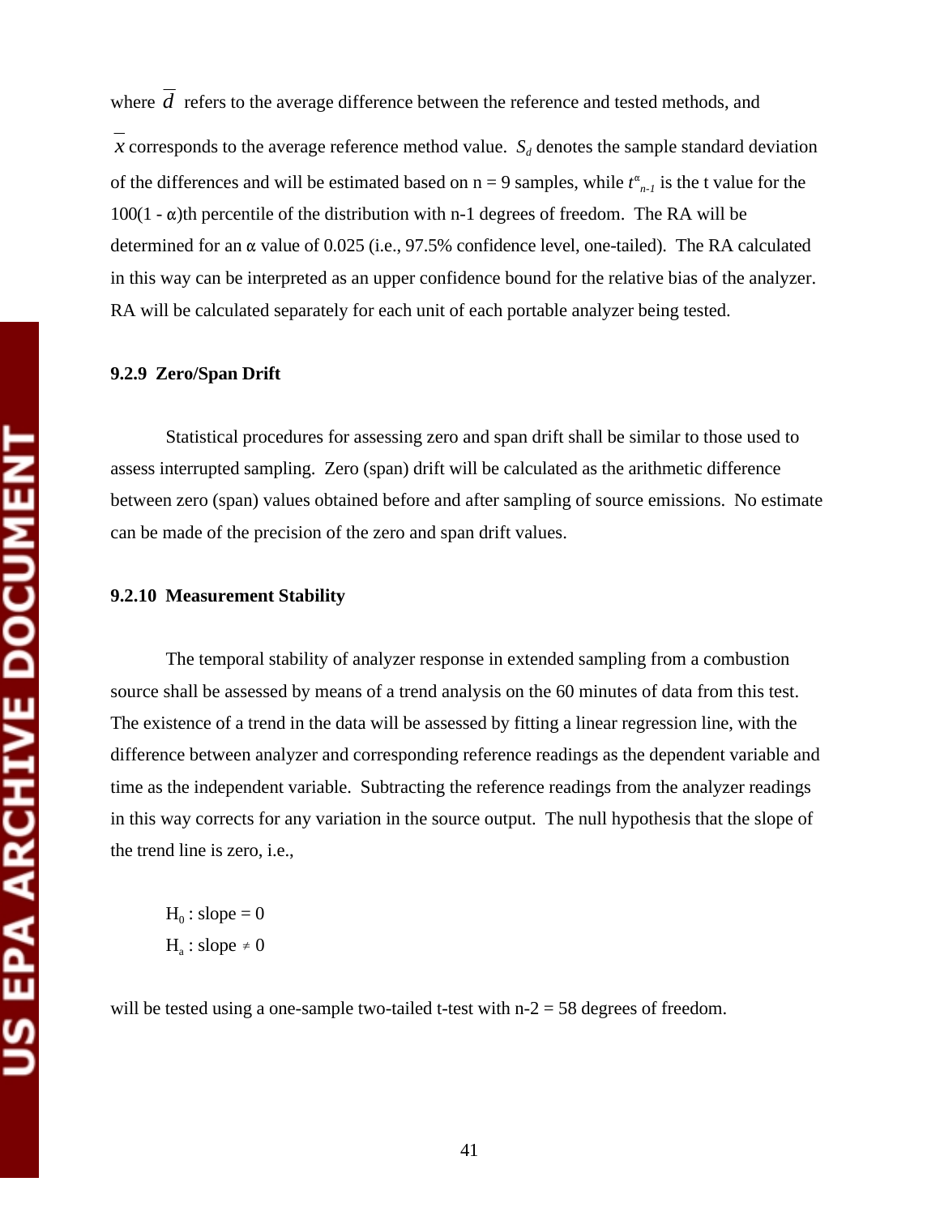where $\overline{d}$ refers to the average difference between the reference and tested methods, and $\overline{x}$ corresponds to the average reference method value. $S_d$ denotes the sample standard deviation of the differences and will be estimated based on n = 9 samples, while $t^{\alpha}_{n-1}$ is the t value for the 100(1 - α)th percentile of the distribution with n-1 degrees of freedom. The RA will be determined for an α value of 0.025 (i.e., 97.5% confidence level, one-tailed). The RA calculated in this way can be interpreted as an upper confidence bound for the relative bias of the analyzer. RA will be calculated separately for each unit of each portable analyzer being tested.

### 9.2.9 Zero/Span Drift

Statistical procedures for assessing zero and span drift shall be similar to those used to assess interrupted sampling. Zero (span) drift will be calculated as the arithmetic difference between zero (span) values obtained before and after sampling of source emissions. No estimate can be made of the precision of the zero and span drift values.

### 9.2.10 Measurement Stability

The temporal stability of analyzer response in extended sampling from a combustion source shall be assessed by means of a trend analysis on the 60 minutes of data from this test. The existence of a trend in the data will be assessed by fitting a linear regression line, with the difference between analyzer and corresponding reference readings as the dependent variable and time as the independent variable. Subtracting the reference readings from the analyzer readings in this way corrects for any variation in the source output. The null hypothesis that the slope of the trend line is zero, i.e.,

$H_0$ : slope = 0
$H_a$ : slope ≠ 0

will be tested using a one-sample two-tailed t-test with n-2 = 58 degrees of freedom.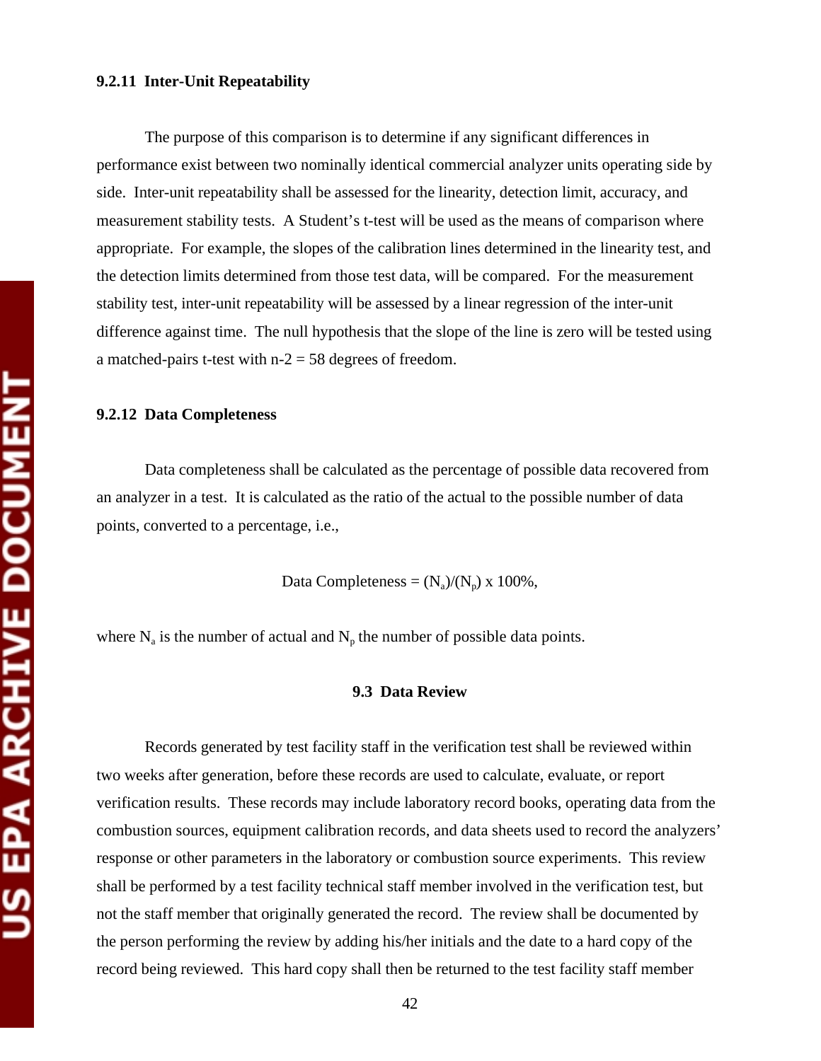### 9.2.11 Inter-Unit Repeatability

The purpose of this comparison is to determine if any significant differences in performance exist between two nominally identical commercial analyzer units operating side by side. Inter-unit repeatability shall be assessed for the linearity, detection limit, accuracy, and measurement stability tests. A Student's t-test will be used as the means of comparison where appropriate. For example, the slopes of the calibration lines determined in the linearity test, and the detection limits determined from those test data, will be compared. For the measurement stability test, inter-unit repeatability will be assessed by a linear regression of the inter-unit difference against time. The null hypothesis that the slope of the line is zero will be tested using a matched-pairs t-test with $n-2 = 58$ degrees of freedom.

### 9.2.12 Data Completeness

Data completeness shall be calculated as the percentage of possible data recovered from an analyzer in a test. It is calculated as the ratio of the actual to the possible number of data points, converted to a percentage, i.e.,

$$\text{Data Completeness} = (N_a)/(N_p) \times 100\%,$$

where $N_a$ is the number of actual and $N_p$ the number of possible data points.

## 9.3 Data Review

Records generated by test facility staff in the verification test shall be reviewed within two weeks after generation, before these records are used to calculate, evaluate, or report verification results. These records may include laboratory record books, operating data from the combustion sources, equipment calibration records, and data sheets used to record the analyzers' response or other parameters in the laboratory or combustion source experiments. This review shall be performed by a test facility technical staff member involved in the verification test, but not the staff member that originally generated the record. The review shall be documented by the person performing the review by adding his/her initials and the date to a hard copy of the record being reviewed. This hard copy shall then be returned to the test facility staff member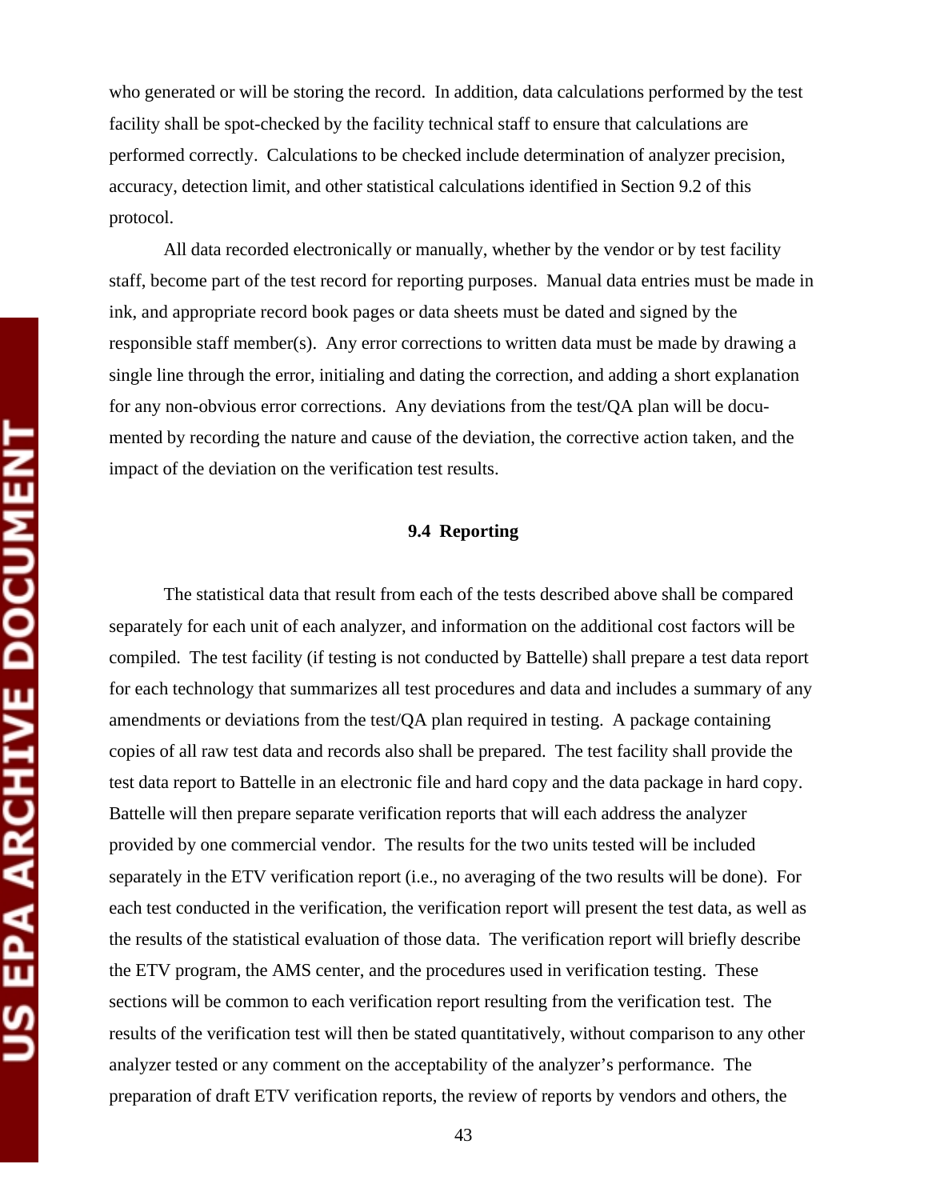who generated or will be storing the record. In addition, data calculations performed by the test facility shall be spot-checked by the facility technical staff to ensure that calculations are performed correctly. Calculations to be checked include determination of analyzer precision, accuracy, detection limit, and other statistical calculations identified in Section 9.2 of this protocol.

All data recorded electronically or manually, whether by the vendor or by test facility staff, become part of the test record for reporting purposes. Manual data entries must be made in ink, and appropriate record book pages or data sheets must be dated and signed by the responsible staff member(s). Any error corrections to written data must be made by drawing a single line through the error, initialing and dating the correction, and adding a short explanation for any non-obvious error corrections. Any deviations from the test/QA plan will be documented by recording the nature and cause of the deviation, the corrective action taken, and the impact of the deviation on the verification test results.

### 9.4 Reporting

The statistical data that result from each of the tests described above shall be compared separately for each unit of each analyzer, and information on the additional cost factors will be compiled. The test facility (if testing is not conducted by Battelle) shall prepare a test data report for each technology that summarizes all test procedures and data and includes a summary of any amendments or deviations from the test/QA plan required in testing. A package containing copies of all raw test data and records also shall be prepared. The test facility shall provide the test data report to Battelle in an electronic file and hard copy and the data package in hard copy. Battelle will then prepare separate verification reports that will each address the analyzer provided by one commercial vendor. The results for the two units tested will be included separately in the ETV verification report (i.e., no averaging of the two results will be done). For each test conducted in the verification, the verification report will present the test data, as well as the results of the statistical evaluation of those data. The verification report will briefly describe the ETV program, the AMS center, and the procedures used in verification testing. These sections will be common to each verification report resulting from the verification test. The results of the verification test will then be stated quantitatively, without comparison to any other analyzer tested or any comment on the acceptability of the analyzer's performance. The preparation of draft ETV verification reports, the review of reports by vendors and others, the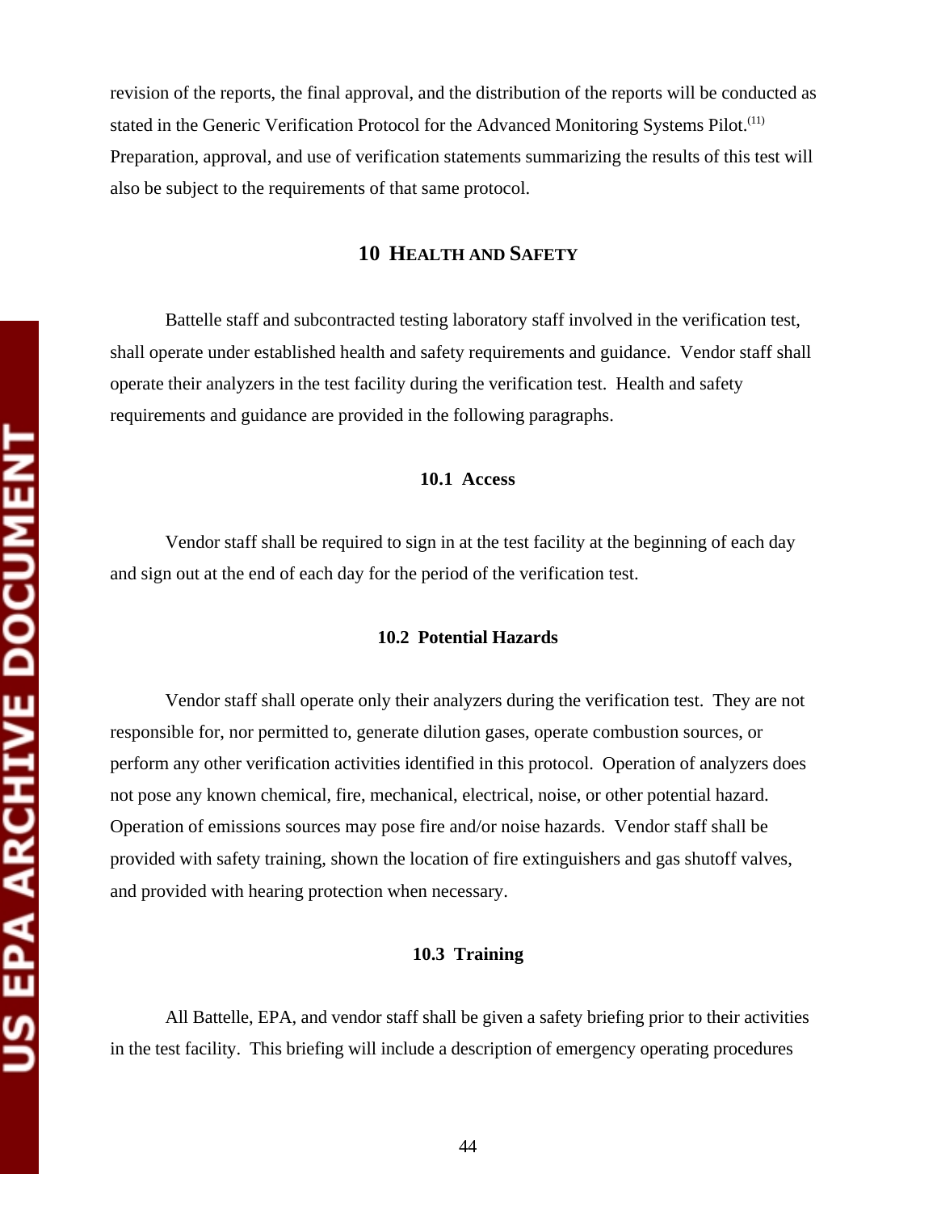revision of the reports, the final approval, and the distribution of the reports will be conducted as stated in the Generic Verification Protocol for the Advanced Monitoring Systems Pilot.[11] Preparation, approval, and use of verification statements summarizing the results of this test will also be subject to the requirements of that same protocol.

## 10 HEALTH AND SAFETY

Battelle staff and subcontracted testing laboratory staff involved in the verification test, shall operate under established health and safety requirements and guidance. Vendor staff shall operate their analyzers in the test facility during the verification test. Health and safety requirements and guidance are provided in the following paragraphs.

### 10.1 Access

Vendor staff shall be required to sign in at the test facility at the beginning of each day and sign out at the end of each day for the period of the verification test.

### 10.2 Potential Hazards

Vendor staff shall operate only their analyzers during the verification test. They are not responsible for, nor permitted to, generate dilution gases, operate combustion sources, or perform any other verification activities identified in this protocol. Operation of analyzers does not pose any known chemical, fire, mechanical, electrical, noise, or other potential hazard. Operation of emissions sources may pose fire and/or noise hazards. Vendor staff shall be provided with safety training, shown the location of fire extinguishers and gas shutoff valves, and provided with hearing protection when necessary.

### 10.3 Training

All Battelle, EPA, and vendor staff shall be given a safety briefing prior to their activities in the test facility. This briefing will include a description of emergency operating procedures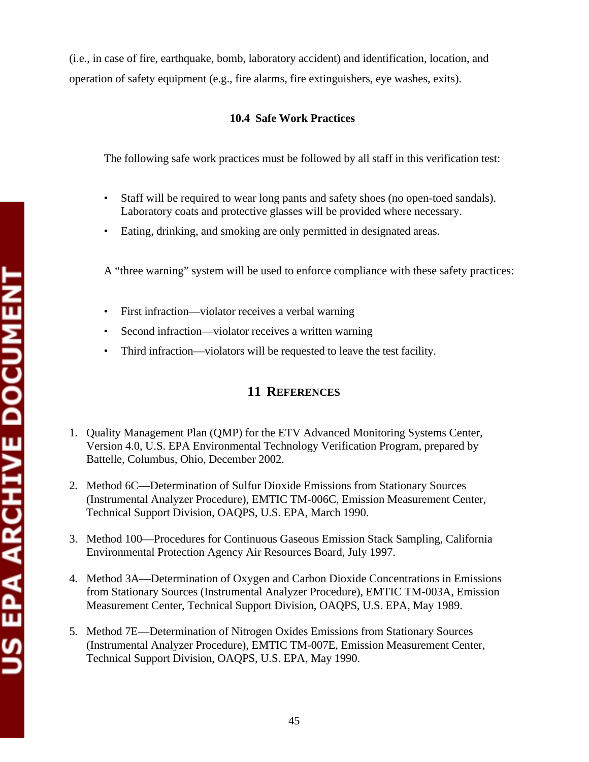(i.e., in case of fire, earthquake, bomb, laboratory accident) and identification, location, and operation of safety equipment (e.g., fire alarms, fire extinguishers, eye washes, exits).

### 10.4 Safe Work Practices

The following safe work practices must be followed by all staff in this verification test:

- Staff will be required to wear long pants and safety shoes (no open-toed sandals). Laboratory coats and protective glasses will be provided where necessary.
- Eating, drinking, and smoking are only permitted in designated areas.

A "three warning" system will be used to enforce compliance with these safety practices:

- First infraction—violator receives a verbal warning
- Second infraction—violator receives a written warning
- Third infraction—violators will be requested to leave the test facility.

## 11 References

1. Quality Management Plan (QMP) for the ETV Advanced Monitoring Systems Center, Version 4.0, U.S. EPA Environmental Technology Verification Program, prepared by Battelle, Columbus, Ohio, December 2002.

2. Method 6C—Determination of Sulfur Dioxide Emissions from Stationary Sources (Instrumental Analyzer Procedure), EMTIC TM-006C, Emission Measurement Center, Technical Support Division, OAQPS, U.S. EPA, March 1990.

3. Method 100—Procedures for Continuous Gaseous Emission Stack Sampling, California Environmental Protection Agency Air Resources Board, July 1997.

4. Method 3A—Determination of Oxygen and Carbon Dioxide Concentrations in Emissions from Stationary Sources (Instrumental Analyzer Procedure), EMTIC TM-003A, Emission Measurement Center, Technical Support Division, OAQPS, U.S. EPA, May 1989.

5. Method 7E—Determination of Nitrogen Oxides Emissions from Stationary Sources (Instrumental Analyzer Procedure), EMTIC TM-007E, Emission Measurement Center, Technical Support Division, OAQPS, U.S. EPA, May 1990.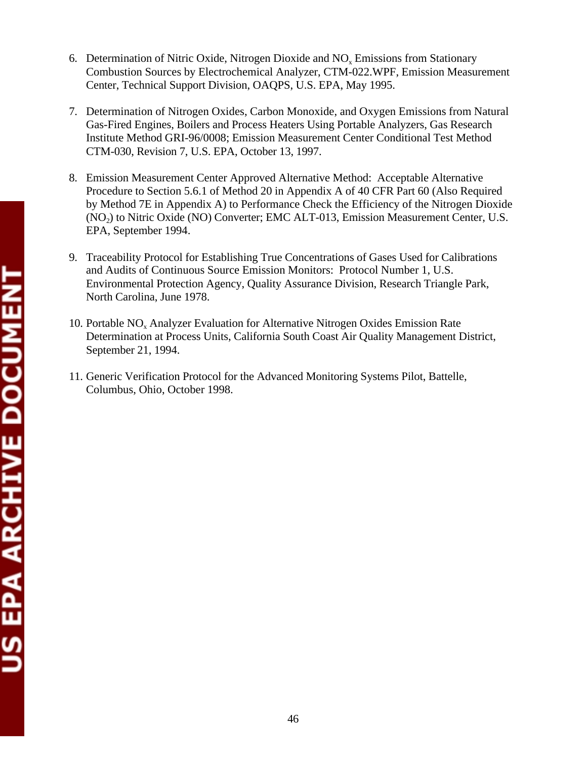6. Determination of Nitric Oxide, Nitrogen Dioxide and $NO_x$ Emissions from Stationary Combustion Sources by Electrochemical Analyzer, CTM-022.WPF, Emission Measurement Center, Technical Support Division, OAQPS, U.S. EPA, May 1995.

7. Determination of Nitrogen Oxides, Carbon Monoxide, and Oxygen Emissions from Natural Gas-Fired Engines, Boilers and Process Heaters Using Portable Analyzers, Gas Research Institute Method GRI-96/0008; Emission Measurement Center Conditional Test Method CTM-030, Revision 7, U.S. EPA, October 13, 1997.

8. Emission Measurement Center Approved Alternative Method: Acceptable Alternative Procedure to Section 5.6.1 of Method 20 in Appendix A of 40 CFR Part 60 (Also Required by Method 7E in Appendix A) to Performance Check the Efficiency of the Nitrogen Dioxide ($NO_2$) to Nitric Oxide (NO) Converter; EMC ALT-013, Emission Measurement Center, U.S. EPA, September 1994.

9. Traceability Protocol for Establishing True Concentrations of Gases Used for Calibrations and Audits of Continuous Source Emission Monitors: Protocol Number 1, U.S. Environmental Protection Agency, Quality Assurance Division, Research Triangle Park, North Carolina, June 1978.

10. Portable $NO_x$ Analyzer Evaluation for Alternative Nitrogen Oxides Emission Rate Determination at Process Units, California South Coast Air Quality Management District, September 21, 1994.

11. Generic Verification Protocol for the Advanced Monitoring Systems Pilot, Battelle, Columbus, Ohio, October 1998.